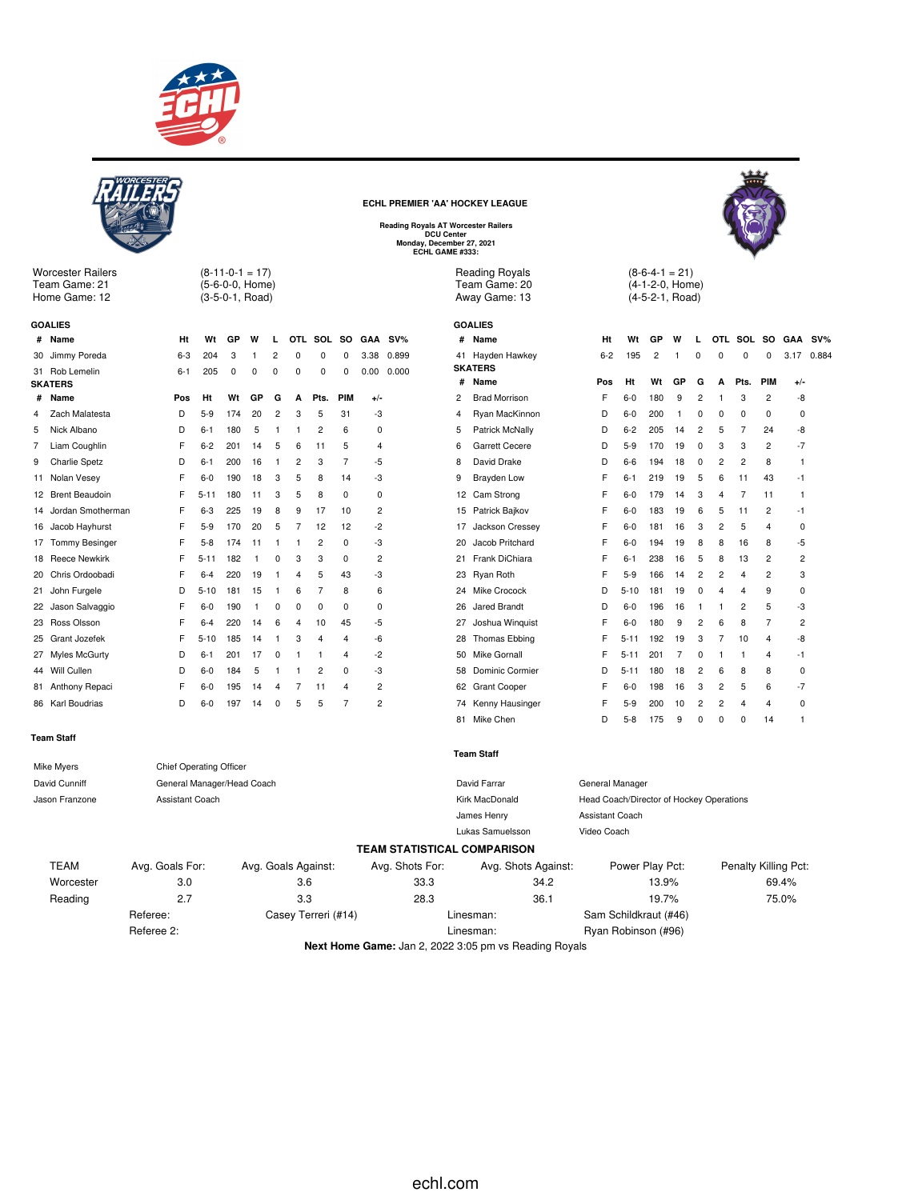# ECHL PREMIER 'AA' HOCKEY LEAGUE

**Reading Royals AT Worcester Railers**
**DCU Center**
**Monday, December 27, 2021**
**ECHL GAME #333:**

## Worcester Railers

Team Game: 21 — (8-11-0-1 = 17)
Home Game: 12 — (5-6-0-0, Home)
(3-5-0-1, Road)

### GOALIES

| # | Name | Ht | Wt | GP | W | L | OTL | SOL | SO | GAA | SV% |
|---|---|---|---|---|---|---|---|---|---|---|---|
| 30 | Jimmy Poreda | 6-3 | 204 | 3 | 1 | 2 | 0 | 0 | 0 | 3.38 | 0.899 |
| 31 | Rob Lemelin | 6-1 | 205 | 0 | 0 | 0 | 0 | 0 | 0 | 0.00 | 0.000 |

### SKATERS

| # | Name | Pos | Ht | Wt | GP | G | A | Pts. | PIM | +/- |
|---|---|---|---|---|---|---|---|---|---|---|
| 4 | Zach Malatesta | D | 5-9 | 174 | 20 | 2 | 3 | 5 | 31 | -3 |
| 5 | Nick Albano | D | 6-1 | 180 | 5 | 1 | 1 | 2 | 6 | 0 |
| 7 | Liam Coughlin | F | 6-2 | 201 | 14 | 5 | 6 | 11 | 5 | 4 |
| 9 | Charlie Spetz | D | 6-1 | 200 | 16 | 1 | 2 | 3 | 7 | -5 |
| 11 | Nolan Vesey | F | 6-0 | 190 | 18 | 3 | 5 | 8 | 14 | -3 |
| 12 | Brent Beaudoin | F | 5-11 | 180 | 11 | 3 | 5 | 8 | 0 | 0 |
| 14 | Jordan Smotherman | F | 6-3 | 225 | 19 | 8 | 9 | 17 | 10 | 2 |
| 16 | Jacob Hayhurst | F | 5-9 | 170 | 20 | 5 | 7 | 12 | 12 | -2 |
| 17 | Tommy Besinger | F | 5-8 | 174 | 11 | 1 | 1 | 2 | 0 | -3 |
| 18 | Reece Newkirk | F | 5-11 | 182 | 1 | 0 | 3 | 3 | 0 | 2 |
| 20 | Chris Ordoobadi | F | 6-4 | 220 | 19 | 1 | 4 | 5 | 43 | -3 |
| 21 | John Furgele | D | 5-10 | 181 | 15 | 1 | 6 | 7 | 8 | 6 |
| 22 | Jason Salvaggio | F | 6-0 | 190 | 1 | 0 | 0 | 0 | 0 | 0 |
| 23 | Ross Olsson | F | 6-4 | 220 | 14 | 6 | 4 | 10 | 45 | -5 |
| 25 | Grant Jozefek | F | 5-10 | 185 | 14 | 1 | 3 | 4 | 4 | -6 |
| 27 | Myles McGurty | D | 6-1 | 201 | 17 | 0 | 1 | 1 | 4 | -2 |
| 44 | Will Cullen | D | 6-0 | 184 | 5 | 1 | 1 | 2 | 0 | -3 |
| 81 | Anthony Repaci | F | 6-0 | 195 | 14 | 4 | 7 | 11 | 4 | 2 |
| 86 | Karl Boudrias | D | 6-0 | 197 | 14 | 0 | 5 | 5 | 7 | 2 |

### Team Staff

| Name | Role |
|---|---|
| Mike Myers | Chief Operating Officer |
| David Cunniff | General Manager/Head Coach |
| Jason Franzone | Assistant Coach |

## Reading Royals

Team Game: 20 — (8-6-4-1 = 21)
Away Game: 13 — (4-1-2-0, Home)
(4-5-2-1, Road)

### GOALIES

| # | Name | Ht | Wt | GP | W | L | OTL | SOL | SO | GAA | SV% |
|---|---|---|---|---|---|---|---|---|---|---|---|
| 41 | Hayden Hawkey | 6-2 | 195 | 2 | 1 | 0 | 0 | 0 | 0 | 3.17 | 0.884 |

### SKATERS

| # | Name | Pos | Ht | Wt | GP | G | A | Pts. | PIM | +/- |
|---|---|---|---|---|---|---|---|---|---|---|
| 2 | Brad Morrison | F | 6-0 | 180 | 9 | 2 | 1 | 3 | 2 | -8 |
| 4 | Ryan MacKinnon | D | 6-0 | 200 | 1 | 0 | 0 | 0 | 0 | 0 |
| 5 | Patrick McNally | D | 6-2 | 205 | 14 | 2 | 5 | 7 | 24 | -8 |
| 6 | Garrett Cecere | D | 5-9 | 170 | 19 | 0 | 3 | 3 | 2 | -7 |
| 8 | David Drake | D | 6-6 | 194 | 18 | 0 | 2 | 2 | 8 | 1 |
| 9 | Brayden Low | F | 6-1 | 219 | 19 | 5 | 6 | 11 | 43 | -1 |
| 12 | Cam Strong | F | 6-0 | 179 | 14 | 3 | 4 | 7 | 11 | 1 |
| 15 | Patrick Bajkov | F | 6-0 | 183 | 19 | 6 | 5 | 11 | 2 | -1 |
| 17 | Jackson Cressey | F | 6-0 | 181 | 16 | 3 | 2 | 5 | 4 | 0 |
| 20 | Jacob Pritchard | F | 6-0 | 194 | 19 | 8 | 8 | 16 | 8 | -5 |
| 21 | Frank DiChiara | F | 6-1 | 238 | 16 | 5 | 8 | 13 | 2 | 2 |
| 23 | Ryan Roth | F | 5-9 | 166 | 14 | 2 | 2 | 4 | 2 | 3 |
| 24 | Mike Crocock | D | 5-10 | 181 | 19 | 0 | 4 | 4 | 9 | 0 |
| 26 | Jared Brandt | D | 6-0 | 196 | 16 | 1 | 1 | 2 | 5 | -3 |
| 27 | Joshua Winquist | F | 6-0 | 180 | 9 | 2 | 6 | 8 | 7 | 2 |
| 28 | Thomas Ebbing | F | 5-11 | 192 | 19 | 3 | 7 | 10 | 4 | -8 |
| 50 | Mike Gornall | F | 5-11 | 201 | 7 | 0 | 1 | 1 | 4 | -1 |
| 58 | Dominic Cormier | D | 5-11 | 180 | 18 | 2 | 6 | 8 | 8 | 0 |
| 62 | Grant Cooper | F | 6-0 | 198 | 16 | 3 | 2 | 5 | 6 | -7 |
| 74 | Kenny Hausinger | F | 5-9 | 200 | 10 | 2 | 2 | 4 | 4 | 0 |
| 81 | Mike Chen | D | 5-8 | 175 | 9 | 0 | 0 | 0 | 14 | 1 |

### Team Staff

| Name | Role |
|---|---|
| David Farrar | General Manager |
| Kirk MacDonald | Head Coach/Director of Hockey Operations |
| James Henry | Assistant Coach |
| Lukas Samuelsson | Video Coach |

## TEAM STATISTICAL COMPARISON

| TEAM | Avg. Goals For: | Avg. Goals Against: | Avg. Shots For: | Avg. Shots Against: | Power Play Pct: | Penalty Killing Pct: |
|---|---|---|---|---|---|---|
| Worcester | 3.0 | 3.6 | 33.3 | 34.2 | 13.9% | 69.4% |
| Reading | 2.7 | 3.3 | 28.3 | 36.1 | 19.7% | 75.0% |

Referee: Casey Terreri (#14) — Linesman: Sam Schildkraut (#46)
Referee 2: — Linesman: Ryan Robinson (#96)

**Next Home Game:** Jan 2, 2022 3:05 pm vs Reading Royals

echl.com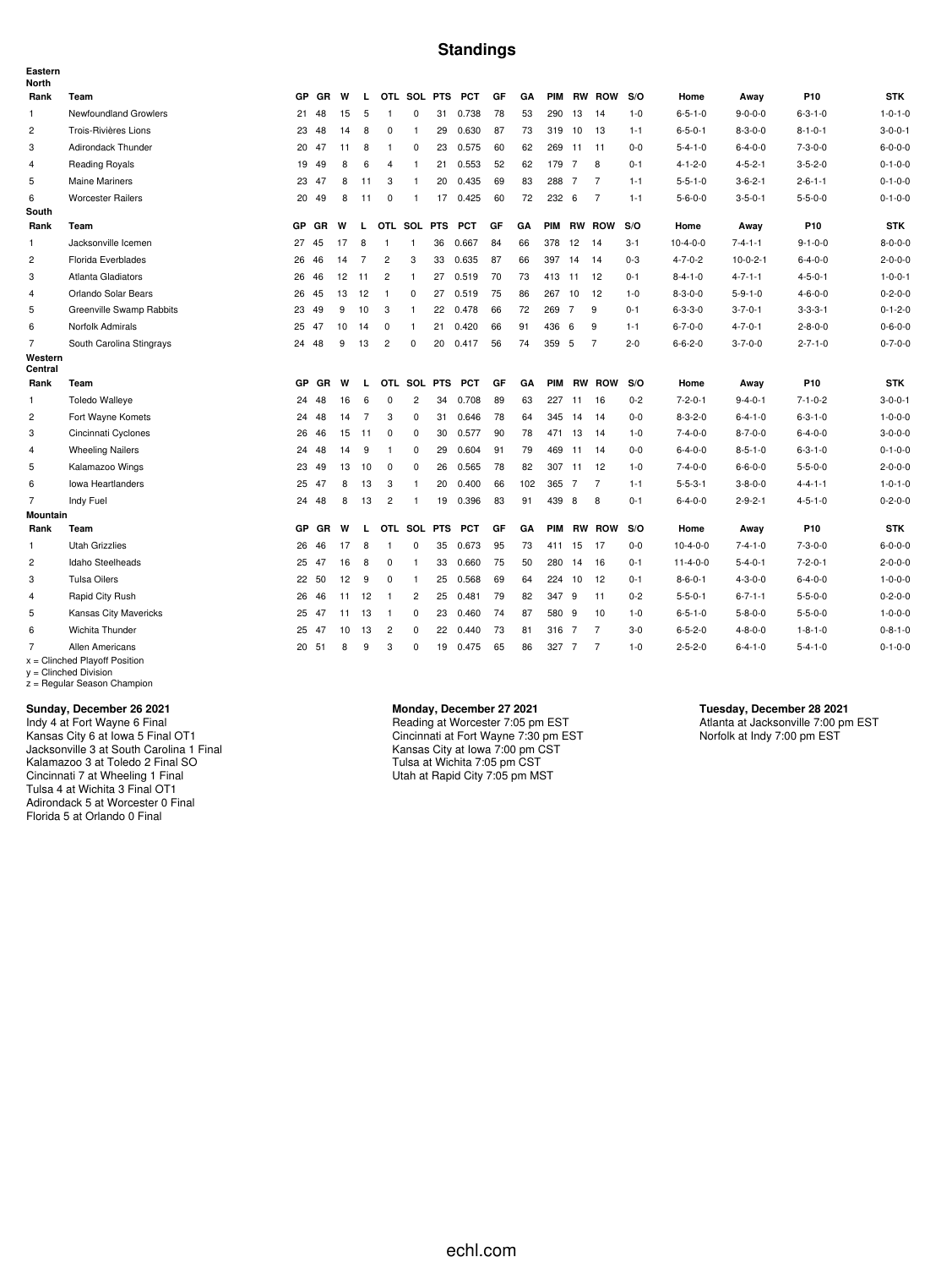# Standings

## Eastern

### North

| Rank | Team | GP | GR | W | L | OTL | SOL | PTS | PCT | GF | GA | PIM | RW | ROW | S/O | Home | Away | P10 | STK |
|---|---|---|---|---|---|---|---|---|---|---|---|---|---|---|---|---|---|---|---|
| 1 | Newfoundland Growlers | 21 | 48 | 15 | 5 | 1 | 0 | 31 | 0.738 | 78 | 53 | 290 | 13 | 14 | 1-0 | 6-5-1-0 | 9-0-0-0 | 6-3-1-0 | 1-0-1-0 |
| 2 | Trois-Rivières Lions | 23 | 48 | 14 | 8 | 0 | 1 | 29 | 0.630 | 87 | 73 | 319 | 10 | 13 | 1-1 | 6-5-0-1 | 8-3-0-0 | 8-1-0-1 | 3-0-0-1 |
| 3 | Adirondack Thunder | 20 | 47 | 11 | 8 | 1 | 0 | 23 | 0.575 | 60 | 62 | 269 | 11 | 11 | 0-0 | 5-4-1-0 | 6-4-0-0 | 7-3-0-0 | 6-0-0-0 |
| 4 | Reading Royals | 19 | 49 | 8 | 6 | 4 | 1 | 21 | 0.553 | 52 | 62 | 179 | 7 | 8 | 0-1 | 4-1-2-0 | 4-5-2-1 | 3-5-2-0 | 0-1-0-0 |
| 5 | Maine Mariners | 23 | 47 | 8 | 11 | 3 | 1 | 20 | 0.435 | 69 | 83 | 288 | 7 | 7 | 1-1 | 5-5-1-0 | 3-6-2-1 | 2-6-1-1 | 0-1-0-0 |
| 6 | Worcester Railers | 20 | 49 | 8 | 11 | 0 | 1 | 17 | 0.425 | 60 | 72 | 232 | 6 | 7 | 1-1 | 5-6-0-0 | 3-5-0-1 | 5-5-0-0 | 0-1-0-0 |

### South

| Rank | Team | GP | GR | W | L | OTL | SOL | PTS | PCT | GF | GA | PIM | RW | ROW | S/O | Home | Away | P10 | STK |
|---|---|---|---|---|---|---|---|---|---|---|---|---|---|---|---|---|---|---|---|
| 1 | Jacksonville Icemen | 27 | 45 | 17 | 8 | 1 | 1 | 36 | 0.667 | 84 | 66 | 378 | 12 | 14 | 3-1 | 10-4-0-0 | 7-4-1-1 | 9-1-0-0 | 8-0-0-0 |
| 2 | Florida Everblades | 26 | 46 | 14 | 7 | 2 | 3 | 33 | 0.635 | 87 | 66 | 397 | 14 | 14 | 0-3 | 4-7-0-2 | 10-0-2-1 | 6-4-0-0 | 2-0-0-0 |
| 3 | Atlanta Gladiators | 26 | 46 | 12 | 11 | 2 | 1 | 27 | 0.519 | 70 | 73 | 413 | 11 | 12 | 0-1 | 8-4-1-0 | 4-7-1-1 | 4-5-0-1 | 1-0-0-1 |
| 4 | Orlando Solar Bears | 26 | 45 | 13 | 12 | 1 | 0 | 27 | 0.519 | 75 | 86 | 267 | 10 | 12 | 1-0 | 8-3-0-0 | 5-9-1-0 | 4-6-0-0 | 0-2-0-0 |
| 5 | Greenville Swamp Rabbits | 23 | 49 | 9 | 10 | 3 | 1 | 22 | 0.478 | 66 | 72 | 269 | 7 | 9 | 0-1 | 6-3-3-0 | 3-7-0-1 | 3-3-3-1 | 0-1-2-0 |
| 6 | Norfolk Admirals | 25 | 47 | 10 | 14 | 0 | 1 | 21 | 0.420 | 66 | 91 | 436 | 6 | 9 | 1-1 | 6-7-0-0 | 4-7-0-1 | 2-8-0-0 | 0-6-0-0 |
| 7 | South Carolina Stingrays | 24 | 48 | 9 | 13 | 2 | 0 | 20 | 0.417 | 56 | 74 | 359 | 5 | 7 | 2-0 | 6-6-2-0 | 3-7-0-0 | 2-7-1-0 | 0-7-0-0 |

## Western

### Central

| Rank | Team | GP | GR | W | L | OTL | SOL | PTS | PCT | GF | GA | PIM | RW | ROW | S/O | Home | Away | P10 | STK |
|---|---|---|---|---|---|---|---|---|---|---|---|---|---|---|---|---|---|---|---|
| 1 | Toledo Walleye | 24 | 48 | 16 | 6 | 0 | 2 | 34 | 0.708 | 89 | 63 | 227 | 11 | 16 | 0-2 | 7-2-0-1 | 9-4-0-1 | 7-1-0-2 | 3-0-0-1 |
| 2 | Fort Wayne Komets | 24 | 48 | 14 | 7 | 3 | 0 | 31 | 0.646 | 78 | 64 | 345 | 14 | 14 | 0-0 | 8-3-2-0 | 6-4-1-0 | 6-3-1-0 | 1-0-0-0 |
| 3 | Cincinnati Cyclones | 26 | 46 | 15 | 11 | 0 | 0 | 30 | 0.577 | 90 | 78 | 471 | 13 | 14 | 1-0 | 7-4-0-0 | 8-7-0-0 | 6-4-0-0 | 3-0-0-0 |
| 4 | Wheeling Nailers | 24 | 48 | 14 | 9 | 1 | 0 | 29 | 0.604 | 91 | 79 | 469 | 11 | 14 | 0-0 | 6-4-0-0 | 8-5-1-0 | 6-3-1-0 | 0-1-0-0 |
| 5 | Kalamazoo Wings | 23 | 49 | 13 | 10 | 0 | 0 | 26 | 0.565 | 78 | 82 | 307 | 11 | 12 | 1-0 | 7-4-0-0 | 6-6-0-0 | 5-5-0-0 | 2-0-0-0 |
| 6 | Iowa Heartlanders | 25 | 47 | 8 | 13 | 3 | 1 | 20 | 0.400 | 66 | 102 | 365 | 7 | 7 | 1-1 | 5-5-3-1 | 3-8-0-0 | 4-4-1-1 | 1-0-1-0 |
| 7 | Indy Fuel | 24 | 48 | 8 | 13 | 2 | 1 | 19 | 0.396 | 83 | 91 | 439 | 8 | 8 | 0-1 | 6-4-0-0 | 2-9-2-1 | 4-5-1-0 | 0-2-0-0 |

### Mountain

| Rank | Team | GP | GR | W | L | OTL | SOL | PTS | PCT | GF | GA | PIM | RW | ROW | S/O | Home | Away | P10 | STK |
|---|---|---|---|---|---|---|---|---|---|---|---|---|---|---|---|---|---|---|---|
| 1 | Utah Grizzlies | 26 | 46 | 17 | 8 | 1 | 0 | 35 | 0.673 | 95 | 73 | 411 | 15 | 17 | 0-0 | 10-4-0-0 | 7-4-1-0 | 7-3-0-0 | 6-0-0-0 |
| 2 | Idaho Steelheads | 25 | 47 | 16 | 8 | 0 | 1 | 33 | 0.660 | 75 | 50 | 280 | 14 | 16 | 0-1 | 11-4-0-0 | 5-4-0-1 | 7-2-0-1 | 2-0-0-0 |
| 3 | Tulsa Oilers | 22 | 50 | 12 | 9 | 0 | 1 | 25 | 0.568 | 69 | 64 | 224 | 10 | 12 | 0-1 | 8-6-0-1 | 4-3-0-0 | 6-4-0-0 | 1-0-0-0 |
| 4 | Rapid City Rush | 26 | 46 | 11 | 12 | 1 | 2 | 25 | 0.481 | 79 | 82 | 347 | 9 | 11 | 0-2 | 5-5-0-1 | 6-7-1-1 | 5-5-0-0 | 0-2-0-0 |
| 5 | Kansas City Mavericks | 25 | 47 | 11 | 13 | 1 | 0 | 23 | 0.460 | 74 | 87 | 580 | 9 | 10 | 1-0 | 6-5-1-0 | 5-8-0-0 | 5-5-0-0 | 1-0-0-0 |
| 6 | Wichita Thunder | 25 | 47 | 10 | 13 | 2 | 0 | 22 | 0.440 | 73 | 81 | 316 | 7 | 7 | 3-0 | 6-5-2-0 | 4-8-0-0 | 1-8-1-0 | 0-8-1-0 |
| 7 | Allen Americans | 20 | 51 | 8 | 9 | 3 | 0 | 19 | 0.475 | 65 | 86 | 327 | 7 | 7 | 1-0 | 2-5-2-0 | 6-4-1-0 | 5-4-1-0 | 0-1-0-0 |

x = Clinched Playoff Position
y = Clinched Division
z = Regular Season Champion

**Sunday, December 26 2021**
Indy 4 at Fort Wayne 6 Final
Kansas City 6 at Iowa 5 Final OT1
Jacksonville 3 at South Carolina 1 Final
Kalamazoo 3 at Toledo 2 Final SO
Cincinnati 7 at Wheeling 1 Final
Tulsa 4 at Wichita 3 Final OT1
Adirondack 5 at Worcester 0 Final
Florida 5 at Orlando 0 Final

**Monday, December 27 2021**
Reading at Worcester 7:05 pm EST
Cincinnati at Fort Wayne 7:30 pm EST
Kansas City at Iowa 7:00 pm CST
Tulsa at Wichita 7:05 pm CST
Utah at Rapid City 7:05 pm MST

**Tuesday, December 28 2021**
Atlanta at Jacksonville 7:00 pm EST
Norfolk at Indy 7:00 pm EST

echl.com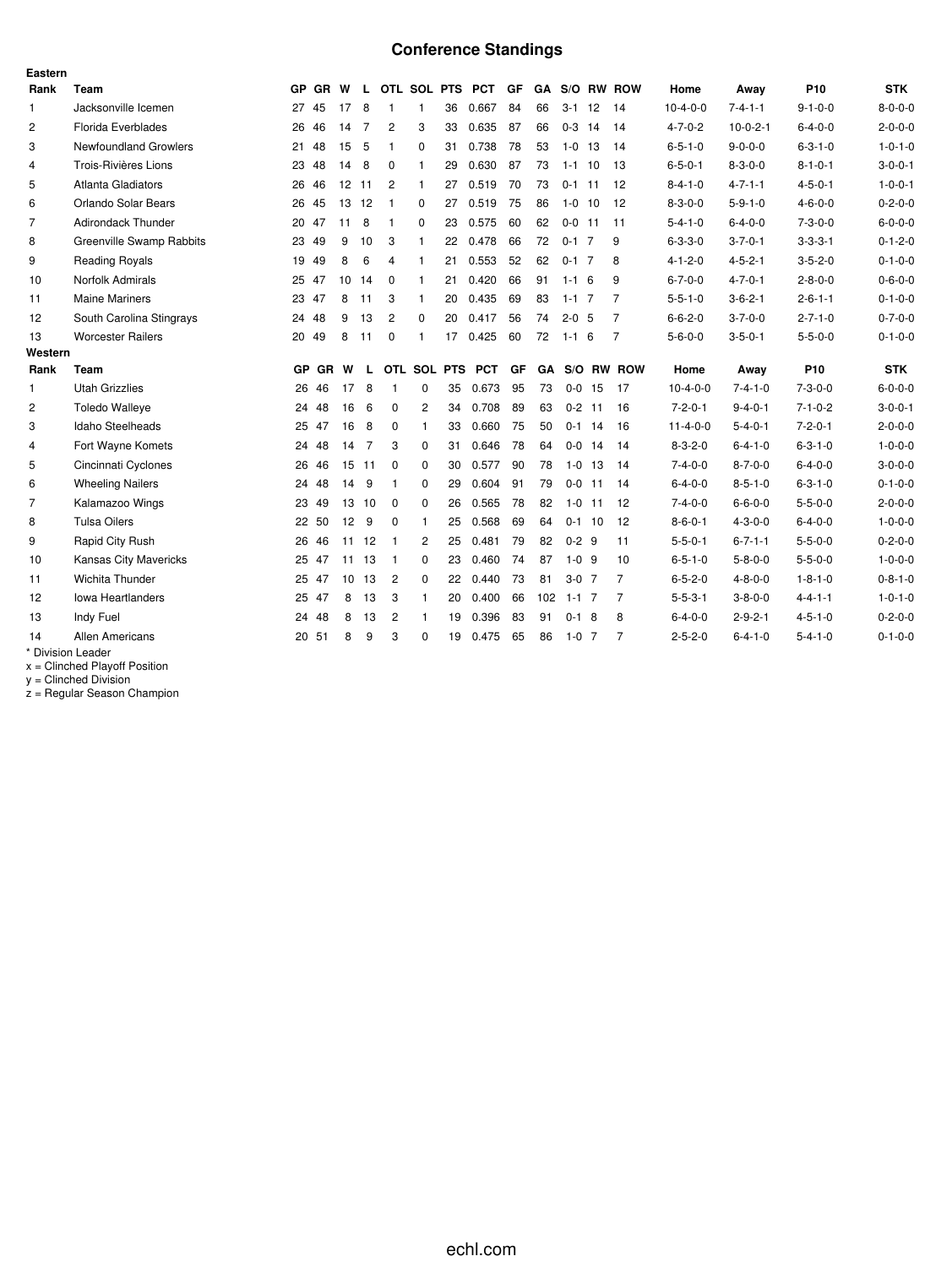# Conference Standings

**Eastern**

| Rank | Team | GP | GR | W | L | OTL | SOL | PTS | PCT | GF | GA | S/O | RW | ROW | Home | Away | P10 | STK |
|---|---|---|---|---|---|---|---|---|---|---|---|---|---|---|---|---|---|---|
| 1 | Jacksonville Icemen | 27 | 45 | 17 | 8 | 1 | 1 | 36 | 0.667 | 84 | 66 | 3-1 | 12 | 14 | 10-4-0-0 | 7-4-1-1 | 9-1-0-0 | 8-0-0-0 |
| 2 | Florida Everblades | 26 | 46 | 14 | 7 | 2 | 3 | 33 | 0.635 | 87 | 66 | 0-3 | 14 | 14 | 4-7-0-2 | 10-0-2-1 | 6-4-0-0 | 2-0-0-0 |
| 3 | Newfoundland Growlers | 21 | 48 | 15 | 5 | 1 | 0 | 31 | 0.738 | 78 | 53 | 1-0 | 13 | 14 | 6-5-1-0 | 9-0-0-0 | 6-3-1-0 | 1-0-1-0 |
| 4 | Trois-Rivières Lions | 23 | 48 | 14 | 8 | 0 | 1 | 29 | 0.630 | 87 | 73 | 1-1 | 10 | 13 | 6-5-0-1 | 8-3-0-0 | 8-1-0-1 | 3-0-0-1 |
| 5 | Atlanta Gladiators | 26 | 46 | 12 | 11 | 2 | 1 | 27 | 0.519 | 70 | 73 | 0-1 | 11 | 12 | 8-4-1-0 | 4-7-1-1 | 4-5-0-1 | 1-0-0-1 |
| 6 | Orlando Solar Bears | 26 | 45 | 13 | 12 | 1 | 0 | 27 | 0.519 | 75 | 86 | 1-0 | 10 | 12 | 8-3-0-0 | 5-9-1-0 | 4-6-0-0 | 0-2-0-0 |
| 7 | Adirondack Thunder | 20 | 47 | 11 | 8 | 1 | 0 | 23 | 0.575 | 60 | 62 | 0-0 | 11 | 11 | 5-4-1-0 | 6-4-0-0 | 7-3-0-0 | 6-0-0-0 |
| 8 | Greenville Swamp Rabbits | 23 | 49 | 9 | 10 | 3 | 1 | 22 | 0.478 | 66 | 72 | 0-1 | 7 | 9 | 6-3-3-0 | 3-7-0-1 | 3-3-3-1 | 0-1-2-0 |
| 9 | Reading Royals | 19 | 49 | 8 | 6 | 4 | 1 | 21 | 0.553 | 52 | 62 | 0-1 | 7 | 8 | 4-1-2-0 | 4-5-2-1 | 3-5-2-0 | 0-1-0-0 |
| 10 | Norfolk Admirals | 25 | 47 | 10 | 14 | 0 | 1 | 21 | 0.420 | 66 | 91 | 1-1 | 6 | 9 | 6-7-0-0 | 4-7-0-1 | 2-8-0-0 | 0-6-0-0 |
| 11 | Maine Mariners | 23 | 47 | 8 | 11 | 3 | 1 | 20 | 0.435 | 69 | 83 | 1-1 | 7 | 7 | 5-5-1-0 | 3-6-2-1 | 2-6-1-1 | 0-1-0-0 |
| 12 | South Carolina Stingrays | 24 | 48 | 9 | 13 | 2 | 0 | 20 | 0.417 | 56 | 74 | 2-0 | 5 | 7 | 6-6-2-0 | 3-7-0-0 | 2-7-1-0 | 0-7-0-0 |
| 13 | Worcester Railers | 20 | 49 | 8 | 11 | 0 | 1 | 17 | 0.425 | 60 | 72 | 1-1 | 6 | 7 | 5-6-0-0 | 3-5-0-1 | 5-5-0-0 | 0-1-0-0 |

**Western**

| Rank | Team | GP | GR | W | L | OTL | SOL | PTS | PCT | GF | GA | S/O | RW | ROW | Home | Away | P10 | STK |
|---|---|---|---|---|---|---|---|---|---|---|---|---|---|---|---|---|---|---|
| 1 | Utah Grizzlies | 26 | 46 | 17 | 8 | 1 | 0 | 35 | 0.673 | 95 | 73 | 0-0 | 15 | 17 | 10-4-0-0 | 7-4-1-0 | 7-3-0-0 | 6-0-0-0 |
| 2 | Toledo Walleye | 24 | 48 | 16 | 6 | 0 | 2 | 34 | 0.708 | 89 | 63 | 0-2 | 11 | 16 | 7-2-0-1 | 9-4-0-1 | 7-1-0-2 | 3-0-0-1 |
| 3 | Idaho Steelheads | 25 | 47 | 16 | 8 | 0 | 1 | 33 | 0.660 | 75 | 50 | 0-1 | 14 | 16 | 11-4-0-0 | 5-4-0-1 | 7-2-0-1 | 2-0-0-0 |
| 4 | Fort Wayne Komets | 24 | 48 | 14 | 7 | 3 | 0 | 31 | 0.646 | 78 | 64 | 0-0 | 14 | 14 | 8-3-2-0 | 6-4-1-0 | 6-3-1-0 | 1-0-0-0 |
| 5 | Cincinnati Cyclones | 26 | 46 | 15 | 11 | 0 | 0 | 30 | 0.577 | 90 | 78 | 1-0 | 13 | 14 | 7-4-0-0 | 8-7-0-0 | 6-4-0-0 | 3-0-0-0 |
| 6 | Wheeling Nailers | 24 | 48 | 14 | 9 | 1 | 0 | 29 | 0.604 | 91 | 79 | 0-0 | 11 | 14 | 6-4-0-0 | 8-5-1-0 | 6-3-1-0 | 0-1-0-0 |
| 7 | Kalamazoo Wings | 23 | 49 | 13 | 10 | 0 | 0 | 26 | 0.565 | 78 | 82 | 1-0 | 11 | 12 | 7-4-0-0 | 6-6-0-0 | 5-5-0-0 | 2-0-0-0 |
| 8 | Tulsa Oilers | 22 | 50 | 12 | 9 | 0 | 1 | 25 | 0.568 | 69 | 64 | 0-1 | 10 | 12 | 8-6-0-1 | 4-3-0-0 | 6-4-0-0 | 1-0-0-0 |
| 9 | Rapid City Rush | 26 | 46 | 11 | 12 | 1 | 2 | 25 | 0.481 | 79 | 82 | 0-2 | 9 | 11 | 5-5-0-1 | 6-7-1-1 | 5-5-0-0 | 0-2-0-0 |
| 10 | Kansas City Mavericks | 25 | 47 | 11 | 13 | 1 | 0 | 23 | 0.460 | 74 | 87 | 1-0 | 9 | 10 | 6-5-1-0 | 5-8-0-0 | 5-5-0-0 | 1-0-0-0 |
| 11 | Wichita Thunder | 25 | 47 | 10 | 13 | 2 | 0 | 22 | 0.440 | 73 | 81 | 3-0 | 7 | 7 | 6-5-2-0 | 4-8-0-0 | 1-8-1-0 | 0-8-1-0 |
| 12 | Iowa Heartlanders | 25 | 47 | 8 | 13 | 3 | 1 | 20 | 0.400 | 66 | 102 | 1-1 | 7 | 7 | 5-5-3-1 | 3-8-0-0 | 4-4-1-1 | 1-0-1-0 |
| 13 | Indy Fuel | 24 | 48 | 8 | 13 | 2 | 1 | 19 | 0.396 | 83 | 91 | 0-1 | 8 | 8 | 6-4-0-0 | 2-9-2-1 | 4-5-1-0 | 0-2-0-0 |
| 14 | Allen Americans | 20 | 51 | 8 | 9 | 3 | 0 | 19 | 0.475 | 65 | 86 | 1-0 | 7 | 7 | 2-5-2-0 | 6-4-1-0 | 5-4-1-0 | 0-1-0-0 |

\* Division Leader
x = Clinched Playoff Position
y = Clinched Division
z = Regular Season Champion

echl.com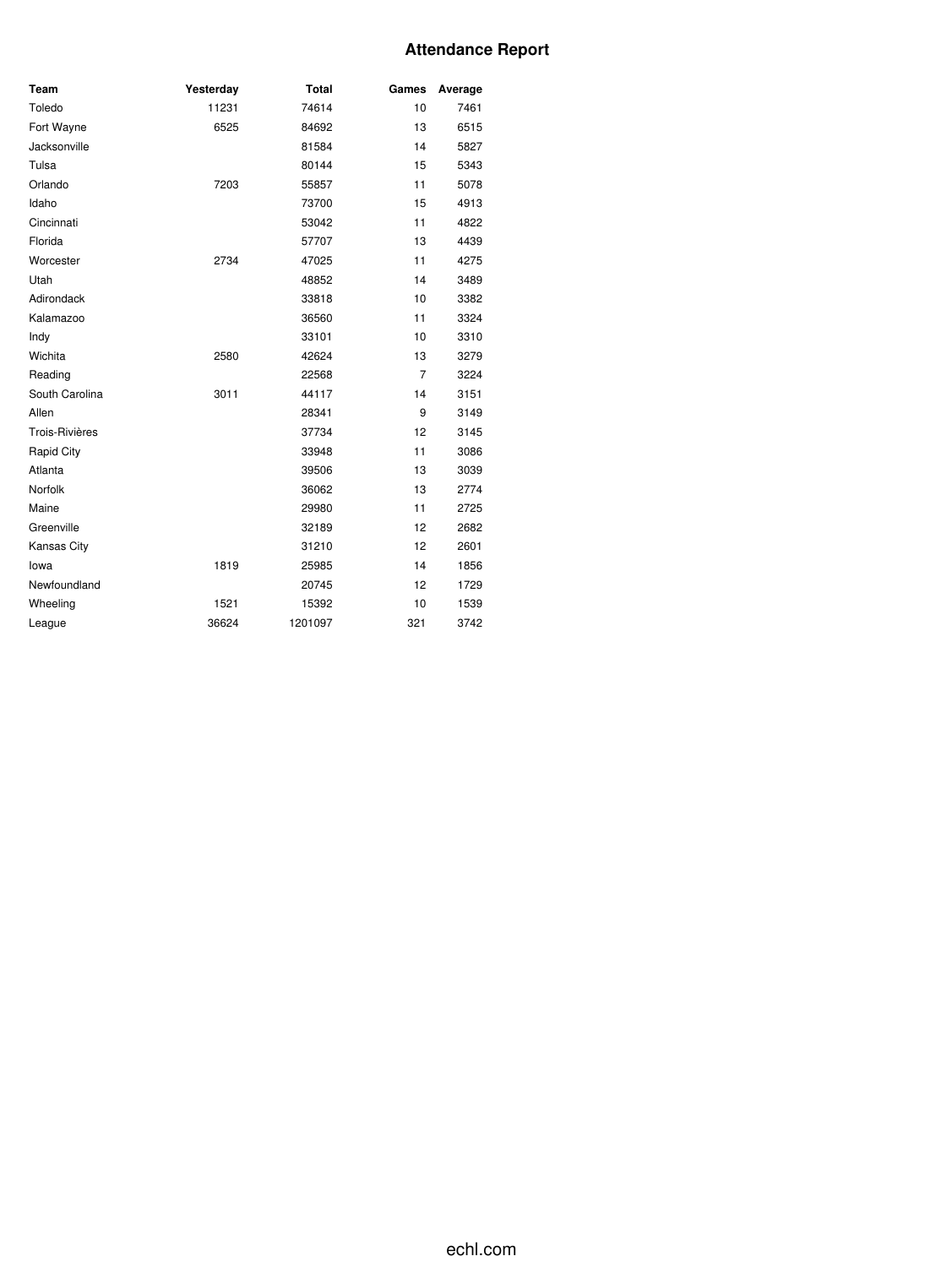# Attendance Report

| Team | Yesterday | Total | Games | Average |
|---|---|---|---|---|
| Toledo | 11231 | 74614 | 10 | 7461 |
| Fort Wayne | 6525 | 84692 | 13 | 6515 |
| Jacksonville | | 81584 | 14 | 5827 |
| Tulsa | | 80144 | 15 | 5343 |
| Orlando | 7203 | 55857 | 11 | 5078 |
| Idaho | | 73700 | 15 | 4913 |
| Cincinnati | | 53042 | 11 | 4822 |
| Florida | | 57707 | 13 | 4439 |
| Worcester | 2734 | 47025 | 11 | 4275 |
| Utah | | 48852 | 14 | 3489 |
| Adirondack | | 33818 | 10 | 3382 |
| Kalamazoo | | 36560 | 11 | 3324 |
| Indy | | 33101 | 10 | 3310 |
| Wichita | 2580 | 42624 | 13 | 3279 |
| Reading | | 22568 | 7 | 3224 |
| South Carolina | 3011 | 44117 | 14 | 3151 |
| Allen | | 28341 | 9 | 3149 |
| Trois-Rivières | | 37734 | 12 | 3145 |
| Rapid City | | 33948 | 11 | 3086 |
| Atlanta | | 39506 | 13 | 3039 |
| Norfolk | | 36062 | 13 | 2774 |
| Maine | | 29980 | 11 | 2725 |
| Greenville | | 32189 | 12 | 2682 |
| Kansas City | | 31210 | 12 | 2601 |
| Iowa | 1819 | 25985 | 14 | 1856 |
| Newfoundland | | 20745 | 12 | 1729 |
| Wheeling | 1521 | 15392 | 10 | 1539 |
| League | 36624 | 1201097 | 321 | 3742 |

echl.com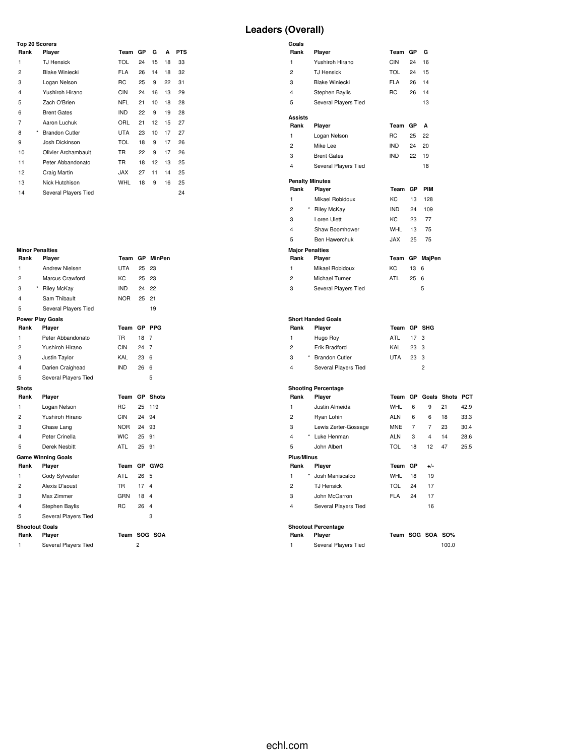# Leaders (Overall)

### Top 20 Scorers

| Rank | | Player | Team | GP | G | A | PTS |
|---|---|---|---|---|---|---|---|
| 1 | | TJ Hensick | TOL | 24 | 15 | 18 | 33 |
| 2 | | Blake Winiecki | FLA | 26 | 14 | 18 | 32 |
| 3 | | Logan Nelson | RC | 25 | 9 | 22 | 31 |
| 4 | | Yushiroh Hirano | CIN | 24 | 16 | 13 | 29 |
| 5 | | Zach O'Brien | NFL | 21 | 10 | 18 | 28 |
| 6 | | Brent Gates | IND | 22 | 9 | 19 | 28 |
| 7 | | Aaron Luchuk | ORL | 21 | 12 | 15 | 27 |
| 8 | * | Brandon Cutler | UTA | 23 | 10 | 17 | 27 |
| 9 | | Josh Dickinson | TOL | 18 | 9 | 17 | 26 |
| 10 | | Olivier Archambault | TR | 22 | 9 | 17 | 26 |
| 11 | | Peter Abbandonato | TR | 18 | 12 | 13 | 25 |
| 12 | | Craig Martin | JAX | 27 | 11 | 14 | 25 |
| 13 | | Nick Hutchison | WHL | 18 | 9 | 16 | 25 |
| 14 | | Several Players Tied | | | | | 24 |

### Goals

| Rank | Player | Team | GP | G |
|---|---|---|---|---|
| 1 | Yushiroh Hirano | CIN | 24 | 16 |
| 2 | TJ Hensick | TOL | 24 | 15 |
| 3 | Blake Winiecki | FLA | 26 | 14 |
| 4 | Stephen Baylis | RC | 26 | 14 |
| 5 | Several Players Tied | | | 13 |

### Assists

| Rank | Player | Team | GP | A |
|---|---|---|---|---|
| 1 | Logan Nelson | RC | 25 | 22 |
| 2 | Mike Lee | IND | 24 | 20 |
| 3 | Brent Gates | IND | 22 | 19 |
| 4 | Several Players Tied | | | 18 |

### Penalty Minutes

| Rank | | Player | Team | GP | PIM |
|---|---|---|---|---|---|
| 1 | | Mikael Robidoux | KC | 13 | 128 |
| 2 | * | Riley McKay | IND | 24 | 109 |
| 3 | | Loren Ulett | KC | 23 | 77 |
| 4 | | Shaw Boomhower | WHL | 13 | 75 |
| 5 | | Ben Hawerchuk | JAX | 25 | 75 |

### Minor Penalties

| Rank | | Player | Team | GP | MinPen |
|---|---|---|---|---|---|
| 1 | | Andrew Nielsen | UTA | 25 | 23 |
| 2 | | Marcus Crawford | KC | 25 | 23 |
| 3 | * | Riley McKay | IND | 24 | 22 |
| 4 | | Sam Thibault | NOR | 25 | 21 |
| 5 | | Several Players Tied | | | 19 |

### Major Penalties

| Rank | Player | Team | GP | MajPen |
|---|---|---|---|---|
| 1 | Mikael Robidoux | KC | 13 | 6 |
| 2 | Michael Turner | ATL | 25 | 6 |
| 3 | Several Players Tied | | | 5 |

### Power Play Goals

| Rank | Player | Team | GP | PPG |
|---|---|---|---|---|
| 1 | Peter Abbandonato | TR | 18 | 7 |
| 2 | Yushiroh Hirano | CIN | 24 | 7 |
| 3 | Justin Taylor | KAL | 23 | 6 |
| 4 | Darien Craighead | IND | 26 | 6 |
| 5 | Several Players Tied | | | 5 |

### Short Handed Goals

| Rank | | Player | Team | GP | SHG |
|---|---|---|---|---|---|
| 1 | | Hugo Roy | ATL | 17 | 3 |
| 2 | | Erik Bradford | KAL | 23 | 3 |
| 3 | * | Brandon Cutler | UTA | 23 | 3 |
| 4 | | Several Players Tied | | | 2 |

### Shots

| Rank | Player | Team | GP | Shots |
|---|---|---|---|---|
| 1 | Logan Nelson | RC | 25 | 119 |
| 2 | Yushiroh Hirano | CIN | 24 | 94 |
| 3 | Chase Lang | NOR | 24 | 93 |
| 4 | Peter Crinella | WIC | 25 | 91 |
| 5 | Derek Nesbitt | ATL | 25 | 91 |

### Shooting Percentage

| Rank | | Player | Team | GP | Goals | Shots | PCT |
|---|---|---|---|---|---|---|---|
| 1 | | Justin Almeida | WHL | 6 | 9 | 21 | 42.9 |
| 2 | | Ryan Lohin | ALN | 6 | 6 | 18 | 33.3 |
| 3 | | Lewis Zerter-Gossage | MNE | 7 | 7 | 23 | 30.4 |
| 4 | * | Luke Henman | ALN | 3 | 4 | 14 | 28.6 |
| 5 | | John Albert | TOL | 18 | 12 | 47 | 25.5 |

### Game Winning Goals

| Rank | Player | Team | GP | GWG |
|---|---|---|---|---|
| 1 | Cody Sylvester | ATL | 26 | 5 |
| 2 | Alexis D'aoust | TR | 17 | 4 |
| 3 | Max Zimmer | GRN | 18 | 4 |
| 4 | Stephen Baylis | RC | 26 | 4 |
| 5 | Several Players Tied | | | 3 |

### Plus/Minus

| Rank | | Player | Team | GP | +/- |
|---|---|---|---|---|---|
| 1 | * | Josh Maniscalco | WHL | 18 | 19 |
| 2 | | TJ Hensick | TOL | 24 | 17 |
| 3 | | John McCarron | FLA | 24 | 17 |
| 4 | | Several Players Tied | | | 16 |

### Shootout Goals

| Rank | Player | Team | SOG | SOA |
|---|---|---|---|---|
| 1 | Several Players Tied | | 2 | |

### Shootout Percentage

| Rank | Player | Team | SOG | SOA | SO% |
|---|---|---|---|---|---|
| 1 | Several Players Tied | | | | 100.0 |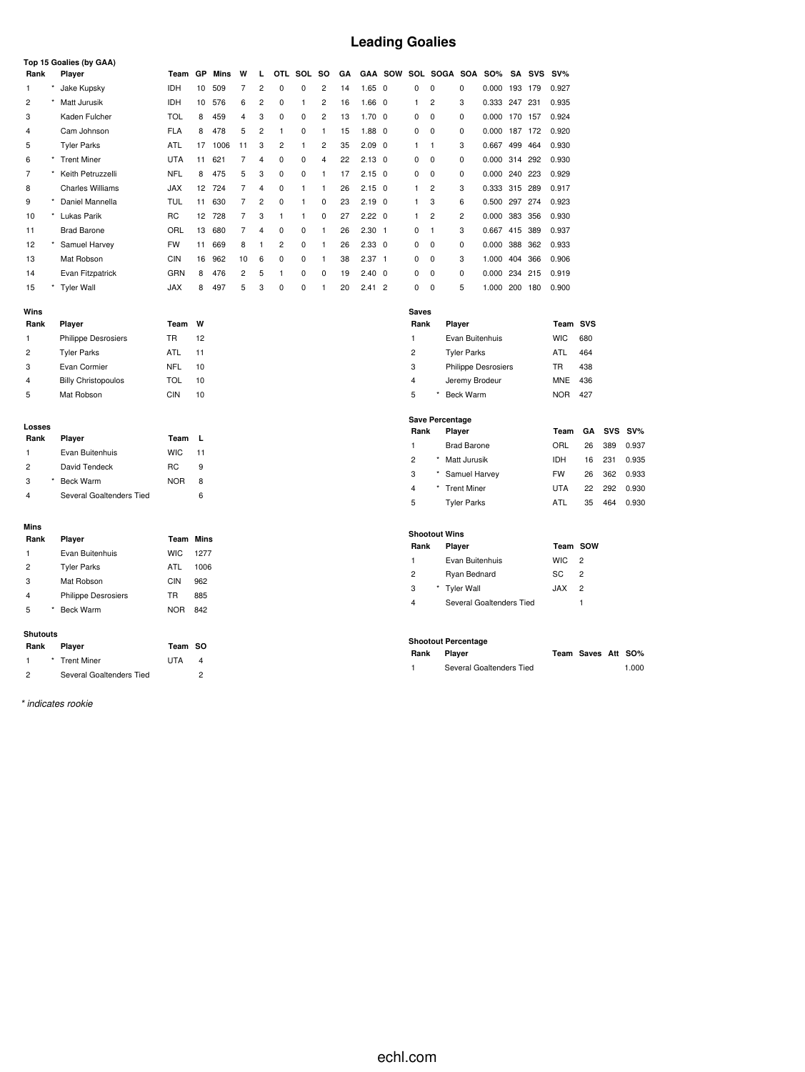# Leading Goalies

### Top 15 Goalies (by GAA)

| Rank | | Player | Team | GP | Mins | W | L | OTL | SOL | SO | GA | GAA | SOW | SOL | SOGA | SOA | SO% | SA | SVS | SV% |
|---|---|---|---|---|---|---|---|---|---|---|---|---|---|---|---|---|---|---|---|---|
| 1 | * | Jake Kupsky | IDH | 10 | 509 | 7 | 2 | 0 | 0 | 2 | 14 | 1.65 | 0 | 0 | 0 | 0 | 0.000 | 193 | 179 | 0.927 |
| 2 | * | Matt Jurusik | IDH | 10 | 576 | 6 | 2 | 0 | 1 | 2 | 16 | 1.66 | 0 | 1 | 2 | 3 | 0.333 | 247 | 231 | 0.935 |
| 3 | | Kaden Fulcher | TOL | 8 | 459 | 4 | 3 | 0 | 0 | 2 | 13 | 1.70 | 0 | 0 | 0 | 0 | 0.000 | 170 | 157 | 0.924 |
| 4 | | Cam Johnson | FLA | 8 | 478 | 5 | 2 | 1 | 0 | 1 | 15 | 1.88 | 0 | 0 | 0 | 0 | 0.000 | 187 | 172 | 0.920 |
| 5 | | Tyler Parks | ATL | 17 | 1006 | 11 | 3 | 2 | 1 | 2 | 35 | 2.09 | 0 | 1 | 1 | 3 | 0.667 | 499 | 464 | 0.930 |
| 6 | * | Trent Miner | UTA | 11 | 621 | 7 | 4 | 0 | 0 | 4 | 22 | 2.13 | 0 | 0 | 0 | 0 | 0.000 | 314 | 292 | 0.930 |
| 7 | * | Keith Petruzzelli | NFL | 8 | 475 | 5 | 3 | 0 | 0 | 1 | 17 | 2.15 | 0 | 0 | 0 | 0 | 0.000 | 240 | 223 | 0.929 |
| 8 | | Charles Williams | JAX | 12 | 724 | 7 | 4 | 0 | 1 | 1 | 26 | 2.15 | 0 | 1 | 2 | 3 | 0.333 | 315 | 289 | 0.917 |
| 9 | * | Daniel Mannella | TUL | 11 | 630 | 7 | 2 | 0 | 1 | 0 | 23 | 2.19 | 0 | 1 | 3 | 6 | 0.500 | 297 | 274 | 0.923 |
| 10 | * | Lukas Parik | RC | 12 | 728 | 7 | 3 | 1 | 1 | 0 | 27 | 2.22 | 0 | 1 | 2 | 2 | 0.000 | 383 | 356 | 0.930 |
| 11 | | Brad Barone | ORL | 13 | 680 | 7 | 4 | 0 | 0 | 1 | 26 | 2.30 | 1 | 0 | 1 | 3 | 0.667 | 415 | 389 | 0.937 |
| 12 | * | Samuel Harvey | FW | 11 | 669 | 8 | 1 | 2 | 0 | 1 | 26 | 2.33 | 0 | 0 | 0 | 0 | 0.000 | 388 | 362 | 0.933 |
| 13 | | Mat Robson | CIN | 16 | 962 | 10 | 6 | 0 | 0 | 1 | 38 | 2.37 | 1 | 0 | 0 | 3 | 1.000 | 404 | 366 | 0.906 |
| 14 | | Evan Fitzpatrick | GRN | 8 | 476 | 2 | 5 | 1 | 0 | 0 | 19 | 2.40 | 0 | 0 | 0 | 0 | 0.000 | 234 | 215 | 0.919 |
| 15 | * | Tyler Wall | JAX | 8 | 497 | 5 | 3 | 0 | 0 | 1 | 20 | 2.41 | 2 | 0 | 0 | 5 | 1.000 | 200 | 180 | 0.900 |

### Wins

| Rank | | Player | Team | W |
|---|---|---|---|---|
| 1 | | Philippe Desrosiers | TR | 12 |
| 2 | | Tyler Parks | ATL | 11 |
| 3 | | Evan Cormier | NFL | 10 |
| 4 | | Billy Christopoulos | TOL | 10 |
| 5 | | Mat Robson | CIN | 10 |

### Losses

| Rank | | Player | Team | L |
|---|---|---|---|---|
| 1 | | Evan Buitenhuis | WIC | 11 |
| 2 | | David Tendeck | RC | 9 |
| 3 | * | Beck Warm | NOR | 8 |
| 4 | | Several Goaltenders Tied | | 6 |

### Mins

| Rank | | Player | Team | Mins |
|---|---|---|---|---|
| 1 | | Evan Buitenhuis | WIC | 1277 |
| 2 | | Tyler Parks | ATL | 1006 |
| 3 | | Mat Robson | CIN | 962 |
| 4 | | Philippe Desrosiers | TR | 885 |
| 5 | * | Beck Warm | NOR | 842 |

### Shutouts

| Rank | | Player | Team | SO |
|---|---|---|---|---|
| 1 | * | Trent Miner | UTA | 4 |
| 2 | | Several Goaltenders Tied | | 2 |

### Saves

| Rank | | Player | Team | SVS |
|---|---|---|---|---|
| 1 | | Evan Buitenhuis | WIC | 680 |
| 2 | | Tyler Parks | ATL | 464 |
| 3 | | Philippe Desrosiers | TR | 438 |
| 4 | | Jeremy Brodeur | MNE | 436 |
| 5 | * | Beck Warm | NOR | 427 |

### Save Percentage

| Rank | | Player | Team | GA | SVS | SV% |
|---|---|---|---|---|---|---|
| 1 | | Brad Barone | ORL | 26 | 389 | 0.937 |
| 2 | * | Matt Jurusik | IDH | 16 | 231 | 0.935 |
| 3 | * | Samuel Harvey | FW | 26 | 362 | 0.933 |
| 4 | * | Trent Miner | UTA | 22 | 292 | 0.930 |
| 5 | | Tyler Parks | ATL | 35 | 464 | 0.930 |

### Shootout Wins

| Rank | | Player | Team | SOW |
|---|---|---|---|---|
| 1 | | Evan Buitenhuis | WIC | 2 |
| 2 | | Ryan Bednard | SC | 2 |
| 3 | * | Tyler Wall | JAX | 2 |
| 4 | | Several Goaltenders Tied | | 1 |

### Shootout Percentage

| Rank | Player | Team | Saves | Att | SO% |
|---|---|---|---|---|---|
| 1 | Several Goaltenders Tied | | | | 1.000 |

*\* indicates rookie*

echl.com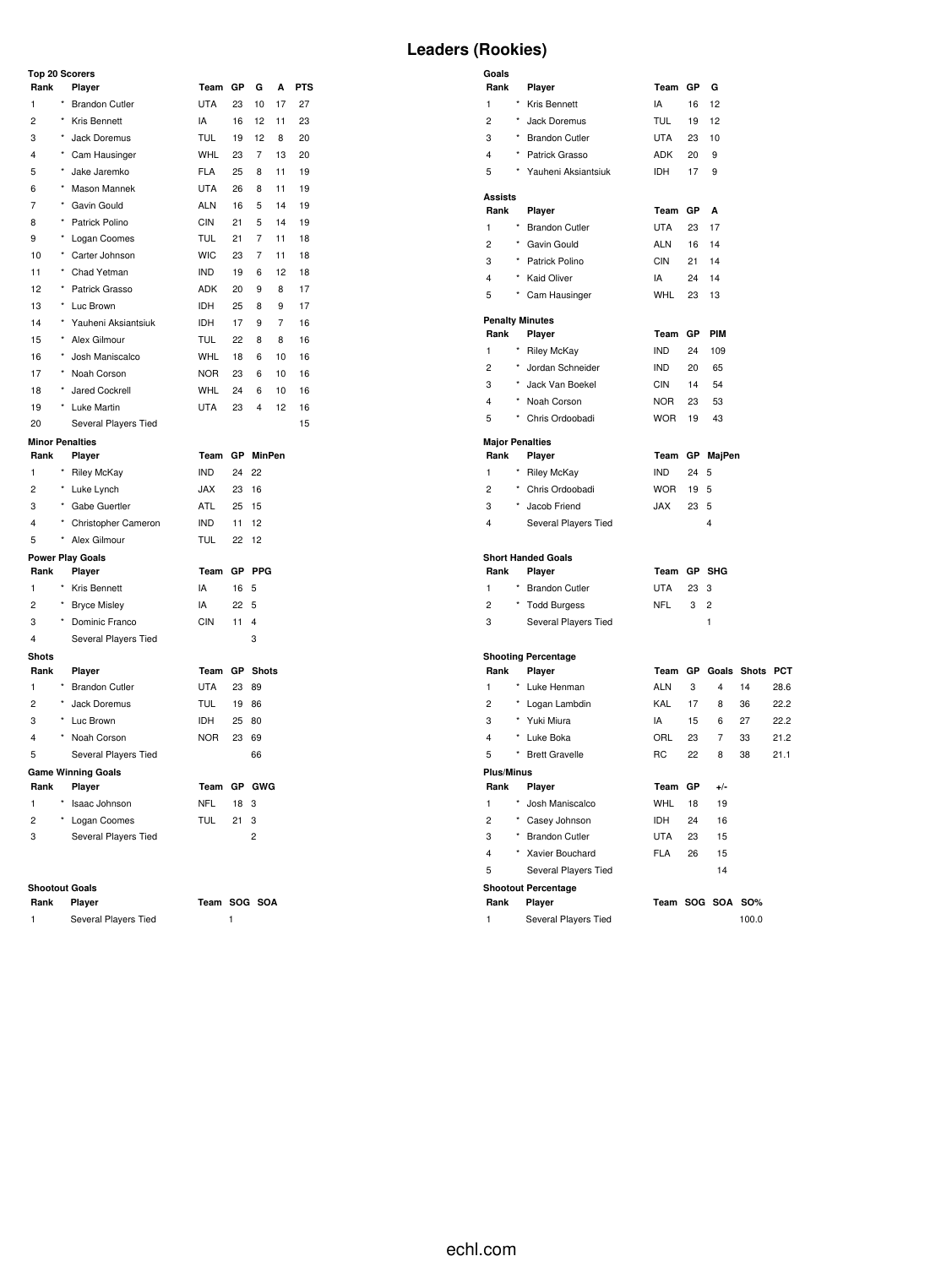# Leaders (Rookies)

### Top 20 Scorers

| Rank | | Player | Team | GP | G | A | PTS |
|---|---|---|---|---|---|---|---|
| 1 | * | Brandon Cutler | UTA | 23 | 10 | 17 | 27 |
| 2 | * | Kris Bennett | IA | 16 | 12 | 11 | 23 |
| 3 | * | Jack Doremus | TUL | 19 | 12 | 8 | 20 |
| 4 | * | Cam Hausinger | WHL | 23 | 7 | 13 | 20 |
| 5 | * | Jake Jaremko | FLA | 25 | 8 | 11 | 19 |
| 6 | * | Mason Mannek | UTA | 26 | 8 | 11 | 19 |
| 7 | * | Gavin Gould | ALN | 16 | 5 | 14 | 19 |
| 8 | * | Patrick Polino | CIN | 21 | 5 | 14 | 19 |
| 9 | * | Logan Coomes | TUL | 21 | 7 | 11 | 18 |
| 10 | * | Carter Johnson | WIC | 23 | 7 | 11 | 18 |
| 11 | * | Chad Yetman | IND | 19 | 6 | 12 | 18 |
| 12 | * | Patrick Grasso | ADK | 20 | 9 | 8 | 17 |
| 13 | * | Luc Brown | IDH | 25 | 8 | 9 | 17 |
| 14 | * | Yauheni Aksiantsiuk | IDH | 17 | 9 | 7 | 16 |
| 15 | * | Alex Gilmour | TUL | 22 | 8 | 8 | 16 |
| 16 | * | Josh Maniscalco | WHL | 18 | 6 | 10 | 16 |
| 17 | * | Noah Corson | NOR | 23 | 6 | 10 | 16 |
| 18 | * | Jared Cockrell | WHL | 24 | 6 | 10 | 16 |
| 19 | * | Luke Martin | UTA | 23 | 4 | 12 | 16 |
| 20 | | Several Players Tied | | | | | 15 |

### Goals

| Rank | | Player | Team | GP | G |
|---|---|---|---|---|---|
| 1 | * | Kris Bennett | IA | 16 | 12 |
| 2 | * | Jack Doremus | TUL | 19 | 12 |
| 3 | * | Brandon Cutler | UTA | 23 | 10 |
| 4 | * | Patrick Grasso | ADK | 20 | 9 |
| 5 | * | Yauheni Aksiantsiuk | IDH | 17 | 9 |

### Assists

| Rank | | Player | Team | GP | A |
|---|---|---|---|---|---|
| 1 | * | Brandon Cutler | UTA | 23 | 17 |
| 2 | * | Gavin Gould | ALN | 16 | 14 |
| 3 | * | Patrick Polino | CIN | 21 | 14 |
| 4 | * | Kaid Oliver | IA | 24 | 14 |
| 5 | * | Cam Hausinger | WHL | 23 | 13 |

### Penalty Minutes

| Rank | | Player | Team | GP | PIM |
|---|---|---|---|---|---|
| 1 | * | Riley McKay | IND | 24 | 109 |
| 2 | * | Jordan Schneider | IND | 20 | 65 |
| 3 | * | Jack Van Boekel | CIN | 14 | 54 |
| 4 | * | Noah Corson | NOR | 23 | 53 |
| 5 | * | Chris Ordoobadi | WOR | 19 | 43 |

### Minor Penalties

| Rank | | Player | Team | GP | MinPen |
|---|---|---|---|---|---|
| 1 | * | Riley McKay | IND | 24 | 22 |
| 2 | * | Luke Lynch | JAX | 23 | 16 |
| 3 | * | Gabe Guertler | ATL | 25 | 15 |
| 4 | * | Christopher Cameron | IND | 11 | 12 |
| 5 | * | Alex Gilmour | TUL | 22 | 12 |

### Major Penalties

| Rank | | Player | Team | GP | MajPen |
|---|---|---|---|---|---|
| 1 | * | Riley McKay | IND | 24 | 5 |
| 2 | * | Chris Ordoobadi | WOR | 19 | 5 |
| 3 | * | Jacob Friend | JAX | 23 | 5 |
| 4 | | Several Players Tied | | | 4 |

### Power Play Goals

| Rank | | Player | Team | GP | PPG |
|---|---|---|---|---|---|
| 1 | * | Kris Bennett | IA | 16 | 5 |
| 2 | * | Bryce Misley | IA | 22 | 5 |
| 3 | * | Dominic Franco | CIN | 11 | 4 |
| 4 | | Several Players Tied | | | 3 |

### Short Handed Goals

| Rank | | Player | Team | GP | SHG |
|---|---|---|---|---|---|
| 1 | * | Brandon Cutler | UTA | 23 | 3 |
| 2 | * | Todd Burgess | NFL | 3 | 2 |
| 3 | | Several Players Tied | | | 1 |

### Shots

| Rank | | Player | Team | GP | Shots |
|---|---|---|---|---|---|
| 1 | * | Brandon Cutler | UTA | 23 | 89 |
| 2 | * | Jack Doremus | TUL | 19 | 86 |
| 3 | * | Luc Brown | IDH | 25 | 80 |
| 4 | * | Noah Corson | NOR | 23 | 69 |
| 5 | | Several Players Tied | | | 66 |

### Shooting Percentage

| Rank | | Player | Team | GP | Goals | Shots | PCT |
|---|---|---|---|---|---|---|---|
| 1 | * | Luke Henman | ALN | 3 | 4 | 14 | 28.6 |
| 2 | * | Logan Lambdin | KAL | 17 | 8 | 36 | 22.2 |
| 3 | * | Yuki Miura | IA | 15 | 6 | 27 | 22.2 |
| 4 | * | Luke Boka | ORL | 23 | 7 | 33 | 21.2 |
| 5 | * | Brett Gravelle | RC | 22 | 8 | 38 | 21.1 |

### Game Winning Goals

| Rank | | Player | Team | GP | GWG |
|---|---|---|---|---|---|
| 1 | * | Isaac Johnson | NFL | 18 | 3 |
| 2 | * | Logan Coomes | TUL | 21 | 3 |
| 3 | | Several Players Tied | | | 2 |

### Plus/Minus

| Rank | | Player | Team | GP | +/- |
|---|---|---|---|---|---|
| 1 | * | Josh Maniscalco | WHL | 18 | 19 |
| 2 | * | Casey Johnson | IDH | 24 | 16 |
| 3 | * | Brandon Cutler | UTA | 23 | 15 |
| 4 | * | Xavier Bouchard | FLA | 26 | 15 |
| 5 | | Several Players Tied | | | 14 |

### Shootout Goals

| Rank | Player | Team | SOG | SOA |
|---|---|---|---|---|
| 1 | Several Players Tied | | 1 | |

### Shootout Percentage

| Rank | Player | Team | SOG | SOA | SO% |
|---|---|---|---|---|---|
| 1 | Several Players Tied | | | | 100.0 |

echl.com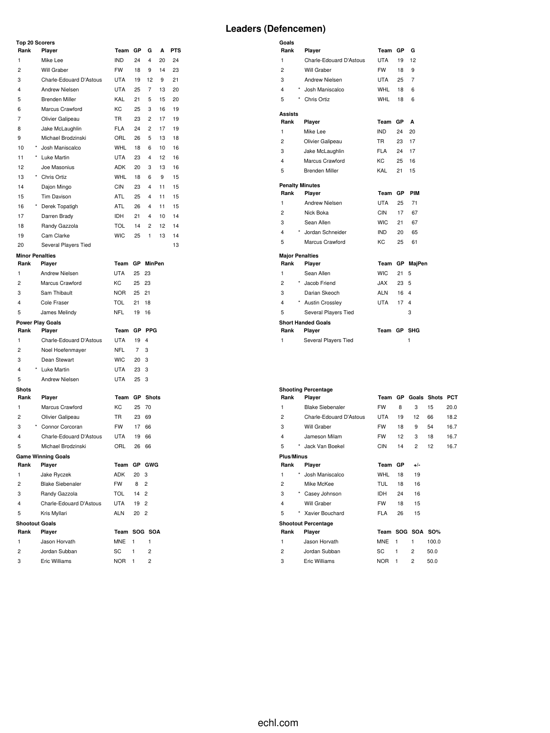# Leaders (Defencemen)

### Top 20 Scorers

| Rank | | Player | Team | GP | G | A | PTS |
|---|---|---|---|---|---|---|---|
| 1 | | Mike Lee | IND | 24 | 4 | 20 | 24 |
| 2 | | Will Graber | FW | 18 | 9 | 14 | 23 |
| 3 | | Charle-Edouard D'Astous | UTA | 19 | 12 | 9 | 21 |
| 4 | | Andrew Nielsen | UTA | 25 | 7 | 13 | 20 |
| 5 | | Brenden Miller | KAL | 21 | 5 | 15 | 20 |
| 6 | | Marcus Crawford | KC | 25 | 3 | 16 | 19 |
| 7 | | Olivier Galipeau | TR | 23 | 2 | 17 | 19 |
| 8 | | Jake McLaughlin | FLA | 24 | 2 | 17 | 19 |
| 9 | | Michael Brodzinski | ORL | 26 | 5 | 13 | 18 |
| 10 | * | Josh Maniscalco | WHL | 18 | 6 | 10 | 16 |
| 11 | * | Luke Martin | UTA | 23 | 4 | 12 | 16 |
| 12 | | Joe Masonius | ADK | 20 | 3 | 13 | 16 |
| 13 | * | Chris Ortiz | WHL | 18 | 6 | 9 | 15 |
| 14 | | Dajon Mingo | CIN | 23 | 4 | 11 | 15 |
| 15 | | Tim Davison | ATL | 25 | 4 | 11 | 15 |
| 16 | * | Derek Topatigh | ATL | 26 | 4 | 11 | 15 |
| 17 | | Darren Brady | IDH | 21 | 4 | 10 | 14 |
| 18 | | Randy Gazzola | TOL | 14 | 2 | 12 | 14 |
| 19 | | Cam Clarke | WIC | 25 | 1 | 13 | 14 |
| 20 | | Several Players Tied | | | | | 13 |

### Goals

| Rank | | Player | Team | GP | G |
|---|---|---|---|---|---|
| 1 | | Charle-Edouard D'Astous | UTA | 19 | 12 |
| 2 | | Will Graber | FW | 18 | 9 |
| 3 | | Andrew Nielsen | UTA | 25 | 7 |
| 4 | * | Josh Maniscalco | WHL | 18 | 6 |
| 5 | * | Chris Ortiz | WHL | 18 | 6 |

### Assists

| Rank | Player | Team | GP | A |
|---|---|---|---|---|
| 1 | Mike Lee | IND | 24 | 20 |
| 2 | Olivier Galipeau | TR | 23 | 17 |
| 3 | Jake McLaughlin | FLA | 24 | 17 |
| 4 | Marcus Crawford | KC | 25 | 16 |
| 5 | Brenden Miller | KAL | 21 | 15 |

### Penalty Minutes

| Rank | | Player | Team | GP | PIM |
|---|---|---|---|---|---|
| 1 | | Andrew Nielsen | UTA | 25 | 71 |
| 2 | | Nick Boka | CIN | 17 | 67 |
| 3 | | Sean Allen | WIC | 21 | 67 |
| 4 | * | Jordan Schneider | IND | 20 | 65 |
| 5 | | Marcus Crawford | KC | 25 | 61 |

### Minor Penalties

| Rank | Player | Team | GP | MinPen |
|---|---|---|---|---|
| 1 | Andrew Nielsen | UTA | 25 | 23 |
| 2 | Marcus Crawford | KC | 25 | 23 |
| 3 | Sam Thibault | NOR | 25 | 21 |
| 4 | Cole Fraser | TOL | 21 | 18 |
| 5 | James Melindy | NFL | 19 | 16 |

### Major Penalties

| Rank | | Player | Team | GP | MajPen |
|---|---|---|---|---|---|
| 1 | | Sean Allen | WIC | 21 | 5 |
| 2 | * | Jacob Friend | JAX | 23 | 5 |
| 3 | | Darian Skeoch | ALN | 16 | 4 |
| 4 | * | Austin Crossley | UTA | 17 | 4 |
| 5 | | Several Players Tied | | | 3 |

### Power Play Goals

| Rank | | Player | Team | GP | PPG |
|---|---|---|---|---|---|
| 1 | | Charle-Edouard D'Astous | UTA | 19 | 4 |
| 2 | | Noel Hoefenmayer | NFL | 7 | 3 |
| 3 | | Dean Stewart | WIC | 20 | 3 |
| 4 | * | Luke Martin | UTA | 23 | 3 |
| 5 | | Andrew Nielsen | UTA | 25 | 3 |

### Short Handed Goals

| Rank | Player | Team | GP | SHG |
|---|---|---|---|---|
| 1 | Several Players Tied | | | 1 |

### Shots

| Rank | | Player | Team | GP | Shots |
|---|---|---|---|---|---|
| 1 | | Marcus Crawford | KC | 25 | 70 |
| 2 | | Olivier Galipeau | TR | 23 | 69 |
| 3 | * | Connor Corcoran | FW | 17 | 66 |
| 4 | | Charle-Edouard D'Astous | UTA | 19 | 66 |
| 5 | | Michael Brodzinski | ORL | 26 | 66 |

### Shooting Percentage

| Rank | | Player | Team | GP | Goals | Shots | PCT |
|---|---|---|---|---|---|---|---|
| 1 | | Blake Siebenaler | FW | 8 | 3 | 15 | 20.0 |
| 2 | | Charle-Edouard D'Astous | UTA | 19 | 12 | 66 | 18.2 |
| 3 | | Will Graber | FW | 18 | 9 | 54 | 16.7 |
| 4 | | Jameson Milam | FW | 12 | 3 | 18 | 16.7 |
| 5 | * | Jack Van Boekel | CIN | 14 | 2 | 12 | 16.7 |

### Game Winning Goals

| Rank | Player | Team | GP | GWG |
|---|---|---|---|---|
| 1 | Jake Ryczek | ADK | 20 | 3 |
| 2 | Blake Siebenaler | FW | 8 | 2 |
| 3 | Randy Gazzola | TOL | 14 | 2 |
| 4 | Charle-Edouard D'Astous | UTA | 19 | 2 |
| 5 | Kris Myllari | ALN | 20 | 2 |

### Plus/Minus

| Rank | | Player | Team | GP | +/- |
|---|---|---|---|---|---|
| 1 | * | Josh Maniscalco | WHL | 18 | 19 |
| 2 | | Mike McKee | TUL | 18 | 16 |
| 3 | * | Casey Johnson | IDH | 24 | 16 |
| 4 | | Will Graber | FW | 18 | 15 |
| 5 | * | Xavier Bouchard | FLA | 26 | 15 |

### Shootout Goals

| Rank | Player | Team | SOG | SOA |
|---|---|---|---|---|
| 1 | Jason Horvath | MNE | 1 | 1 |
| 2 | Jordan Subban | SC | 1 | 2 |
| 3 | Eric Williams | NOR | 1 | 2 |

### Shootout Percentage

| Rank | Player | Team | SOG | SOA | SO% |
|---|---|---|---|---|---|
| 1 | Jason Horvath | MNE | 1 | 1 | 100.0 |
| 2 | Jordan Subban | SC | 1 | 2 | 50.0 |
| 3 | Eric Williams | NOR | 1 | 2 | 50.0 |

echl.com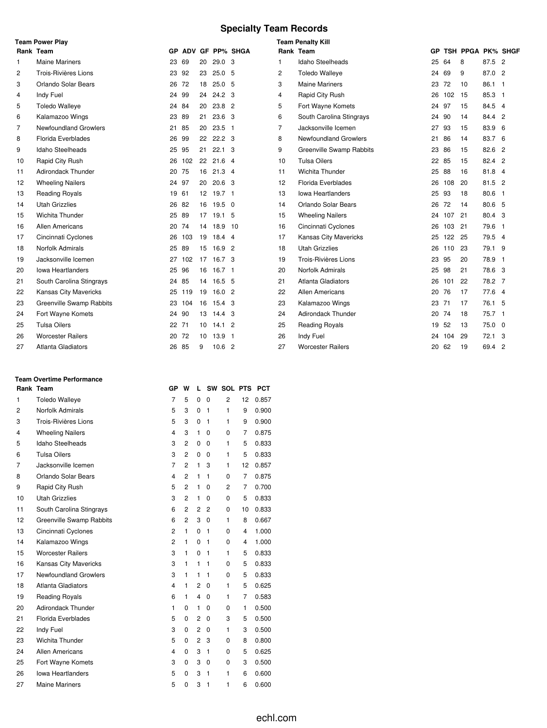# Specialty Team Records

### Team Power Play

| Rank | Team | GP | ADV | GF | PP% | SHGA |
|---|---|---|---|---|---|---|
| 1 | Maine Mariners | 23 | 69 | 20 | 29.0 | 3 |
| 2 | Trois-Rivières Lions | 23 | 92 | 23 | 25.0 | 5 |
| 3 | Orlando Solar Bears | 26 | 72 | 18 | 25.0 | 5 |
| 4 | Indy Fuel | 24 | 99 | 24 | 24.2 | 3 |
| 5 | Toledo Walleye | 24 | 84 | 20 | 23.8 | 2 |
| 6 | Kalamazoo Wings | 23 | 89 | 21 | 23.6 | 3 |
| 7 | Newfoundland Growlers | 21 | 85 | 20 | 23.5 | 1 |
| 8 | Florida Everblades | 26 | 99 | 22 | 22.2 | 3 |
| 9 | Idaho Steelheads | 25 | 95 | 21 | 22.1 | 3 |
| 10 | Rapid City Rush | 26 | 102 | 22 | 21.6 | 4 |
| 11 | Adirondack Thunder | 20 | 75 | 16 | 21.3 | 4 |
| 12 | Wheeling Nailers | 24 | 97 | 20 | 20.6 | 3 |
| 13 | Reading Royals | 19 | 61 | 12 | 19.7 | 1 |
| 14 | Utah Grizzlies | 26 | 82 | 16 | 19.5 | 0 |
| 15 | Wichita Thunder | 25 | 89 | 17 | 19.1 | 5 |
| 16 | Allen Americans | 20 | 74 | 14 | 18.9 | 10 |
| 17 | Cincinnati Cyclones | 26 | 103 | 19 | 18.4 | 4 |
| 18 | Norfolk Admirals | 25 | 89 | 15 | 16.9 | 2 |
| 19 | Jacksonville Icemen | 27 | 102 | 17 | 16.7 | 3 |
| 20 | Iowa Heartlanders | 25 | 96 | 16 | 16.7 | 1 |
| 21 | South Carolina Stingrays | 24 | 85 | 14 | 16.5 | 5 |
| 22 | Kansas City Mavericks | 25 | 119 | 19 | 16.0 | 2 |
| 23 | Greenville Swamp Rabbits | 23 | 104 | 16 | 15.4 | 3 |
| 24 | Fort Wayne Komets | 24 | 90 | 13 | 14.4 | 3 |
| 25 | Tulsa Oilers | 22 | 71 | 10 | 14.1 | 2 |
| 26 | Worcester Railers | 20 | 72 | 10 | 13.9 | 1 |
| 27 | Atlanta Gladiators | 26 | 85 | 9 | 10.6 | 2 |

### Team Penalty Kill

| Rank | Team | GP | TSH | PPGA | PK% | SHGF |
|---|---|---|---|---|---|---|
| 1 | Idaho Steelheads | 25 | 64 | 8 | 87.5 | 2 |
| 2 | Toledo Walleye | 24 | 69 | 9 | 87.0 | 2 |
| 3 | Maine Mariners | 23 | 72 | 10 | 86.1 | 1 |
| 4 | Rapid City Rush | 26 | 102 | 15 | 85.3 | 1 |
| 5 | Fort Wayne Komets | 24 | 97 | 15 | 84.5 | 4 |
| 6 | South Carolina Stingrays | 24 | 90 | 14 | 84.4 | 2 |
| 7 | Jacksonville Icemen | 27 | 93 | 15 | 83.9 | 6 |
| 8 | Newfoundland Growlers | 21 | 86 | 14 | 83.7 | 6 |
| 9 | Greenville Swamp Rabbits | 23 | 86 | 15 | 82.6 | 2 |
| 10 | Tulsa Oilers | 22 | 85 | 15 | 82.4 | 2 |
| 11 | Wichita Thunder | 25 | 88 | 16 | 81.8 | 4 |
| 12 | Florida Everblades | 26 | 108 | 20 | 81.5 | 2 |
| 13 | Iowa Heartlanders | 25 | 93 | 18 | 80.6 | 1 |
| 14 | Orlando Solar Bears | 26 | 72 | 14 | 80.6 | 5 |
| 15 | Wheeling Nailers | 24 | 107 | 21 | 80.4 | 3 |
| 16 | Cincinnati Cyclones | 26 | 103 | 21 | 79.6 | 1 |
| 17 | Kansas City Mavericks | 25 | 122 | 25 | 79.5 | 4 |
| 18 | Utah Grizzlies | 26 | 110 | 23 | 79.1 | 9 |
| 19 | Trois-Rivières Lions | 23 | 95 | 20 | 78.9 | 1 |
| 20 | Norfolk Admirals | 25 | 98 | 21 | 78.6 | 3 |
| 21 | Atlanta Gladiators | 26 | 101 | 22 | 78.2 | 7 |
| 22 | Allen Americans | 20 | 76 | 17 | 77.6 | 4 |
| 23 | Kalamazoo Wings | 23 | 71 | 17 | 76.1 | 5 |
| 24 | Adirondack Thunder | 20 | 74 | 18 | 75.7 | 1 |
| 25 | Reading Royals | 19 | 52 | 13 | 75.0 | 0 |
| 26 | Indy Fuel | 24 | 104 | 29 | 72.1 | 3 |
| 27 | Worcester Railers | 20 | 62 | 19 | 69.4 | 2 |

### Team Overtime Performance

| Rank | Team | GP | W | L | SW | SOL | PTS | PCT |
|---|---|---|---|---|---|---|---|---|
| 1 | Toledo Walleye | 7 | 5 | 0 | 0 | 2 | 12 | 0.857 |
| 2 | Norfolk Admirals | 5 | 3 | 0 | 1 | 1 | 9 | 0.900 |
| 3 | Trois-Rivières Lions | 5 | 3 | 0 | 1 | 1 | 9 | 0.900 |
| 4 | Wheeling Nailers | 4 | 3 | 1 | 0 | 0 | 7 | 0.875 |
| 5 | Idaho Steelheads | 3 | 2 | 0 | 0 | 1 | 5 | 0.833 |
| 6 | Tulsa Oilers | 3 | 2 | 0 | 0 | 1 | 5 | 0.833 |
| 7 | Jacksonville Icemen | 7 | 2 | 1 | 3 | 1 | 12 | 0.857 |
| 8 | Orlando Solar Bears | 4 | 2 | 1 | 1 | 0 | 7 | 0.875 |
| 9 | Rapid City Rush | 5 | 2 | 1 | 0 | 2 | 7 | 0.700 |
| 10 | Utah Grizzlies | 3 | 2 | 1 | 0 | 0 | 5 | 0.833 |
| 11 | South Carolina Stingrays | 6 | 2 | 2 | 2 | 0 | 10 | 0.833 |
| 12 | Greenville Swamp Rabbits | 6 | 2 | 3 | 0 | 1 | 8 | 0.667 |
| 13 | Cincinnati Cyclones | 2 | 1 | 0 | 1 | 0 | 4 | 1.000 |
| 14 | Kalamazoo Wings | 2 | 1 | 0 | 1 | 0 | 4 | 1.000 |
| 15 | Worcester Railers | 3 | 1 | 0 | 1 | 1 | 5 | 0.833 |
| 16 | Kansas City Mavericks | 3 | 1 | 1 | 1 | 0 | 5 | 0.833 |
| 17 | Newfoundland Growlers | 3 | 1 | 1 | 1 | 0 | 5 | 0.833 |
| 18 | Atlanta Gladiators | 4 | 1 | 2 | 0 | 1 | 5 | 0.625 |
| 19 | Reading Royals | 6 | 1 | 4 | 0 | 1 | 7 | 0.583 |
| 20 | Adirondack Thunder | 1 | 0 | 1 | 0 | 0 | 1 | 0.500 |
| 21 | Florida Everblades | 5 | 0 | 2 | 0 | 3 | 5 | 0.500 |
| 22 | Indy Fuel | 3 | 0 | 2 | 0 | 1 | 3 | 0.500 |
| 23 | Wichita Thunder | 5 | 0 | 2 | 3 | 0 | 8 | 0.800 |
| 24 | Allen Americans | 4 | 0 | 3 | 1 | 0 | 5 | 0.625 |
| 25 | Fort Wayne Komets | 3 | 0 | 3 | 0 | 0 | 3 | 0.500 |
| 26 | Iowa Heartlanders | 5 | 0 | 3 | 1 | 1 | 6 | 0.600 |
| 27 | Maine Mariners | 5 | 0 | 3 | 1 | 1 | 6 | 0.600 |

echl.com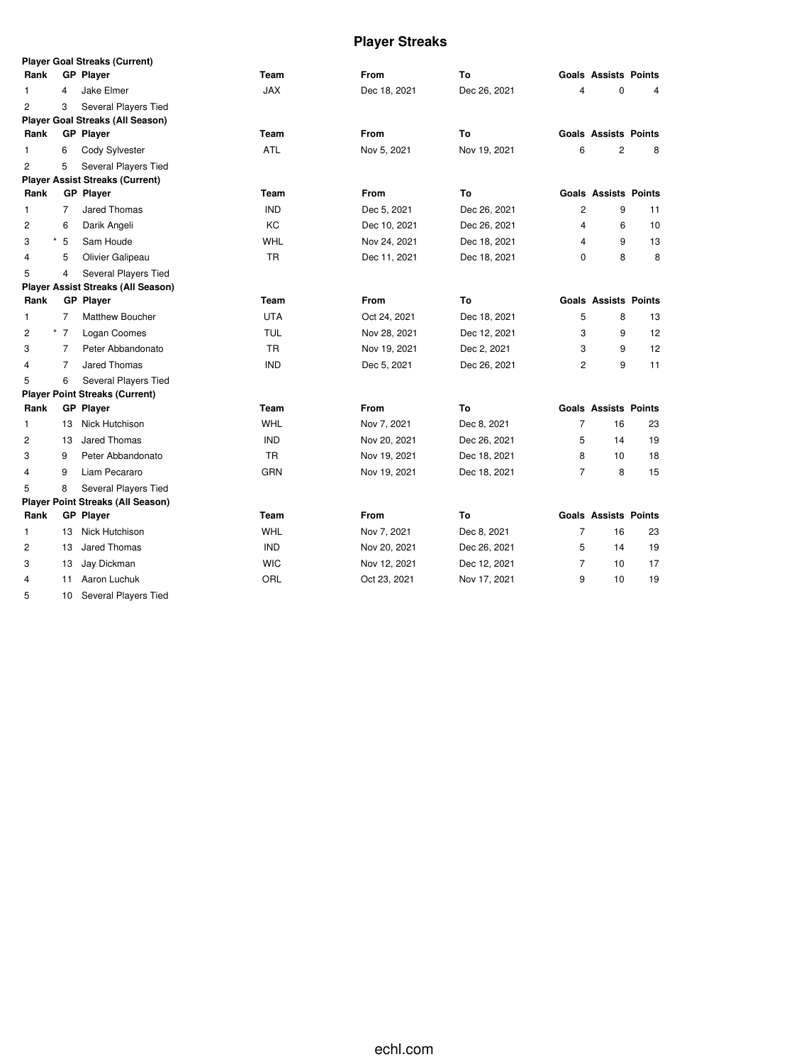# Player Streaks

**Player Goal Streaks (Current)**

| Rank | GP | Player | Team | From | To | Goals | Assists | Points |
|---|---|---|---|---|---|---|---|---|
| 1 | 4 | Jake Elmer | JAX | Dec 18, 2021 | Dec 26, 2021 | 4 | 0 | 4 |
| 2 | 3 | Several Players Tied | | | | | | |

**Player Goal Streaks (All Season)**

| Rank | GP | Player | Team | From | To | Goals | Assists | Points |
|---|---|---|---|---|---|---|---|---|
| 1 | 6 | Cody Sylvester | ATL | Nov 5, 2021 | Nov 19, 2021 | 6 | 2 | 8 |
| 2 | 5 | Several Players Tied | | | | | | |

**Player Assist Streaks (Current)**

| Rank | GP | Player | Team | From | To | Goals | Assists | Points |
|---|---|---|---|---|---|---|---|---|
| 1 | 7 | Jared Thomas | IND | Dec 5, 2021 | Dec 26, 2021 | 2 | 9 | 11 |
| 2 | 6 | Darik Angeli | KC | Dec 10, 2021 | Dec 26, 2021 | 4 | 6 | 10 |
| 3 | * 5 | Sam Houde | WHL | Nov 24, 2021 | Dec 18, 2021 | 4 | 9 | 13 |
| 4 | 5 | Olivier Galipeau | TR | Dec 11, 2021 | Dec 18, 2021 | 0 | 8 | 8 |
| 5 | 4 | Several Players Tied | | | | | | |

**Player Assist Streaks (All Season)**

| Rank | GP | Player | Team | From | To | Goals | Assists | Points |
|---|---|---|---|---|---|---|---|---|
| 1 | 7 | Matthew Boucher | UTA | Oct 24, 2021 | Dec 18, 2021 | 5 | 8 | 13 |
| 2 | * 7 | Logan Coomes | TUL | Nov 28, 2021 | Dec 12, 2021 | 3 | 9 | 12 |
| 3 | 7 | Peter Abbandonato | TR | Nov 19, 2021 | Dec 2, 2021 | 3 | 9 | 12 |
| 4 | 7 | Jared Thomas | IND | Dec 5, 2021 | Dec 26, 2021 | 2 | 9 | 11 |
| 5 | 6 | Several Players Tied | | | | | | |

**Player Point Streaks (Current)**

| Rank | GP | Player | Team | From | To | Goals | Assists | Points |
|---|---|---|---|---|---|---|---|---|
| 1 | 13 | Nick Hutchison | WHL | Nov 7, 2021 | Dec 8, 2021 | 7 | 16 | 23 |
| 2 | 13 | Jared Thomas | IND | Nov 20, 2021 | Dec 26, 2021 | 5 | 14 | 19 |
| 3 | 9 | Peter Abbandonato | TR | Nov 19, 2021 | Dec 18, 2021 | 8 | 10 | 18 |
| 4 | 9 | Liam Pecararo | GRN | Nov 19, 2021 | Dec 18, 2021 | 7 | 8 | 15 |
| 5 | 8 | Several Players Tied | | | | | | |

**Player Point Streaks (All Season)**

| Rank | GP | Player | Team | From | To | Goals | Assists | Points |
|---|---|---|---|---|---|---|---|---|
| 1 | 13 | Nick Hutchison | WHL | Nov 7, 2021 | Dec 8, 2021 | 7 | 16 | 23 |
| 2 | 13 | Jared Thomas | IND | Nov 20, 2021 | Dec 26, 2021 | 5 | 14 | 19 |
| 3 | 13 | Jay Dickman | WIC | Nov 12, 2021 | Dec 12, 2021 | 7 | 10 | 17 |
| 4 | 11 | Aaron Luchuk | ORL | Oct 23, 2021 | Nov 17, 2021 | 9 | 10 | 19 |
| 5 | 10 | Several Players Tied | | | | | | |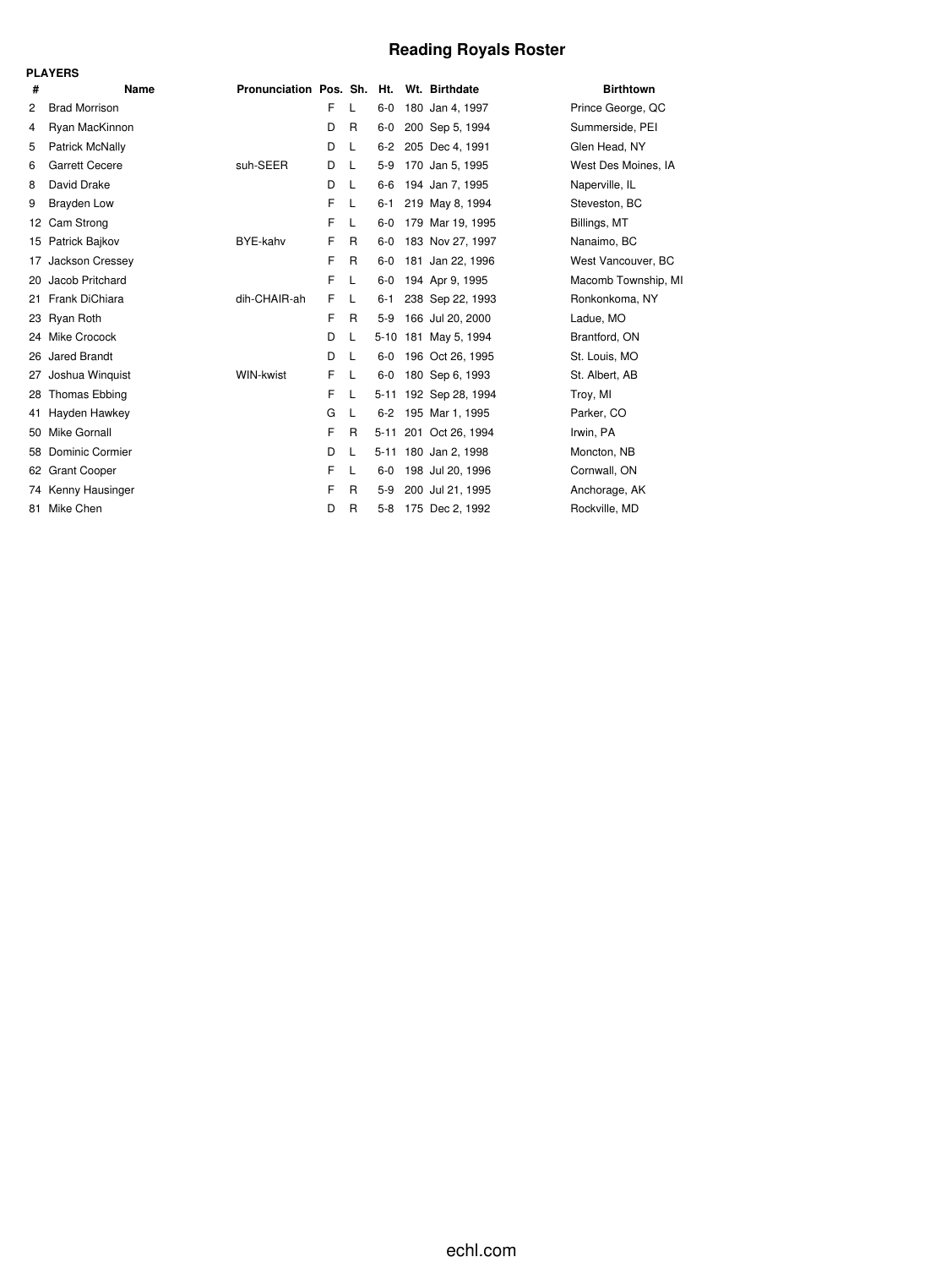# Reading Royals Roster

**PLAYERS**

| # | Name | Pronunciation | Pos. | Sh. | Ht. | Wt. | Birthdate | Birthtown |
|---|---|---|---|---|---|---|---|---|
| 2 | Brad Morrison | | F | L | 6-0 | 180 | Jan 4, 1997 | Prince George, QC |
| 4 | Ryan MacKinnon | | D | R | 6-0 | 200 | Sep 5, 1994 | Summerside, PEI |
| 5 | Patrick McNally | | D | L | 6-2 | 205 | Dec 4, 1991 | Glen Head, NY |
| 6 | Garrett Cecere | suh-SEER | D | L | 5-9 | 170 | Jan 5, 1995 | West Des Moines, IA |
| 8 | David Drake | | D | L | 6-6 | 194 | Jan 7, 1995 | Naperville, IL |
| 9 | Brayden Low | | F | L | 6-1 | 219 | May 8, 1994 | Steveston, BC |
| 12 | Cam Strong | | F | L | 6-0 | 179 | Mar 19, 1995 | Billings, MT |
| 15 | Patrick Bajkov | BYE-kahv | F | R | 6-0 | 183 | Nov 27, 1997 | Nanaimo, BC |
| 17 | Jackson Cressey | | F | R | 6-0 | 181 | Jan 22, 1996 | West Vancouver, BC |
| 20 | Jacob Pritchard | | F | L | 6-0 | 194 | Apr 9, 1995 | Macomb Township, MI |
| 21 | Frank DiChiara | dih-CHAIR-ah | F | L | 6-1 | 238 | Sep 22, 1993 | Ronkonkoma, NY |
| 23 | Ryan Roth | | F | R | 5-9 | 166 | Jul 20, 2000 | Ladue, MO |
| 24 | Mike Crocock | | D | L | 5-10 | 181 | May 5, 1994 | Brantford, ON |
| 26 | Jared Brandt | | D | L | 6-0 | 196 | Oct 26, 1995 | St. Louis, MO |
| 27 | Joshua Winquist | WIN-kwist | F | L | 6-0 | 180 | Sep 6, 1993 | St. Albert, AB |
| 28 | Thomas Ebbing | | F | L | 5-11 | 192 | Sep 28, 1994 | Troy, MI |
| 41 | Hayden Hawkey | | G | L | 6-2 | 195 | Mar 1, 1995 | Parker, CO |
| 50 | Mike Gornall | | F | R | 5-11 | 201 | Oct 26, 1994 | Irwin, PA |
| 58 | Dominic Cormier | | D | L | 5-11 | 180 | Jan 2, 1998 | Moncton, NB |
| 62 | Grant Cooper | | F | L | 6-0 | 198 | Jul 20, 1996 | Cornwall, ON |
| 74 | Kenny Hausinger | | F | R | 5-9 | 200 | Jul 21, 1995 | Anchorage, AK |
| 81 | Mike Chen | | D | R | 5-8 | 175 | Dec 2, 1992 | Rockville, MD |

echl.com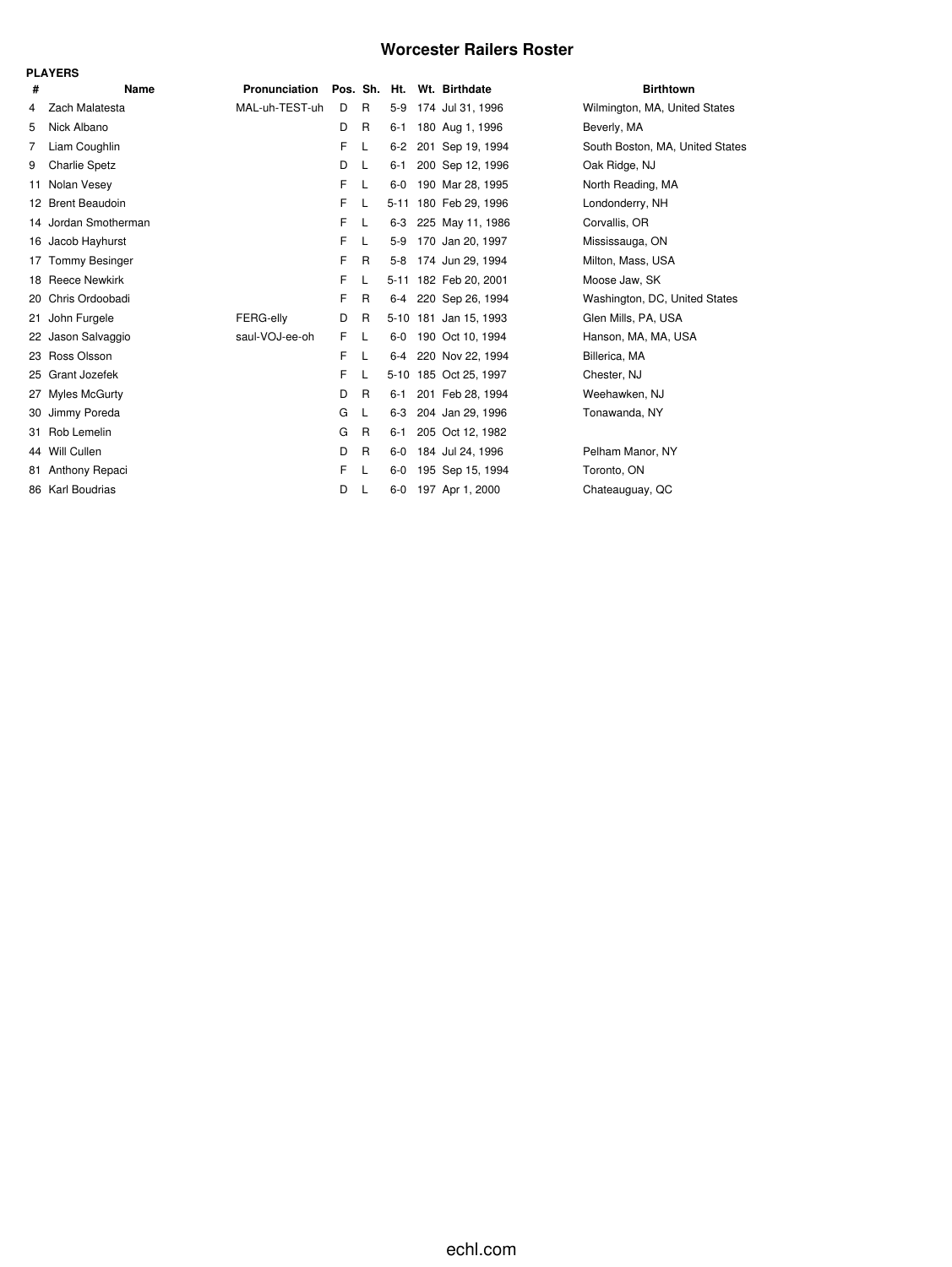# Worcester Railers Roster

**PLAYERS**

| # | Name | Pronunciation | Pos. | Sh. | Ht. | Wt. | Birthdate | Birthtown |
|---|---|---|---|---|---|---|---|---|
| 4 | Zach Malatesta | MAL-uh-TEST-uh | D | R | 5-9 | 174 | Jul 31, 1996 | Wilmington, MA, United States |
| 5 | Nick Albano | | D | R | 6-1 | 180 | Aug 1, 1996 | Beverly, MA |
| 7 | Liam Coughlin | | F | L | 6-2 | 201 | Sep 19, 1994 | South Boston, MA, United States |
| 9 | Charlie Spetz | | D | L | 6-1 | 200 | Sep 12, 1996 | Oak Ridge, NJ |
| 11 | Nolan Vesey | | F | L | 6-0 | 190 | Mar 28, 1995 | North Reading, MA |
| 12 | Brent Beaudoin | | F | L | 5-11 | 180 | Feb 29, 1996 | Londonderry, NH |
| 14 | Jordan Smotherman | | F | L | 6-3 | 225 | May 11, 1986 | Corvallis, OR |
| 16 | Jacob Hayhurst | | F | L | 5-9 | 170 | Jan 20, 1997 | Mississauga, ON |
| 17 | Tommy Besinger | | F | R | 5-8 | 174 | Jun 29, 1994 | Milton, Mass, USA |
| 18 | Reece Newkirk | | F | L | 5-11 | 182 | Feb 20, 2001 | Moose Jaw, SK |
| 20 | Chris Ordoobadi | | F | R | 6-4 | 220 | Sep 26, 1994 | Washington, DC, United States |
| 21 | John Furgele | FERG-elly | D | R | 5-10 | 181 | Jan 15, 1993 | Glen Mills, PA, USA |
| 22 | Jason Salvaggio | saul-VOJ-ee-oh | F | L | 6-0 | 190 | Oct 10, 1994 | Hanson, MA, MA, USA |
| 23 | Ross Olsson | | F | L | 6-4 | 220 | Nov 22, 1994 | Billerica, MA |
| 25 | Grant Jozefek | | F | L | 5-10 | 185 | Oct 25, 1997 | Chester, NJ |
| 27 | Myles McGurty | | D | R | 6-1 | 201 | Feb 28, 1994 | Weehawken, NJ |
| 30 | Jimmy Poreda | | G | L | 6-3 | 204 | Jan 29, 1996 | Tonawanda, NY |
| 31 | Rob Lemelin | | G | R | 6-1 | 205 | Oct 12, 1982 | |
| 44 | Will Cullen | | D | R | 6-0 | 184 | Jul 24, 1996 | Pelham Manor, NY |
| 81 | Anthony Repaci | | F | L | 6-0 | 195 | Sep 15, 1994 | Toronto, ON |
| 86 | Karl Boudrias | | D | L | 6-0 | 197 | Apr 1, 2000 | Chateauguay, QC |

echl.com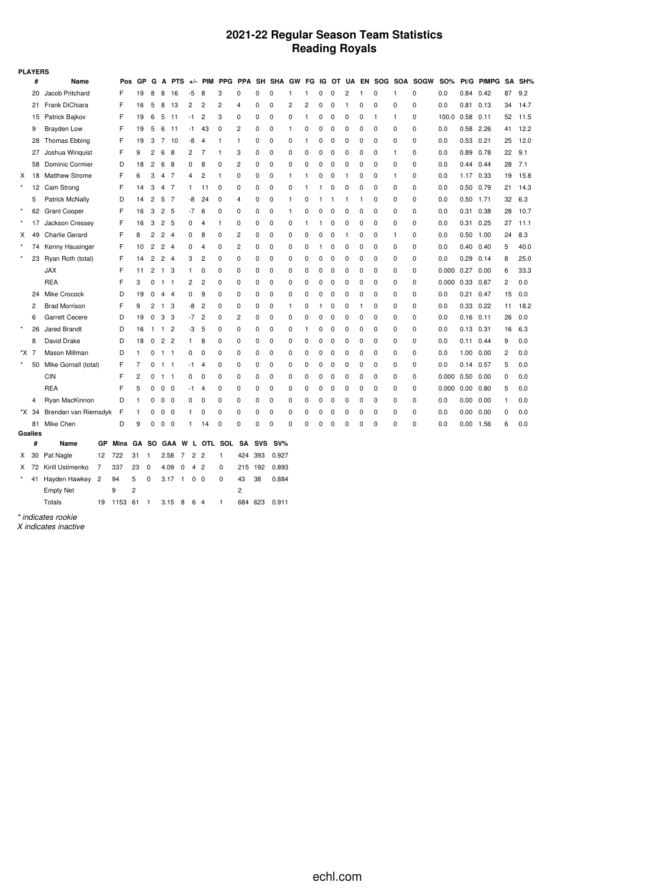# 2021-22 Regular Season Team Statistics
## Reading Royals

**PLAYERS**

| | # | Name | Pos | GP | G | A | PTS | +/- | PIM | PPG | PPA | SH | SHA | GW | FG | IG | OT | UA | EN | SOG | SOA | SOGW | SO% | Pt/G | PIMPG | SA | SH% |
|---|---|---|---|---|---|---|---|---|---|---|---|---|---|---|---|---|---|---|---|---|---|---|---|---|---|---|---|
| | 20 | Jacob Pritchard | F | 19 | 8 | 8 | 16 | -5 | 8 | 3 | 0 | 0 | 0 | 1 | 1 | 0 | 0 | 2 | 1 | 0 | 1 | 0 | 0.0 | 0.84 | 0.42 | 87 | 9.2 |
| | 21 | Frank DiChiara | F | 16 | 5 | 8 | 13 | 2 | 2 | 2 | 4 | 0 | 0 | 2 | 2 | 0 | 0 | 1 | 0 | 0 | 0 | 0 | 0.0 | 0.81 | 0.13 | 34 | 14.7 |
| | 15 | Patrick Bajkov | F | 19 | 6 | 5 | 11 | -1 | 2 | 3 | 0 | 0 | 0 | 0 | 1 | 0 | 0 | 0 | 0 | 1 | 1 | 0 | 100.0 | 0.58 | 0.11 | 52 | 11.5 |
| | 9 | Brayden Low | F | 19 | 5 | 6 | 11 | -1 | 43 | 0 | 2 | 0 | 0 | 1 | 0 | 0 | 0 | 0 | 0 | 0 | 0 | 0 | 0.0 | 0.58 | 2.26 | 41 | 12.2 |
| | 28 | Thomas Ebbing | F | 19 | 3 | 7 | 10 | -8 | 4 | 1 | 1 | 0 | 0 | 0 | 1 | 0 | 0 | 0 | 0 | 0 | 0 | 0 | 0.0 | 0.53 | 0.21 | 25 | 12.0 |
| | 27 | Joshua Winquist | F | 9 | 2 | 6 | 8 | 2 | 7 | 1 | 3 | 0 | 0 | 0 | 0 | 0 | 0 | 0 | 0 | 0 | 1 | 0 | 0.0 | 0.89 | 0.78 | 22 | 9.1 |
| | 58 | Dominic Cormier | D | 18 | 2 | 6 | 8 | 0 | 8 | 0 | 2 | 0 | 0 | 0 | 0 | 0 | 0 | 0 | 0 | 0 | 0 | 0 | 0.0 | 0.44 | 0.44 | 28 | 7.1 |
| X | 18 | Matthew Strome | F | 6 | 3 | 4 | 7 | 4 | 2 | 1 | 0 | 0 | 0 | 1 | 1 | 0 | 0 | 1 | 0 | 0 | 1 | 0 | 0.0 | 1.17 | 0.33 | 19 | 15.8 |
| * | 12 | Cam Strong | F | 14 | 3 | 4 | 7 | 1 | 11 | 0 | 0 | 0 | 0 | 0 | 1 | 1 | 0 | 0 | 0 | 0 | 0 | 0 | 0.0 | 0.50 | 0.79 | 21 | 14.3 |
| | 5 | Patrick McNally | D | 14 | 2 | 5 | 7 | -8 | 24 | 0 | 4 | 0 | 0 | 1 | 0 | 1 | 1 | 1 | 1 | 0 | 0 | 0 | 0.0 | 0.50 | 1.71 | 32 | 6.3 |
| * | 62 | Grant Cooper | F | 16 | 3 | 2 | 5 | -7 | 6 | 0 | 0 | 0 | 0 | 1 | 0 | 0 | 0 | 0 | 0 | 0 | 0 | 0 | 0.0 | 0.31 | 0.38 | 28 | 10.7 |
| * | 17 | Jackson Cressey | F | 16 | 3 | 2 | 5 | 0 | 4 | 1 | 0 | 0 | 0 | 0 | 1 | 1 | 0 | 0 | 0 | 0 | 0 | 0 | 0.0 | 0.31 | 0.25 | 27 | 11.1 |
| X | 49 | Charlie Gerard | F | 8 | 2 | 2 | 4 | 0 | 8 | 0 | 2 | 0 | 0 | 0 | 0 | 0 | 0 | 1 | 0 | 0 | 1 | 0 | 0.0 | 0.50 | 1.00 | 24 | 8.3 |
| * | 74 | Kenny Hausinger | F | 10 | 2 | 2 | 4 | 0 | 4 | 0 | 2 | 0 | 0 | 0 | 0 | 1 | 0 | 0 | 0 | 0 | 0 | 0 | 0.0 | 0.40 | 0.40 | 5 | 40.0 |
| * | 23 | Ryan Roth (total) | F | 14 | 2 | 2 | 4 | 3 | 2 | 0 | 0 | 0 | 0 | 0 | 0 | 0 | 0 | 0 | 0 | 0 | 0 | 0 | 0.0 | 0.29 | 0.14 | 8 | 25.0 |
| | | JAX | F | 11 | 2 | 1 | 3 | 1 | 0 | 0 | 0 | 0 | 0 | 0 | 0 | 0 | 0 | 0 | 0 | 0 | 0 | 0 | 0.000 | 0.27 | 0.00 | 6 | 33.3 |
| | | REA | F | 3 | 0 | 1 | 1 | 2 | 2 | 0 | 0 | 0 | 0 | 0 | 0 | 0 | 0 | 0 | 0 | 0 | 0 | 0 | 0.000 | 0.33 | 0.67 | 2 | 0.0 |
| | 24 | Mike Crocock | D | 19 | 0 | 4 | 4 | 0 | 9 | 0 | 0 | 0 | 0 | 0 | 0 | 0 | 0 | 0 | 0 | 0 | 0 | 0 | 0.0 | 0.21 | 0.47 | 15 | 0.0 |
| | 2 | Brad Morrison | F | 9 | 2 | 1 | 3 | -8 | 2 | 0 | 0 | 0 | 0 | 1 | 0 | 1 | 0 | 0 | 1 | 0 | 0 | 0 | 0.0 | 0.33 | 0.22 | 11 | 18.2 |
| | 6 | Garrett Cecere | D | 19 | 0 | 3 | 3 | -7 | 2 | 0 | 2 | 0 | 0 | 0 | 0 | 0 | 0 | 0 | 0 | 0 | 0 | 0 | 0.0 | 0.16 | 0.11 | 26 | 0.0 |
| * | 26 | Jared Brandt | D | 16 | 1 | 1 | 2 | -3 | 5 | 0 | 0 | 0 | 0 | 0 | 1 | 0 | 0 | 0 | 0 | 0 | 0 | 0 | 0.0 | 0.13 | 0.31 | 16 | 6.3 |
| | 8 | David Drake | D | 18 | 0 | 2 | 2 | 1 | 8 | 0 | 0 | 0 | 0 | 0 | 0 | 0 | 0 | 0 | 0 | 0 | 0 | 0 | 0.0 | 0.11 | 0.44 | 9 | 0.0 |
| *X | 7 | Mason Millman | D | 1 | 0 | 1 | 1 | 0 | 0 | 0 | 0 | 0 | 0 | 0 | 0 | 0 | 0 | 0 | 0 | 0 | 0 | 0 | 0.0 | 1.00 | 0.00 | 2 | 0.0 |
| * | 50 | Mike Gornall (total) | F | 7 | 0 | 1 | 1 | -1 | 4 | 0 | 0 | 0 | 0 | 0 | 0 | 0 | 0 | 0 | 0 | 0 | 0 | 0 | 0.0 | 0.14 | 0.57 | 5 | 0.0 |
| | | CIN | F | 2 | 0 | 1 | 1 | 0 | 0 | 0 | 0 | 0 | 0 | 0 | 0 | 0 | 0 | 0 | 0 | 0 | 0 | 0 | 0.000 | 0.50 | 0.00 | 0 | 0.0 |
| | | REA | F | 5 | 0 | 0 | 0 | -1 | 4 | 0 | 0 | 0 | 0 | 0 | 0 | 0 | 0 | 0 | 0 | 0 | 0 | 0 | 0.000 | 0.00 | 0.80 | 5 | 0.0 |
| | 4 | Ryan MacKinnon | D | 1 | 0 | 0 | 0 | 0 | 0 | 0 | 0 | 0 | 0 | 0 | 0 | 0 | 0 | 0 | 0 | 0 | 0 | 0 | 0.0 | 0.00 | 0.00 | 1 | 0.0 |
| *X | 34 | Brendan van Riemsdyk | F | 1 | 0 | 0 | 0 | 1 | 0 | 0 | 0 | 0 | 0 | 0 | 0 | 0 | 0 | 0 | 0 | 0 | 0 | 0 | 0.0 | 0.00 | 0.00 | 0 | 0.0 |
| | 81 | Mike Chen | D | 9 | 0 | 0 | 0 | 1 | 14 | 0 | 0 | 0 | 0 | 0 | 0 | 0 | 0 | 0 | 0 | 0 | 0 | 0 | 0.0 | 0.00 | 1.56 | 6 | 0.0 |

**Goalies**

| | # | Name | GP | Mins | GA | SO | GAA | W | L | OTL | SOL | SA | SVS | SV% |
|---|---|---|---|---|---|---|---|---|---|---|---|---|---|---|
| X | 30 | Pat Nagle | 12 | 722 | 31 | 1 | 2.58 | 7 | 2 | 2 | 1 | 424 | 393 | 0.927 |
| X | 72 | Kirill Ustimenko | 7 | 337 | 23 | 0 | 4.09 | 0 | 4 | 2 | 0 | 215 | 192 | 0.893 |
| * | 41 | Hayden Hawkey | 2 | 94 | 5 | 0 | 3.17 | 1 | 0 | 0 | 0 | 43 | 38 | 0.884 |
| | | Empty Net | | 9 | 2 | | | | | | | 2 | | |
| | | Totals | 19 | 1153 | 61 | 1 | 3.15 | 8 | 6 | 4 | 1 | 684 | 623 | 0.911 |

*\* indicates rookie*
*X indicates inactive*

echl.com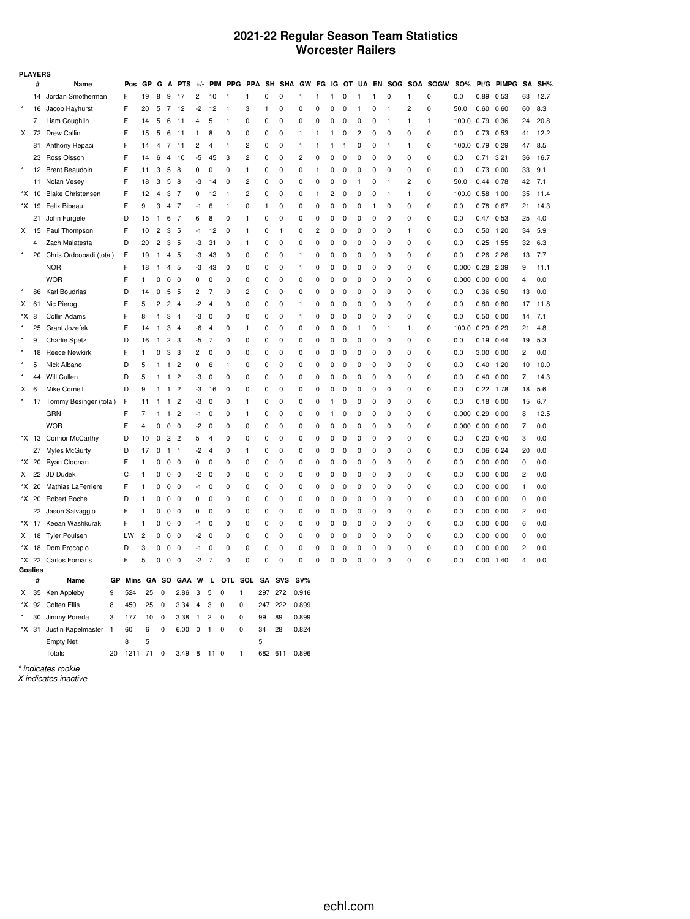# 2021-22 Regular Season Team Statistics
## Worcester Railers

**PLAYERS**

| | # | Name | Pos | GP | G | A | PTS | +/- | PIM | PPG | PPA | SH | SHA | GW | FG | IG | OT | UA | EN | SOG | SOA | SOGW | SO% | Pt/G | PIMPG | SA | SH% |
|---|---|---|---|---|---|---|---|---|---|---|---|---|---|---|---|---|---|---|---|---|---|---|---|---|---|---|---|
| | 14 | Jordan Smotherman | F | 19 | 8 | 9 | 17 | 2 | 10 | 1 | 1 | 0 | 0 | 1 | 1 | 1 | 0 | 1 | 1 | 0 | 1 | 0 | 0.0 | 0.89 | 0.53 | 63 | 12.7 |
| * | 16 | Jacob Hayhurst | F | 20 | 5 | 7 | 12 | -2 | 12 | 1 | 3 | 1 | 0 | 0 | 0 | 0 | 0 | 1 | 0 | 1 | 2 | 0 | 50.0 | 0.60 | 0.60 | 60 | 8.3 |
| | 7 | Liam Coughlin | F | 14 | 5 | 6 | 11 | 4 | 5 | 1 | 0 | 0 | 0 | 0 | 0 | 0 | 0 | 0 | 0 | 1 | 1 | 1 | 100.0 | 0.79 | 0.36 | 24 | 20.8 |
| X | 72 | Drew Callin | F | 15 | 5 | 6 | 11 | 1 | 8 | 0 | 0 | 0 | 0 | 1 | 1 | 1 | 0 | 2 | 0 | 0 | 0 | 0 | 0.0 | 0.73 | 0.53 | 41 | 12.2 |
| | 81 | Anthony Repaci | F | 14 | 4 | 7 | 11 | 2 | 4 | 1 | 2 | 0 | 0 | 1 | 1 | 1 | 1 | 0 | 0 | 1 | 1 | 0 | 100.0 | 0.79 | 0.29 | 47 | 8.5 |
| | 23 | Ross Olsson | F | 14 | 6 | 4 | 10 | -5 | 45 | 3 | 2 | 0 | 0 | 2 | 0 | 0 | 0 | 0 | 0 | 0 | 0 | 0 | 0.0 | 0.71 | 3.21 | 36 | 16.7 |
| * | 12 | Brent Beaudoin | F | 11 | 3 | 5 | 8 | 0 | 0 | 0 | 1 | 0 | 0 | 0 | 1 | 0 | 0 | 0 | 0 | 0 | 0 | 0 | 0.0 | 0.73 | 0.00 | 33 | 9.1 |
| | 11 | Nolan Vesey | F | 18 | 3 | 5 | 8 | -3 | 14 | 0 | 2 | 0 | 0 | 0 | 0 | 0 | 0 | 1 | 0 | 1 | 2 | 0 | 50.0 | 0.44 | 0.78 | 42 | 7.1 |
| *X | 10 | Blake Christensen | F | 12 | 4 | 3 | 7 | 0 | 12 | 1 | 2 | 0 | 0 | 0 | 1 | 2 | 0 | 0 | 0 | 1 | 1 | 0 | 100.0 | 0.58 | 1.00 | 35 | 11.4 |
| *X | 19 | Felix Bibeau | F | 9 | 3 | 4 | 7 | -1 | 6 | 1 | 0 | 1 | 0 | 0 | 0 | 0 | 0 | 0 | 1 | 0 | 0 | 0 | 0.0 | 0.78 | 0.67 | 21 | 14.3 |
| | 21 | John Furgele | D | 15 | 1 | 6 | 7 | 6 | 8 | 0 | 1 | 0 | 0 | 0 | 0 | 0 | 0 | 0 | 0 | 0 | 0 | 0 | 0.0 | 0.47 | 0.53 | 25 | 4.0 |
| X | 15 | Paul Thompson | F | 10 | 2 | 3 | 5 | -1 | 12 | 0 | 1 | 0 | 1 | 0 | 2 | 0 | 0 | 0 | 0 | 0 | 1 | 0 | 0.0 | 0.50 | 1.20 | 34 | 5.9 |
| | 4 | Zach Malatesta | D | 20 | 2 | 3 | 5 | -3 | 31 | 0 | 1 | 0 | 0 | 0 | 0 | 0 | 0 | 0 | 0 | 0 | 0 | 0 | 0.0 | 0.25 | 1.55 | 32 | 6.3 |
| * | 20 | Chris Ordoobadi (total) | F | 19 | 1 | 4 | 5 | -3 | 43 | 0 | 0 | 0 | 0 | 1 | 0 | 0 | 0 | 0 | 0 | 0 | 0 | 0 | 0.0 | 0.26 | 2.26 | 13 | 7.7 |
| | | NOR | F | 18 | 1 | 4 | 5 | -3 | 43 | 0 | 0 | 0 | 0 | 1 | 0 | 0 | 0 | 0 | 0 | 0 | 0 | 0 | 0.000 | 0.28 | 2.39 | 9 | 11.1 |
| | | WOR | F | 1 | 0 | 0 | 0 | 0 | 0 | 0 | 0 | 0 | 0 | 0 | 0 | 0 | 0 | 0 | 0 | 0 | 0 | 0 | 0.000 | 0.00 | 0.00 | 4 | 0.0 |
| * | 86 | Karl Boudrias | D | 14 | 0 | 5 | 5 | 2 | 7 | 0 | 2 | 0 | 0 | 0 | 0 | 0 | 0 | 0 | 0 | 0 | 0 | 0 | 0.0 | 0.36 | 0.50 | 13 | 0.0 |
| X | 61 | Nic Pierog | F | 5 | 2 | 2 | 4 | -2 | 4 | 0 | 0 | 0 | 0 | 1 | 0 | 0 | 0 | 0 | 0 | 0 | 0 | 0 | 0.0 | 0.80 | 0.80 | 17 | 11.8 |
| *X | 8 | Collin Adams | F | 8 | 1 | 3 | 4 | -3 | 0 | 0 | 0 | 0 | 0 | 1 | 0 | 0 | 0 | 0 | 0 | 0 | 0 | 0 | 0.0 | 0.50 | 0.00 | 14 | 7.1 |
| * | 25 | Grant Jozefek | F | 14 | 1 | 3 | 4 | -6 | 4 | 0 | 1 | 0 | 0 | 0 | 0 | 0 | 0 | 1 | 0 | 1 | 1 | 0 | 100.0 | 0.29 | 0.29 | 21 | 4.8 |
| * | 9 | Charlie Spetz | D | 16 | 1 | 2 | 3 | -5 | 7 | 0 | 0 | 0 | 0 | 0 | 0 | 0 | 0 | 0 | 0 | 0 | 0 | 0 | 0.0 | 0.19 | 0.44 | 19 | 5.3 |
| * | 18 | Reece Newkirk | F | 1 | 0 | 3 | 3 | 2 | 0 | 0 | 0 | 0 | 0 | 0 | 0 | 0 | 0 | 0 | 0 | 0 | 0 | 0 | 0.0 | 3.00 | 0.00 | 2 | 0.0 |
| * | 5 | Nick Albano | D | 5 | 1 | 1 | 2 | 0 | 6 | 1 | 0 | 0 | 0 | 0 | 0 | 0 | 0 | 0 | 0 | 0 | 0 | 0 | 0.0 | 0.40 | 1.20 | 10 | 10.0 |
| * | 44 | Will Cullen | D | 5 | 1 | 1 | 2 | -3 | 0 | 0 | 0 | 0 | 0 | 0 | 0 | 0 | 0 | 0 | 0 | 0 | 0 | 0 | 0.0 | 0.40 | 0.00 | 7 | 14.3 |
| X | 6 | Mike Cornell | D | 9 | 1 | 1 | 2 | -3 | 16 | 0 | 0 | 0 | 0 | 0 | 0 | 0 | 0 | 0 | 0 | 0 | 0 | 0 | 0.0 | 0.22 | 1.78 | 18 | 5.6 |
| * | 17 | Tommy Besinger (total) | F | 11 | 1 | 1 | 2 | -3 | 0 | 0 | 1 | 0 | 0 | 0 | 0 | 1 | 0 | 0 | 0 | 0 | 0 | 0 | 0.0 | 0.18 | 0.00 | 15 | 6.7 |
| | | GRN | F | 7 | 1 | 1 | 2 | -1 | 0 | 0 | 1 | 0 | 0 | 0 | 0 | 1 | 0 | 0 | 0 | 0 | 0 | 0 | 0.000 | 0.29 | 0.00 | 8 | 12.5 |
| | | WOR | F | 4 | 0 | 0 | 0 | -2 | 0 | 0 | 0 | 0 | 0 | 0 | 0 | 0 | 0 | 0 | 0 | 0 | 0 | 0 | 0.000 | 0.00 | 0.00 | 7 | 0.0 |
| *X | 13 | Connor McCarthy | D | 10 | 0 | 2 | 2 | 5 | 4 | 0 | 0 | 0 | 0 | 0 | 0 | 0 | 0 | 0 | 0 | 0 | 0 | 0 | 0.0 | 0.20 | 0.40 | 3 | 0.0 |
| | 27 | Myles McGurty | D | 17 | 0 | 1 | 1 | -2 | 4 | 0 | 1 | 0 | 0 | 0 | 0 | 0 | 0 | 0 | 0 | 0 | 0 | 0 | 0.0 | 0.06 | 0.24 | 20 | 0.0 |
| *X | 20 | Ryan Cloonan | F | 1 | 0 | 0 | 0 | 0 | 0 | 0 | 0 | 0 | 0 | 0 | 0 | 0 | 0 | 0 | 0 | 0 | 0 | 0 | 0.0 | 0.00 | 0.00 | 0 | 0.0 |
| X | 22 | JD Dudek | C | 1 | 0 | 0 | 0 | -2 | 0 | 0 | 0 | 0 | 0 | 0 | 0 | 0 | 0 | 0 | 0 | 0 | 0 | 0 | 0.0 | 0.00 | 0.00 | 2 | 0.0 |
| *X | 20 | Mathias LaFerriere | F | 1 | 0 | 0 | 0 | -1 | 0 | 0 | 0 | 0 | 0 | 0 | 0 | 0 | 0 | 0 | 0 | 0 | 0 | 0 | 0.0 | 0.00 | 0.00 | 1 | 0.0 |
| *X | 20 | Robert Roche | D | 1 | 0 | 0 | 0 | 0 | 0 | 0 | 0 | 0 | 0 | 0 | 0 | 0 | 0 | 0 | 0 | 0 | 0 | 0 | 0.0 | 0.00 | 0.00 | 0 | 0.0 |
| | 22 | Jason Salvaggio | F | 1 | 0 | 0 | 0 | 0 | 0 | 0 | 0 | 0 | 0 | 0 | 0 | 0 | 0 | 0 | 0 | 0 | 0 | 0 | 0.0 | 0.00 | 0.00 | 2 | 0.0 |
| *X | 17 | Keean Washkurak | F | 1 | 0 | 0 | 0 | -1 | 0 | 0 | 0 | 0 | 0 | 0 | 0 | 0 | 0 | 0 | 0 | 0 | 0 | 0 | 0.0 | 0.00 | 0.00 | 6 | 0.0 |
| X | 18 | Tyler Poulsen | LW | 2 | 0 | 0 | 0 | -2 | 0 | 0 | 0 | 0 | 0 | 0 | 0 | 0 | 0 | 0 | 0 | 0 | 0 | 0 | 0.0 | 0.00 | 0.00 | 0 | 0.0 |
| *X | 18 | Dom Procopio | D | 3 | 0 | 0 | 0 | -1 | 0 | 0 | 0 | 0 | 0 | 0 | 0 | 0 | 0 | 0 | 0 | 0 | 0 | 0 | 0.0 | 0.00 | 0.00 | 2 | 0.0 |
| *X | 22 | Carlos Fornaris | F | 5 | 0 | 0 | 0 | -2 | 7 | 0 | 0 | 0 | 0 | 0 | 0 | 0 | 0 | 0 | 0 | 0 | 0 | 0 | 0.0 | 0.00 | 1.40 | 4 | 0.0 |

**Goalies**

| | # | Name | GP | Mins | GA | SO | GAA | W | L | OTL | SOL | SA | SVS | SV% |
|---|---|---|---|---|---|---|---|---|---|---|---|---|---|---|
| X | 35 | Ken Appleby | 9 | 524 | 25 | 0 | 2.86 | 3 | 5 | 0 | 1 | 297 | 272 | 0.916 |
| *X | 92 | Colten Ellis | 8 | 450 | 25 | 0 | 3.34 | 4 | 3 | 0 | 0 | 247 | 222 | 0.899 |
| * | 30 | Jimmy Poreda | 3 | 177 | 10 | 0 | 3.38 | 1 | 2 | 0 | 0 | 99 | 89 | 0.899 |
| *X | 31 | Justin Kapelmaster | 1 | 60 | 6 | 0 | 6.00 | 0 | 1 | 0 | 0 | 34 | 28 | 0.824 |
| | | Empty Net | | 8 | 5 | | | | | | | 5 | | |
| | | Totals | 20 | 1211 | 71 | 0 | 3.49 | 8 | 11 | 0 | 1 | 682 | 611 | 0.896 |

*\* indicates rookie*
*X indicates inactive*

echl.com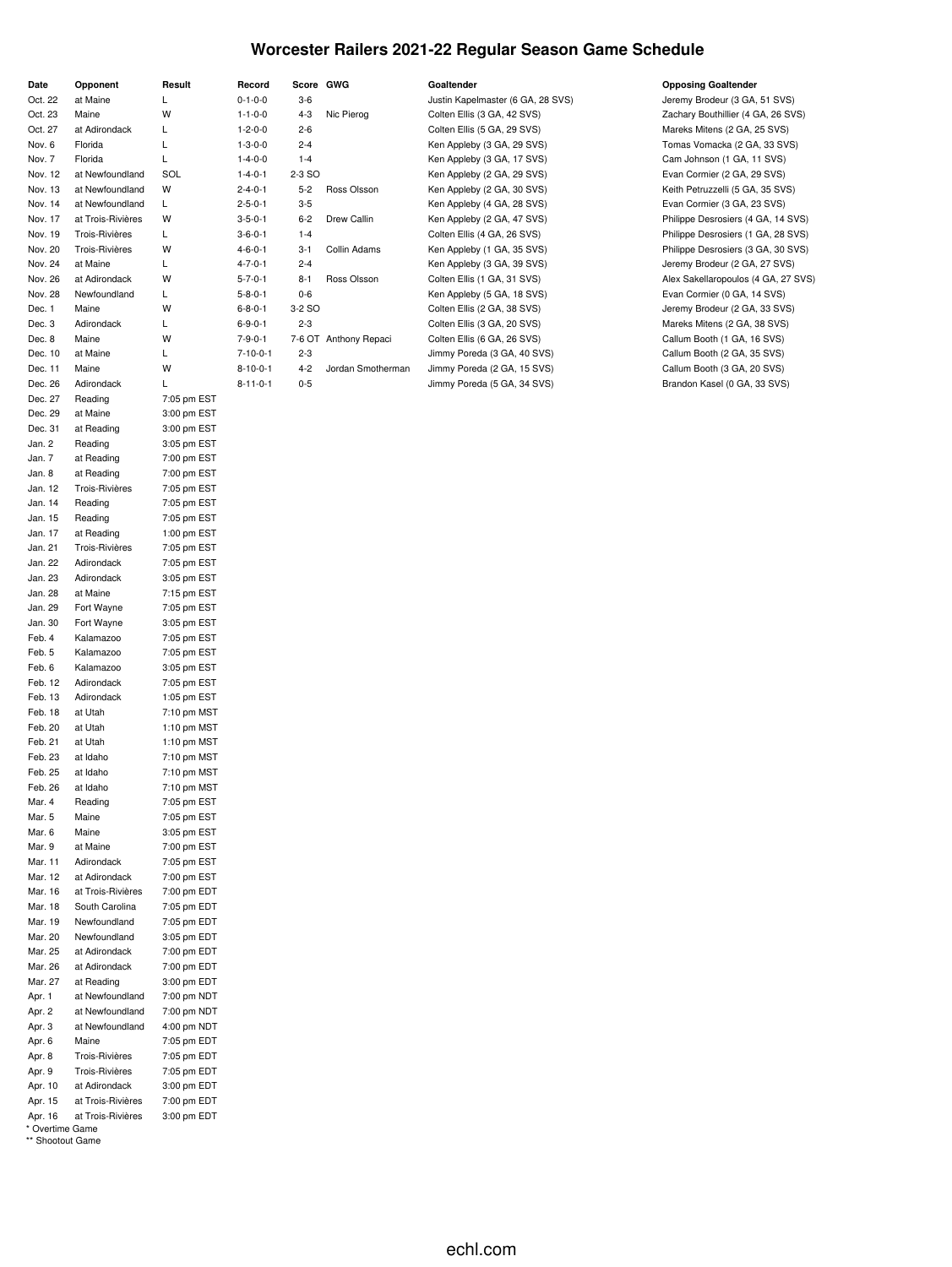# Worcester Railers 2021-22 Regular Season Game Schedule

| Date | Opponent | Result | Record | Score | GWG | Goaltender | Opposing Goaltender |
|---|---|---|---|---|---|---|---|
| Oct. 22 | at Maine | L | 0-1-0-0 | 3-6 | | Justin Kapelmaster (6 GA, 28 SVS) | Jeremy Brodeur (3 GA, 51 SVS) |
| Oct. 23 | Maine | W | 1-1-0-0 | 4-3 | Nic Pierog | Colten Ellis (3 GA, 42 SVS) | Zachary Bouthillier (4 GA, 26 SVS) |
| Oct. 27 | at Adirondack | L | 1-2-0-0 | 2-6 | | Colten Ellis (5 GA, 29 SVS) | Mareks Mitens (2 GA, 25 SVS) |
| Nov. 6 | Florida | L | 1-3-0-0 | 2-4 | | Ken Appleby (3 GA, 29 SVS) | Tomas Vomacka (2 GA, 33 SVS) |
| Nov. 7 | Florida | L | 1-4-0-0 | 1-4 | | Ken Appleby (3 GA, 17 SVS) | Cam Johnson (1 GA, 11 SVS) |
| Nov. 12 | at Newfoundland | SOL | 1-4-0-1 | 2-3 SO | | Ken Appleby (2 GA, 29 SVS) | Evan Cormier (2 GA, 29 SVS) |
| Nov. 13 | at Newfoundland | W | 2-4-0-1 | 5-2 | Ross Olsson | Ken Appleby (2 GA, 30 SVS) | Keith Petruzzelli (5 GA, 35 SVS) |
| Nov. 14 | at Newfoundland | L | 2-5-0-1 | 3-5 | | Ken Appleby (4 GA, 28 SVS) | Evan Cormier (3 GA, 23 SVS) |
| Nov. 17 | at Trois-Rivières | W | 3-5-0-1 | 6-2 | Drew Callin | Ken Appleby (2 GA, 47 SVS) | Philippe Desrosiers (4 GA, 14 SVS) |
| Nov. 19 | Trois-Rivières | L | 3-6-0-1 | 1-4 | | Colten Ellis (4 GA, 26 SVS) | Philippe Desrosiers (1 GA, 28 SVS) |
| Nov. 20 | Trois-Rivières | W | 4-6-0-1 | 3-1 | Collin Adams | Ken Appleby (1 GA, 35 SVS) | Philippe Desrosiers (3 GA, 30 SVS) |
| Nov. 24 | at Maine | L | 4-7-0-1 | 2-4 | | Ken Appleby (3 GA, 39 SVS) | Jeremy Brodeur (2 GA, 27 SVS) |
| Nov. 26 | at Adirondack | W | 5-7-0-1 | 8-1 | Ross Olsson | Colten Ellis (1 GA, 31 SVS) | Alex Sakellaropoulos (4 GA, 27 SVS) |
| Nov. 28 | Newfoundland | L | 5-8-0-1 | 0-6 | | Ken Appleby (5 GA, 18 SVS) | Evan Cormier (0 GA, 14 SVS) |
| Dec. 1 | Maine | W | 6-8-0-1 | 3-2 SO | | Colten Ellis (2 GA, 38 SVS) | Jeremy Brodeur (2 GA, 33 SVS) |
| Dec. 3 | Adirondack | L | 6-9-0-1 | 2-3 | | Colten Ellis (3 GA, 20 SVS) | Mareks Mitens (2 GA, 38 SVS) |
| Dec. 8 | Maine | W | 7-9-0-1 | 7-6 OT | Anthony Repaci | Colten Ellis (6 GA, 26 SVS) | Callum Booth (1 GA, 16 SVS) |
| Dec. 10 | at Maine | L | 7-10-0-1 | 2-3 | | Jimmy Poreda (3 GA, 40 SVS) | Callum Booth (2 GA, 35 SVS) |
| Dec. 11 | Maine | W | 8-10-0-1 | 4-2 | Jordan Smotherman | Jimmy Poreda (2 GA, 15 SVS) | Callum Booth (3 GA, 20 SVS) |
| Dec. 26 | Adirondack | L | 8-11-0-1 | 0-5 | | Jimmy Poreda (5 GA, 34 SVS) | Brandon Kasel (0 GA, 33 SVS) |
| Dec. 27 | Reading | 7:05 pm EST | | | | | |
| Dec. 29 | at Maine | 3:00 pm EST | | | | | |
| Dec. 31 | at Reading | 3:00 pm EST | | | | | |
| Jan. 2 | Reading | 3:05 pm EST | | | | | |
| Jan. 7 | at Reading | 7:00 pm EST | | | | | |
| Jan. 8 | at Reading | 7:00 pm EST | | | | | |
| Jan. 12 | Trois-Rivières | 7:05 pm EST | | | | | |
| Jan. 14 | Reading | 7:05 pm EST | | | | | |
| Jan. 15 | Reading | 7:05 pm EST | | | | | |
| Jan. 17 | at Reading | 1:00 pm EST | | | | | |
| Jan. 21 | Trois-Rivières | 7:05 pm EST | | | | | |
| Jan. 22 | Adirondack | 7:05 pm EST | | | | | |
| Jan. 23 | Adirondack | 3:05 pm EST | | | | | |
| Jan. 28 | at Maine | 7:15 pm EST | | | | | |
| Jan. 29 | Fort Wayne | 7:05 pm EST | | | | | |
| Jan. 30 | Fort Wayne | 3:05 pm EST | | | | | |
| Feb. 4 | Kalamazoo | 7:05 pm EST | | | | | |
| Feb. 5 | Kalamazoo | 7:05 pm EST | | | | | |
| Feb. 6 | Kalamazoo | 3:05 pm EST | | | | | |
| Feb. 12 | Adirondack | 7:05 pm EST | | | | | |
| Feb. 13 | Adirondack | 1:05 pm EST | | | | | |
| Feb. 18 | at Utah | 7:10 pm MST | | | | | |
| Feb. 20 | at Utah | 1:10 pm MST | | | | | |
| Feb. 21 | at Utah | 1:10 pm MST | | | | | |
| Feb. 23 | at Idaho | 7:10 pm MST | | | | | |
| Feb. 25 | at Idaho | 7:10 pm MST | | | | | |
| Feb. 26 | at Idaho | 7:10 pm MST | | | | | |
| Mar. 4 | Reading | 7:05 pm EST | | | | | |
| Mar. 5 | Maine | 7:05 pm EST | | | | | |
| Mar. 6 | Maine | 3:05 pm EST | | | | | |
| Mar. 9 | at Maine | 7:00 pm EST | | | | | |
| Mar. 11 | Adirondack | 7:05 pm EST | | | | | |
| Mar. 12 | at Adirondack | 7:00 pm EST | | | | | |
| Mar. 16 | at Trois-Rivières | 7:00 pm EDT | | | | | |
| Mar. 18 | South Carolina | 7:05 pm EDT | | | | | |
| Mar. 19 | Newfoundland | 7:05 pm EDT | | | | | |
| Mar. 20 | Newfoundland | 3:05 pm EDT | | | | | |
| Mar. 25 | at Adirondack | 7:00 pm EDT | | | | | |
| Mar. 26 | at Adirondack | 7:00 pm EDT | | | | | |
| Mar. 27 | at Reading | 3:00 pm EDT | | | | | |
| Apr. 1 | at Newfoundland | 7:00 pm NDT | | | | | |
| Apr. 2 | at Newfoundland | 7:00 pm NDT | | | | | |
| Apr. 3 | at Newfoundland | 4:00 pm NDT | | | | | |
| Apr. 6 | Maine | 7:05 pm EDT | | | | | |
| Apr. 8 | Trois-Rivières | 7:05 pm EDT | | | | | |
| Apr. 9 | Trois-Rivières | 7:05 pm EDT | | | | | |
| Apr. 10 | at Adirondack | 3:00 pm EDT | | | | | |
| Apr. 15 | at Trois-Rivières | 7:00 pm EDT | | | | | |
| Apr. 16 | at Trois-Rivières | 3:00 pm EDT | | | | | |

\* Overtime Game

\*\* Shootout Game

echl.com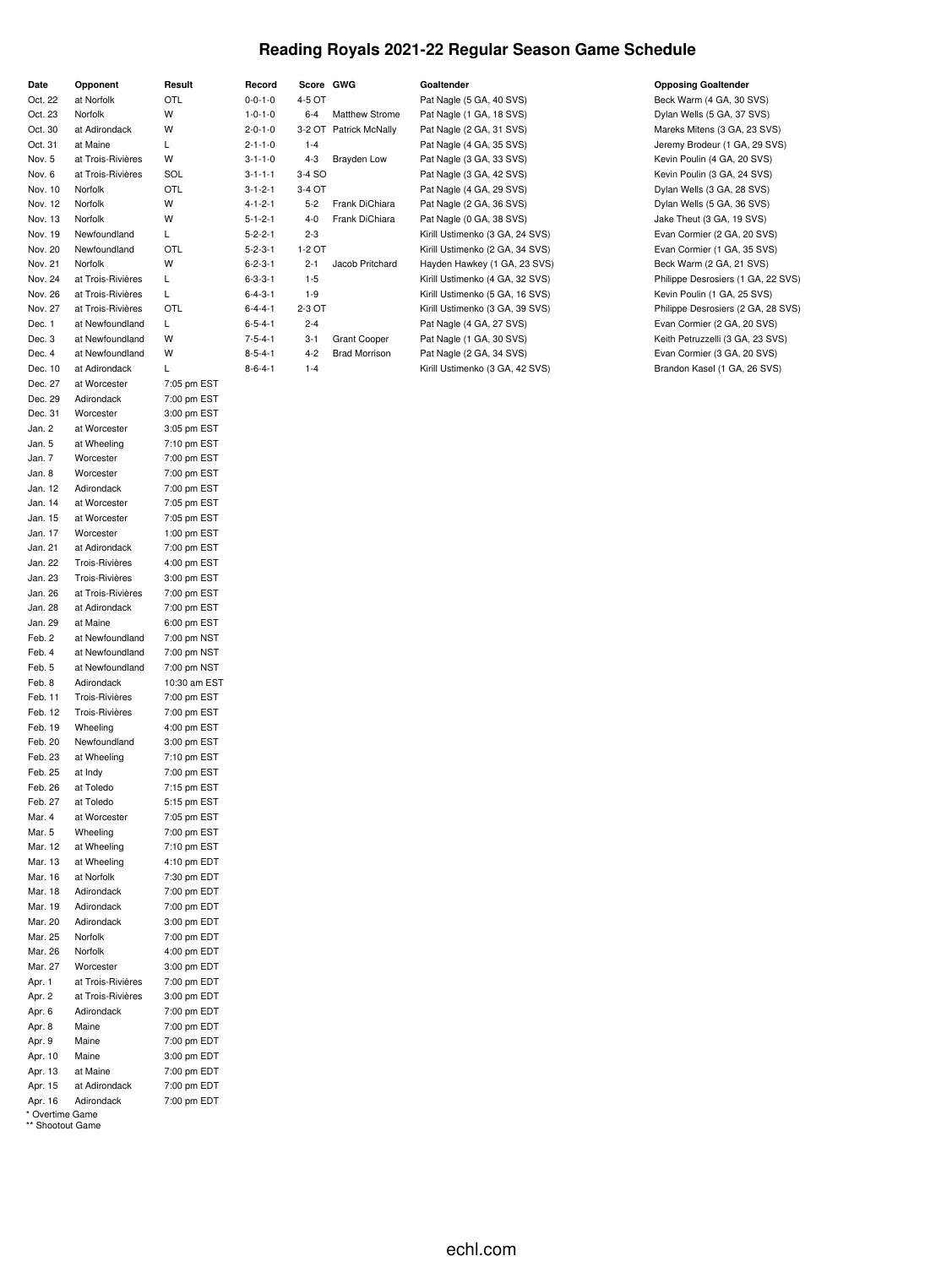# Reading Royals 2021-22 Regular Season Game Schedule

| Date | Opponent | Result | Record | Score | GWG | Goaltender | Opposing Goaltender |
|---|---|---|---|---|---|---|---|
| Oct. 22 | at Norfolk | OTL | 0-0-1-0 | 4-5 OT | | Pat Nagle (5 GA, 40 SVS) | Beck Warm (4 GA, 30 SVS) |
| Oct. 23 | Norfolk | W | 1-0-1-0 | 6-4 | Matthew Strome | Pat Nagle (1 GA, 18 SVS) | Dylan Wells (5 GA, 37 SVS) |
| Oct. 30 | at Adirondack | W | 2-0-1-0 | 3-2 OT | Patrick McNally | Pat Nagle (2 GA, 31 SVS) | Mareks Mitens (3 GA, 23 SVS) |
| Oct. 31 | at Maine | L | 2-1-1-0 | 1-4 | | Pat Nagle (4 GA, 35 SVS) | Jeremy Brodeur (1 GA, 29 SVS) |
| Nov. 5 | at Trois-Rivières | W | 3-1-1-0 | 4-3 | Brayden Low | Pat Nagle (3 GA, 33 SVS) | Kevin Poulin (4 GA, 20 SVS) |
| Nov. 6 | at Trois-Rivières | SOL | 3-1-1-1 | 3-4 SO | | Pat Nagle (3 GA, 42 SVS) | Kevin Poulin (3 GA, 24 SVS) |
| Nov. 10 | Norfolk | OTL | 3-1-2-1 | 3-4 OT | | Pat Nagle (4 GA, 29 SVS) | Dylan Wells (3 GA, 28 SVS) |
| Nov. 12 | Norfolk | W | 4-1-2-1 | 5-2 | Frank DiChiara | Pat Nagle (2 GA, 36 SVS) | Dylan Wells (5 GA, 36 SVS) |
| Nov. 13 | Norfolk | W | 5-1-2-1 | 4-0 | Frank DiChiara | Pat Nagle (0 GA, 38 SVS) | Jake Theut (3 GA, 19 SVS) |
| Nov. 19 | Newfoundland | L | 5-2-2-1 | 2-3 | | Kirill Ustimenko (3 GA, 24 SVS) | Evan Cormier (2 GA, 20 SVS) |
| Nov. 20 | Newfoundland | OTL | 5-2-3-1 | 1-2 OT | | Kirill Ustimenko (2 GA, 34 SVS) | Evan Cormier (1 GA, 35 SVS) |
| Nov. 21 | Norfolk | W | 6-2-3-1 | 2-1 | Jacob Pritchard | Hayden Hawkey (1 GA, 23 SVS) | Beck Warm (2 GA, 21 SVS) |
| Nov. 24 | at Trois-Rivières | L | 6-3-3-1 | 1-5 | | Kirill Ustimenko (4 GA, 32 SVS) | Philippe Desrosiers (1 GA, 22 SVS) |
| Nov. 26 | at Trois-Rivières | L | 6-4-3-1 | 1-9 | | Kirill Ustimenko (5 GA, 16 SVS) | Kevin Poulin (1 GA, 25 SVS) |
| Nov. 27 | at Trois-Rivières | OTL | 6-4-4-1 | 2-3 OT | | Kirill Ustimenko (3 GA, 39 SVS) | Philippe Desrosiers (2 GA, 28 SVS) |
| Dec. 1 | at Newfoundland | L | 6-5-4-1 | 2-4 | | Pat Nagle (4 GA, 27 SVS) | Evan Cormier (2 GA, 20 SVS) |
| Dec. 3 | at Newfoundland | W | 7-5-4-1 | 3-1 | Grant Cooper | Pat Nagle (1 GA, 30 SVS) | Keith Petruzzelli (3 GA, 23 SVS) |
| Dec. 4 | at Newfoundland | W | 8-5-4-1 | 4-2 | Brad Morrison | Pat Nagle (2 GA, 34 SVS) | Evan Cormier (3 GA, 20 SVS) |
| Dec. 10 | at Adirondack | L | 8-6-4-1 | 1-4 | | Kirill Ustimenko (3 GA, 42 SVS) | Brandon Kasel (1 GA, 26 SVS) |
| Dec. 27 | at Worcester | 7:05 pm EST | | | | | |
| Dec. 29 | Adirondack | 7:00 pm EST | | | | | |
| Dec. 31 | Worcester | 3:00 pm EST | | | | | |
| Jan. 2 | at Worcester | 3:05 pm EST | | | | | |
| Jan. 5 | at Wheeling | 7:10 pm EST | | | | | |
| Jan. 7 | Worcester | 7:00 pm EST | | | | | |
| Jan. 8 | Worcester | 7:00 pm EST | | | | | |
| Jan. 12 | Adirondack | 7:00 pm EST | | | | | |
| Jan. 14 | at Worcester | 7:05 pm EST | | | | | |
| Jan. 15 | at Worcester | 7:05 pm EST | | | | | |
| Jan. 17 | Worcester | 1:00 pm EST | | | | | |
| Jan. 21 | at Adirondack | 7:00 pm EST | | | | | |
| Jan. 22 | Trois-Rivières | 4:00 pm EST | | | | | |
| Jan. 23 | Trois-Rivières | 3:00 pm EST | | | | | |
| Jan. 26 | at Trois-Rivières | 7:00 pm EST | | | | | |
| Jan. 28 | at Adirondack | 7:00 pm EST | | | | | |
| Jan. 29 | at Maine | 6:00 pm EST | | | | | |
| Feb. 2 | at Newfoundland | 7:00 pm NST | | | | | |
| Feb. 4 | at Newfoundland | 7:00 pm NST | | | | | |
| Feb. 5 | at Newfoundland | 7:00 pm NST | | | | | |
| Feb. 8 | Adirondack | 10:30 am EST | | | | | |
| Feb. 11 | Trois-Rivières | 7:00 pm EST | | | | | |
| Feb. 12 | Trois-Rivières | 7:00 pm EST | | | | | |
| Feb. 19 | Wheeling | 4:00 pm EST | | | | | |
| Feb. 20 | Newfoundland | 3:00 pm EST | | | | | |
| Feb. 23 | at Wheeling | 7:10 pm EST | | | | | |
| Feb. 25 | at Indy | 7:00 pm EST | | | | | |
| Feb. 26 | at Toledo | 7:15 pm EST | | | | | |
| Feb. 27 | at Toledo | 5:15 pm EST | | | | | |
| Mar. 4 | at Worcester | 7:05 pm EST | | | | | |
| Mar. 5 | Wheeling | 7:00 pm EST | | | | | |
| Mar. 12 | at Wheeling | 7:10 pm EST | | | | | |
| Mar. 13 | at Wheeling | 4:10 pm EDT | | | | | |
| Mar. 16 | at Norfolk | 7:30 pm EDT | | | | | |
| Mar. 18 | Adirondack | 7:00 pm EDT | | | | | |
| Mar. 19 | Adirondack | 7:00 pm EDT | | | | | |
| Mar. 20 | Adirondack | 3:00 pm EDT | | | | | |
| Mar. 25 | Norfolk | 7:00 pm EDT | | | | | |
| Mar. 26 | Norfolk | 4:00 pm EDT | | | | | |
| Mar. 27 | Worcester | 3:00 pm EDT | | | | | |
| Apr. 1 | at Trois-Rivières | 7:00 pm EDT | | | | | |
| Apr. 2 | at Trois-Rivières | 3:00 pm EDT | | | | | |
| Apr. 6 | Adirondack | 7:00 pm EDT | | | | | |
| Apr. 8 | Maine | 7:00 pm EDT | | | | | |
| Apr. 9 | Maine | 7:00 pm EDT | | | | | |
| Apr. 10 | Maine | 3:00 pm EDT | | | | | |
| Apr. 13 | at Maine | 7:00 pm EDT | | | | | |
| Apr. 15 | at Adirondack | 7:00 pm EDT | | | | | |
| Apr. 16 | Adirondack | 7:00 pm EDT | | | | | |

* Overtime Game
** Shootout Game

echl.com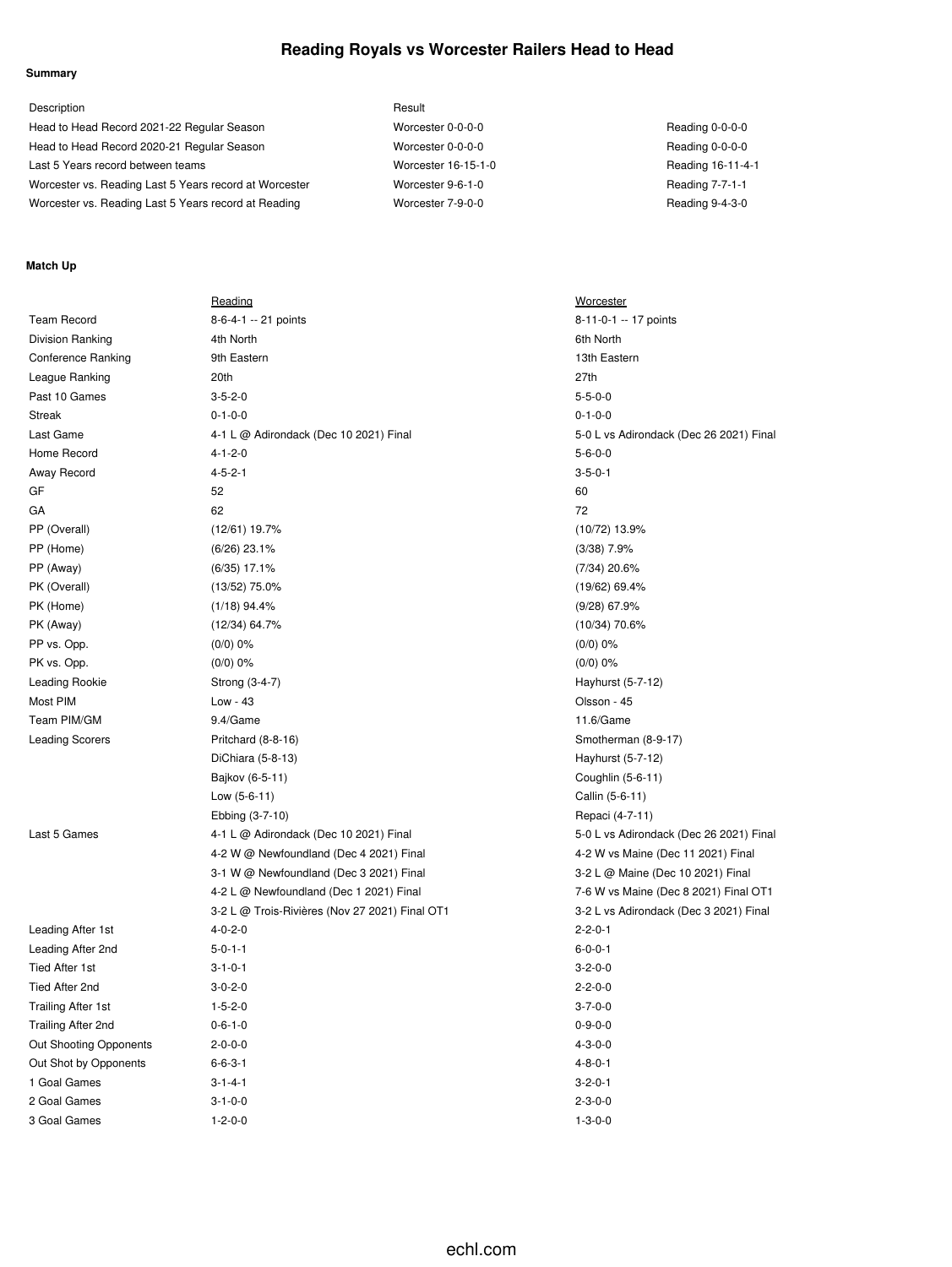# Reading Royals vs Worcester Railers Head to Head

**Summary**

| Description | Result | |
|---|---|---|
| Head to Head Record 2021-22 Regular Season | Worcester 0-0-0-0 | Reading 0-0-0-0 |
| Head to Head Record 2020-21 Regular Season | Worcester 0-0-0-0 | Reading 0-0-0-0 |
| Last 5 Years record between teams | Worcester 16-15-1-0 | Reading 16-11-4-1 |
| Worcester vs. Reading Last 5 Years record at Worcester | Worcester 9-6-1-0 | Reading 7-7-1-1 |
| Worcester vs. Reading Last 5 Years record at Reading | Worcester 7-9-0-0 | Reading 9-4-3-0 |

**Match Up**

| | Reading | Worcester |
|---|---|---|
| Team Record | 8-6-4-1 -- 21 points | 8-11-0-1 -- 17 points |
| Division Ranking | 4th North | 6th North |
| Conference Ranking | 9th Eastern | 13th Eastern |
| League Ranking | 20th | 27th |
| Past 10 Games | 3-5-2-0 | 5-5-0-0 |
| Streak | 0-1-0-0 | 0-1-0-0 |
| Last Game | 4-1 L @ Adirondack (Dec 10 2021) Final | 5-0 L vs Adirondack (Dec 26 2021) Final |
| Home Record | 4-1-2-0 | 5-6-0-0 |
| Away Record | 4-5-2-1 | 3-5-0-1 |
| GF | 52 | 60 |
| GA | 62 | 72 |
| PP (Overall) | (12/61) 19.7% | (10/72) 13.9% |
| PP (Home) | (6/26) 23.1% | (3/38) 7.9% |
| PP (Away) | (6/35) 17.1% | (7/34) 20.6% |
| PK (Overall) | (13/52) 75.0% | (19/62) 69.4% |
| PK (Home) | (1/18) 94.4% | (9/28) 67.9% |
| PK (Away) | (12/34) 64.7% | (10/34) 70.6% |
| PP vs. Opp. | (0/0) 0% | (0/0) 0% |
| PK vs. Opp. | (0/0) 0% | (0/0) 0% |
| Leading Rookie | Strong (3-4-7) | Hayhurst (5-7-12) |
| Most PIM | Low - 43 | Olsson - 45 |
| Team PIM/GM | 9.4/Game | 11.6/Game |
| Leading Scorers | Pritchard (8-8-16) | Smotherman (8-9-17) |
| | DiChiara (5-8-13) | Hayhurst (5-7-12) |
| | Bajkov (6-5-11) | Coughlin (5-6-11) |
| | Low (5-6-11) | Callin (5-6-11) |
| | Ebbing (3-7-10) | Repaci (4-7-11) |
| Last 5 Games | 4-1 L @ Adirondack (Dec 10 2021) Final | 5-0 L vs Adirondack (Dec 26 2021) Final |
| | 4-2 W @ Newfoundland (Dec 4 2021) Final | 4-2 W vs Maine (Dec 11 2021) Final |
| | 3-1 W @ Newfoundland (Dec 3 2021) Final | 3-2 L @ Maine (Dec 10 2021) Final |
| | 4-2 L @ Newfoundland (Dec 1 2021) Final | 7-6 W vs Maine (Dec 8 2021) Final OT1 |
| | 3-2 L @ Trois-Rivières (Nov 27 2021) Final OT1 | 3-2 L vs Adirondack (Dec 3 2021) Final |
| Leading After 1st | 4-0-2-0 | 2-2-0-1 |
| Leading After 2nd | 5-0-1-1 | 6-0-0-1 |
| Tied After 1st | 3-1-0-1 | 3-2-0-0 |
| Tied After 2nd | 3-0-2-0 | 2-2-0-0 |
| Trailing After 1st | 1-5-2-0 | 3-7-0-0 |
| Trailing After 2nd | 0-6-1-0 | 0-9-0-0 |
| Out Shooting Opponents | 2-0-0-0 | 4-3-0-0 |
| Out Shot by Opponents | 6-6-3-1 | 4-8-0-1 |
| 1 Goal Games | 3-1-4-1 | 3-2-0-1 |
| 2 Goal Games | 3-1-0-0 | 2-3-0-0 |
| 3 Goal Games | 1-2-0-0 | 1-3-0-0 |

echl.com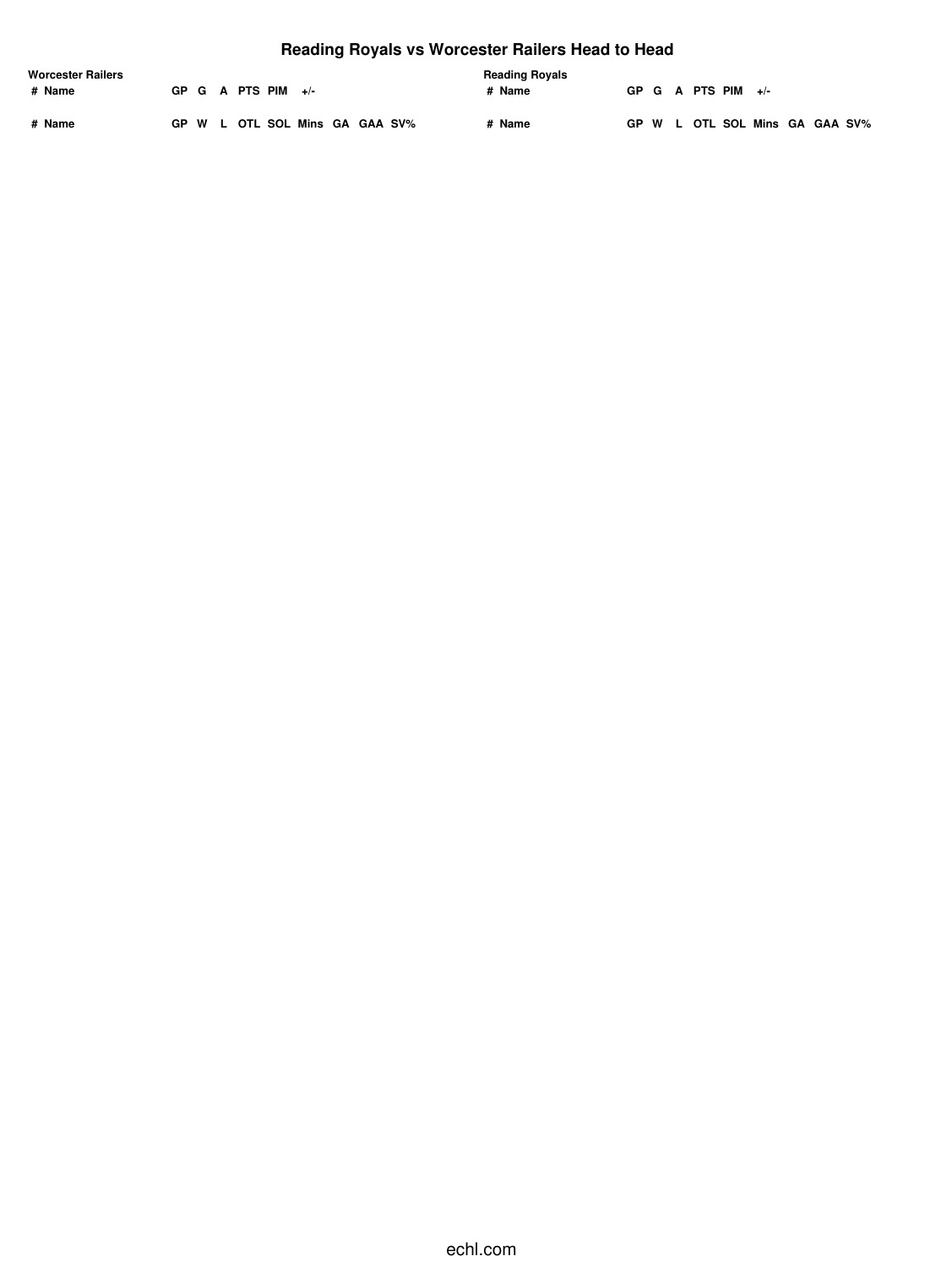# Reading Royals vs Worcester Railers Head to Head

**Worcester Railers**

| # | Name | GP | G | A | PTS | PIM | +/- |
|---|---|---|---|---|---|---|---|

| # | Name | GP | W | L | OTL | SOL | Mins | GA | GAA | SV% |
|---|---|---|---|---|---|---|---|---|---|---|

**Reading Royals**

| # | Name | GP | G | A | PTS | PIM | +/- |
|---|---|---|---|---|---|---|---|

| # | Name | GP | W | L | OTL | SOL | Mins | GA | GAA | SV% |
|---|---|---|---|---|---|---|---|---|---|---|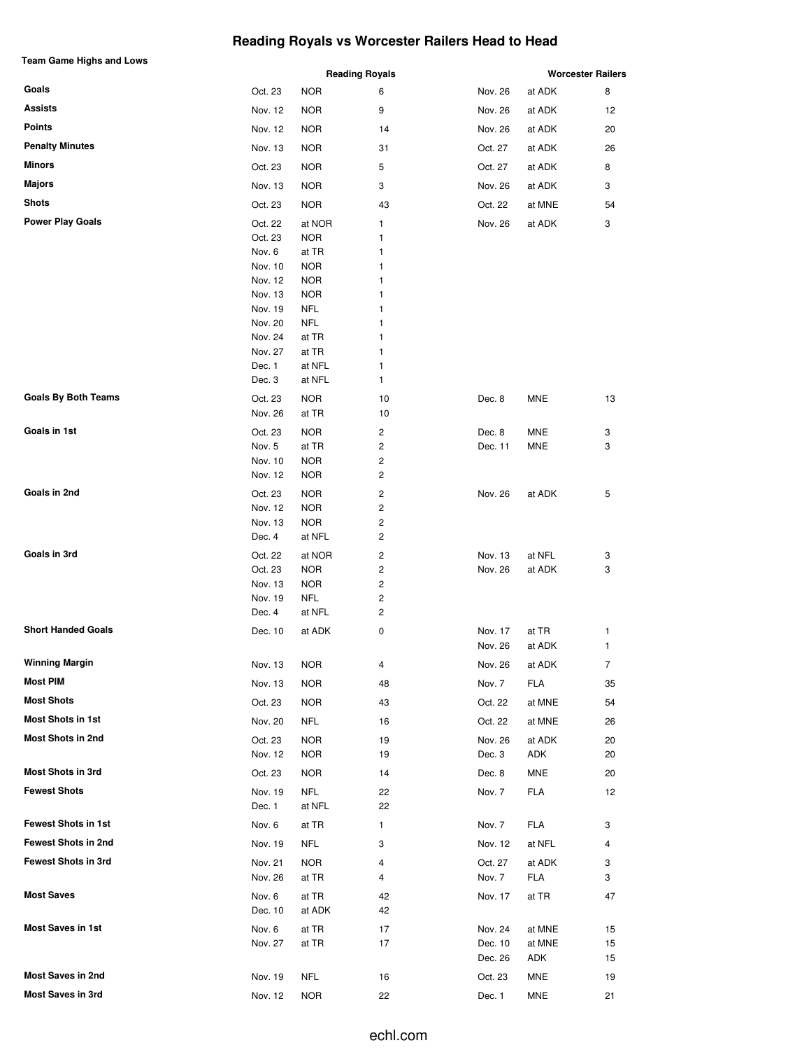# Reading Royals vs Worcester Railers Head to Head

**Team Game Highs and Lows**

| | Reading Royals | | | Worcester Railers | | |
|---|---|---|---|---|---|---|
| **Goals** | Oct. 23 | NOR | 6 | Nov. 26 | at ADK | 8 |
| **Assists** | Nov. 12 | NOR | 9 | Nov. 26 | at ADK | 12 |
| **Points** | Nov. 12 | NOR | 14 | Nov. 26 | at ADK | 20 |
| **Penalty Minutes** | Nov. 13 | NOR | 31 | Oct. 27 | at ADK | 26 |
| **Minors** | Oct. 23 | NOR | 5 | Oct. 27 | at ADK | 8 |
| **Majors** | Nov. 13 | NOR | 3 | Nov. 26 | at ADK | 3 |
| **Shots** | Oct. 23 | NOR | 43 | Oct. 22 | at MNE | 54 |
| **Power Play Goals** | Oct. 22 | at NOR | 1 | Nov. 26 | at ADK | 3 |
| | Oct. 23 | NOR | 1 | | | |
| | Nov. 6 | at TR | 1 | | | |
| | Nov. 10 | NOR | 1 | | | |
| | Nov. 12 | NOR | 1 | | | |
| | Nov. 13 | NOR | 1 | | | |
| | Nov. 19 | NFL | 1 | | | |
| | Nov. 20 | NFL | 1 | | | |
| | Nov. 24 | at TR | 1 | | | |
| | Nov. 27 | at TR | 1 | | | |
| | Dec. 1 | at NFL | 1 | | | |
| | Dec. 3 | at NFL | 1 | | | |
| **Goals By Both Teams** | Oct. 23 | NOR | 10 | Dec. 8 | MNE | 13 |
| | Nov. 26 | at TR | 10 | | | |
| **Goals in 1st** | Oct. 23 | NOR | 2 | Dec. 8 | MNE | 3 |
| | Nov. 5 | at TR | 2 | Dec. 11 | MNE | 3 |
| | Nov. 10 | NOR | 2 | | | |
| | Nov. 12 | NOR | 2 | | | |
| **Goals in 2nd** | Oct. 23 | NOR | 2 | Nov. 26 | at ADK | 5 |
| | Nov. 12 | NOR | 2 | | | |
| | Nov. 13 | NOR | 2 | | | |
| | Dec. 4 | at NFL | 2 | | | |
| **Goals in 3rd** | Oct. 22 | at NOR | 2 | Nov. 13 | at NFL | 3 |
| | Oct. 23 | NOR | 2 | Nov. 26 | at ADK | 3 |
| | Nov. 13 | NOR | 2 | | | |
| | Nov. 19 | NFL | 2 | | | |
| | Dec. 4 | at NFL | 2 | | | |
| **Short Handed Goals** | Dec. 10 | at ADK | 0 | Nov. 17 | at TR | 1 |
| | | | | Nov. 26 | at ADK | 1 |
| **Winning Margin** | Nov. 13 | NOR | 4 | Nov. 26 | at ADK | 7 |
| **Most PIM** | Nov. 13 | NOR | 48 | Nov. 7 | FLA | 35 |
| **Most Shots** | Oct. 23 | NOR | 43 | Oct. 22 | at MNE | 54 |
| **Most Shots in 1st** | Nov. 20 | NFL | 16 | Oct. 22 | at MNE | 26 |
| **Most Shots in 2nd** | Oct. 23 | NOR | 19 | Nov. 26 | at ADK | 20 |
| | Nov. 12 | NOR | 19 | Dec. 3 | ADK | 20 |
| **Most Shots in 3rd** | Oct. 23 | NOR | 14 | Dec. 8 | MNE | 20 |
| **Fewest Shots** | Nov. 19 | NFL | 22 | Nov. 7 | FLA | 12 |
| | Dec. 1 | at NFL | 22 | | | |
| **Fewest Shots in 1st** | Nov. 6 | at TR | 1 | Nov. 7 | FLA | 3 |
| **Fewest Shots in 2nd** | Nov. 19 | NFL | 3 | Nov. 12 | at NFL | 4 |
| **Fewest Shots in 3rd** | Nov. 21 | NOR | 4 | Oct. 27 | at ADK | 3 |
| | Nov. 26 | at TR | 4 | Nov. 7 | FLA | 3 |
| **Most Saves** | Nov. 6 | at TR | 42 | Nov. 17 | at TR | 47 |
| | Dec. 10 | at ADK | 42 | | | |
| **Most Saves in 1st** | Nov. 6 | at TR | 17 | Nov. 24 | at MNE | 15 |
| | Nov. 27 | at TR | 17 | Dec. 10 | at MNE | 15 |
| | | | | Dec. 26 | ADK | 15 |
| **Most Saves in 2nd** | Nov. 19 | NFL | 16 | Oct. 23 | MNE | 19 |
| **Most Saves in 3rd** | Nov. 12 | NOR | 22 | Dec. 1 | MNE | 21 |

echl.com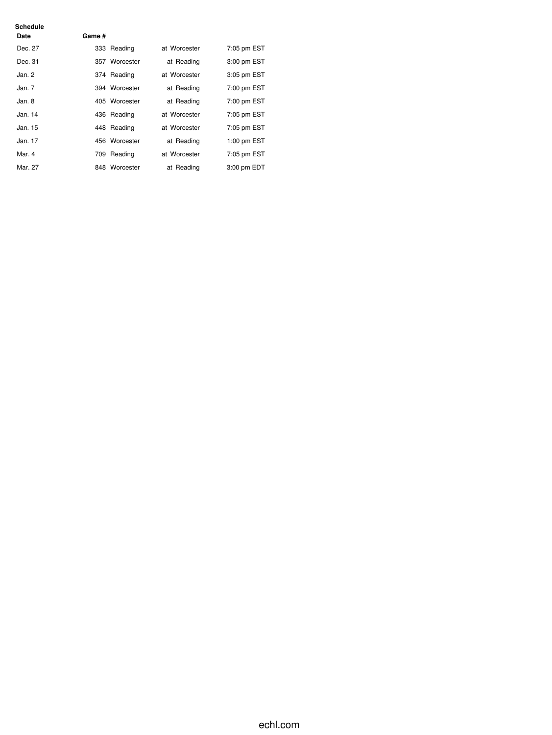**Schedule**

| Date | Game # | | | |
|---|---|---|---|---|
| Dec. 27 | 333 | Reading | at Worcester | 7:05 pm EST |
| Dec. 31 | 357 | Worcester | at Reading | 3:00 pm EST |
| Jan. 2 | 374 | Reading | at Worcester | 3:05 pm EST |
| Jan. 7 | 394 | Worcester | at Reading | 7:00 pm EST |
| Jan. 8 | 405 | Worcester | at Reading | 7:00 pm EST |
| Jan. 14 | 436 | Reading | at Worcester | 7:05 pm EST |
| Jan. 15 | 448 | Reading | at Worcester | 7:05 pm EST |
| Jan. 17 | 456 | Worcester | at Reading | 1:00 pm EST |
| Mar. 4 | 709 | Reading | at Worcester | 7:05 pm EST |
| Mar. 27 | 848 | Worcester | at Reading | 3:00 pm EDT |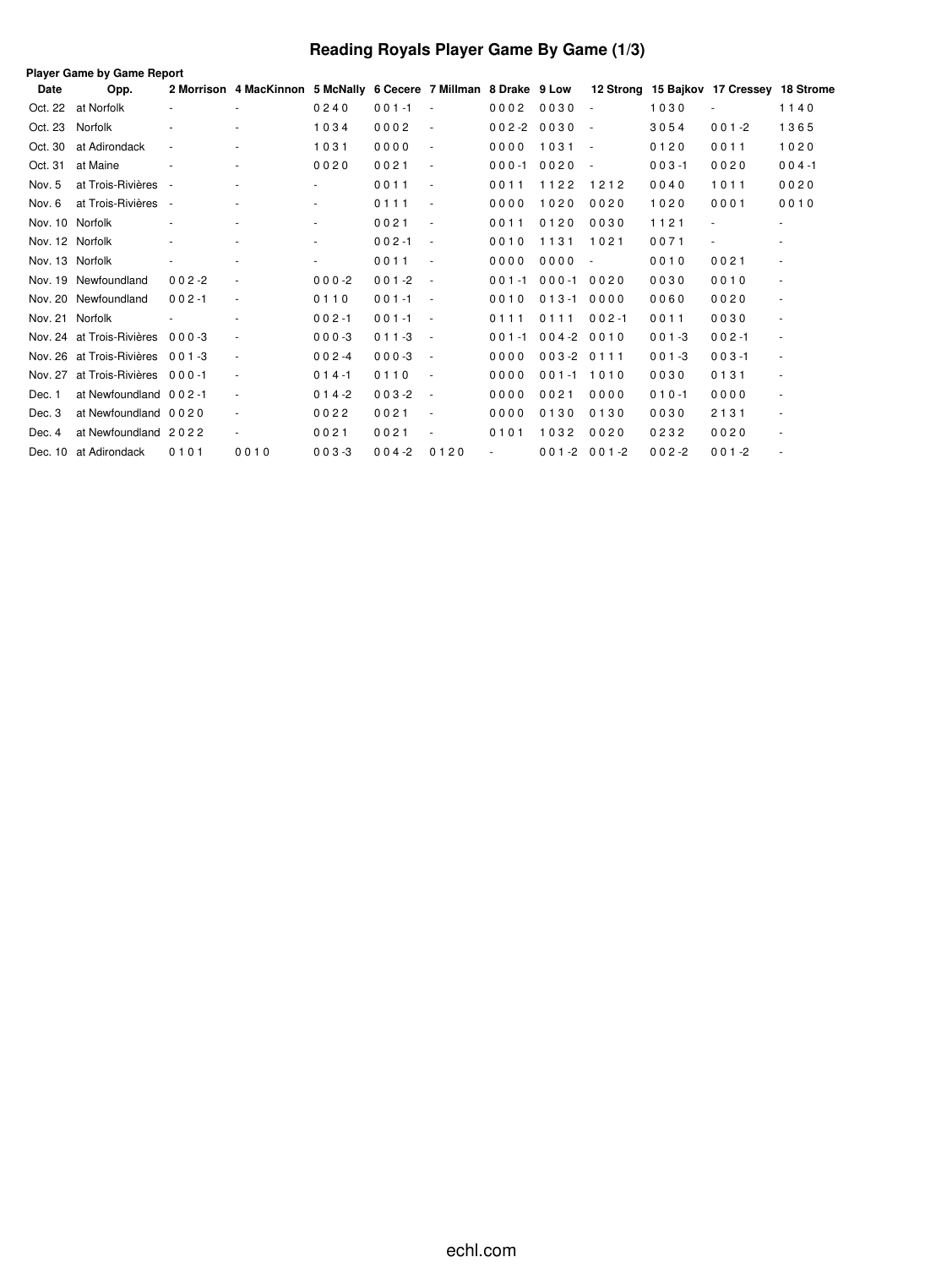# Reading Royals Player Game By Game (1/3)

**Player Game by Game Report**

| Date | Opp. | 2 Morrison | 4 MacKinnon | 5 McNally | 6 Cecere | 7 Millman | 8 Drake | 9 Low | 12 Strong | 15 Bajkov | 17 Cressey | 18 Strome |
|---|---|---|---|---|---|---|---|---|---|---|---|---|
| Oct. 22 | at Norfolk | - | - | 0 2 4 0 | 0 0 1 -1 | - | 0 0 0 2 | 0 0 3 0 | - | 1 0 3 0 | - | 1 1 4 0 |
| Oct. 23 | Norfolk | - | - | 1 0 3 4 | 0 0 0 2 | - | 0 0 2 -2 | 0 0 3 0 | - | 3 0 5 4 | 0 0 1 -2 | 1 3 6 5 |
| Oct. 30 | at Adirondack | - | - | 1 0 3 1 | 0 0 0 0 | - | 0 0 0 0 | 1 0 3 1 | - | 0 1 2 0 | 0 0 1 1 | 1 0 2 0 |
| Oct. 31 | at Maine | - | - | 0 0 2 0 | 0 0 2 1 | - | 0 0 0 -1 | 0 0 2 0 | - | 0 0 3 -1 | 0 0 2 0 | 0 0 4 -1 |
| Nov. 5 | at Trois-Rivières | - | - | - | 0 0 1 1 | - | 0 0 1 1 | 1 1 2 2 | 1 2 1 2 | 0 0 4 0 | 1 0 1 1 | 0 0 2 0 |
| Nov. 6 | at Trois-Rivières | - | - | - | 0 1 1 1 | - | 0 0 0 0 | 1 0 2 0 | 0 0 2 0 | 1 0 2 0 | 0 0 0 1 | 0 0 1 0 |
| Nov. 10 | Norfolk | - | - | - | 0 0 2 1 | - | 0 0 1 1 | 0 1 2 0 | 0 0 3 0 | 1 1 2 1 | - | - |
| Nov. 12 | Norfolk | - | - | - | 0 0 2 -1 | - | 0 0 1 0 | 1 1 3 1 | 1 0 2 1 | 0 0 7 1 | - | - |
| Nov. 13 | Norfolk | - | - | - | 0 0 1 1 | - | 0 0 0 0 | 0 0 0 0 | - | 0 0 1 0 | 0 0 2 1 | - |
| Nov. 19 | Newfoundland | 0 0 2 -2 | - | 0 0 0 -2 | 0 0 1 -2 | - | 0 0 1 -1 | 0 0 0 -1 | 0 0 2 0 | 0 0 3 0 | 0 0 1 0 | - |
| Nov. 20 | Newfoundland | 0 0 2 -1 | - | 0 1 1 0 | 0 0 1 -1 | - | 0 0 1 0 | 0 1 3 -1 | 0 0 0 0 | 0 0 6 0 | 0 0 2 0 | - |
| Nov. 21 | Norfolk | - | - | 0 0 2 -1 | 0 0 1 -1 | - | 0 1 1 1 | 0 1 1 1 | 0 0 2 -1 | 0 0 1 1 | 0 0 3 0 | - |
| Nov. 24 | at Trois-Rivières | 0 0 0 -3 | - | 0 0 0 -3 | 0 1 1 -3 | - | 0 0 1 -1 | 0 0 4 -2 | 0 0 1 0 | 0 0 1 -3 | 0 0 2 -1 | - |
| Nov. 26 | at Trois-Rivières | 0 0 1 -3 | - | 0 0 2 -4 | 0 0 0 -3 | - | 0 0 0 0 | 0 0 3 -2 | 0 1 1 1 | 0 0 1 -3 | 0 0 3 -1 | - |
| Nov. 27 | at Trois-Rivières | 0 0 0 -1 | - | 0 1 4 -1 | 0 1 1 0 | - | 0 0 0 0 | 0 0 1 -1 | 1 0 1 0 | 0 0 3 0 | 0 1 3 1 | - |
| Dec. 1 | at Newfoundland | 0 0 2 -1 | - | 0 1 4 -2 | 0 0 3 -2 | - | 0 0 0 0 | 0 0 2 1 | 0 0 0 0 | 0 1 0 -1 | 0 0 0 0 | - |
| Dec. 3 | at Newfoundland | 0 0 2 0 | - | 0 0 2 2 | 0 0 2 1 | - | 0 0 0 0 | 0 1 3 0 | 0 1 3 0 | 0 0 3 0 | 2 1 3 1 | - |
| Dec. 4 | at Newfoundland | 2 0 2 2 | - | 0 0 2 1 | 0 0 2 1 | - | 0 1 0 1 | 1 0 3 2 | 0 0 2 0 | 0 2 3 2 | 0 0 2 0 | - |
| Dec. 10 | at Adirondack | 0 1 0 1 | 0 0 1 0 | 0 0 3 -3 | 0 0 4 -2 | 0 1 2 0 | - | 0 0 1 -2 | 0 0 1 -2 | 0 0 2 -2 | 0 0 1 -2 | - |

echl.com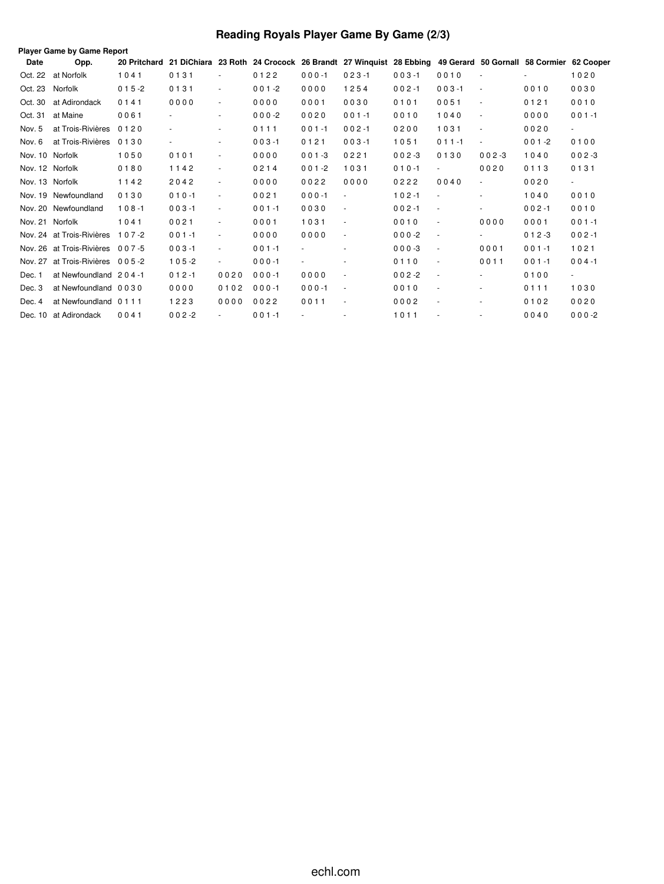# Reading Royals Player Game By Game (2/3)

**Player Game by Game Report**

| Date | Opp. | 20 Pritchard | 21 DiChiara | 23 Roth | 24 Crocock | 26 Brandt | 27 Winquist | 28 Ebbing | 49 Gerard | 50 Gornall | 58 Cormier | 62 Cooper |
|---|---|---|---|---|---|---|---|---|---|---|---|---|
| Oct. 22 | at Norfolk | 1 0 4 1 | 0 1 3 1 | - | 0 1 2 2 | 0 0 0 -1 | 0 2 3 -1 | 0 0 3 -1 | 0 0 1 0 | - | - | 1 0 2 0 |
| Oct. 23 | Norfolk | 0 1 5 -2 | 0 1 3 1 | - | 0 0 1 -2 | 0 0 0 0 | 1 2 5 4 | 0 0 2 -1 | 0 0 3 -1 | - | 0 0 1 0 | 0 0 3 0 |
| Oct. 30 | at Adirondack | 0 1 4 1 | 0 0 0 0 | - | 0 0 0 0 | 0 0 0 1 | 0 0 3 0 | 0 1 0 1 | 0 0 5 1 | - | 0 1 2 1 | 0 0 1 0 |
| Oct. 31 | at Maine | 0 0 6 1 | - | - | 0 0 0 -2 | 0 0 2 0 | 0 0 1 -1 | 0 0 1 0 | 1 0 4 0 | - | 0 0 0 0 | 0 0 1 -1 |
| Nov. 5 | at Trois-Rivières | 0 1 2 0 | - | - | 0 1 1 1 | 0 0 1 -1 | 0 0 2 -1 | 0 2 0 0 | 1 0 3 1 | - | 0 0 2 0 | - |
| Nov. 6 | at Trois-Rivières | 0 1 3 0 | - | - | 0 0 3 -1 | 0 1 2 1 | 0 0 3 -1 | 1 0 5 1 | 0 1 1 -1 | - | 0 0 1 -2 | 0 1 0 0 |
| Nov. 10 | Norfolk | 1 0 5 0 | 0 1 0 1 | - | 0 0 0 0 | 0 0 1 -3 | 0 2 2 1 | 0 0 2 -3 | 0 1 3 0 | 0 0 2 -3 | 1 0 4 0 | 0 0 2 -3 |
| Nov. 12 | Norfolk | 0 1 8 0 | 1 1 4 2 | - | 0 2 1 4 | 0 0 1 -2 | 1 0 3 1 | 0 1 0 -1 | - | 0 0 2 0 | 0 1 1 3 | 0 1 3 1 |
| Nov. 13 | Norfolk | 1 1 4 2 | 2 0 4 2 | - | 0 0 0 0 | 0 0 2 2 | 0 0 0 0 | 0 2 2 2 | 0 0 4 0 | - | 0 0 2 0 | - |
| Nov. 19 | Newfoundland | 0 1 3 0 | 0 1 0 -1 | - | 0 0 2 1 | 0 0 0 -1 | - | 1 0 2 -1 | - | - | 1 0 4 0 | 0 0 1 0 |
| Nov. 20 | Newfoundland | 1 0 8 -1 | 0 0 3 -1 | - | 0 0 1 -1 | 0 0 3 0 | - | 0 0 2 -1 | - | - | 0 0 2 -1 | 0 0 1 0 |
| Nov. 21 | Norfolk | 1 0 4 1 | 0 0 2 1 | - | 0 0 0 1 | 1 0 3 1 | - | 0 0 1 0 | - | 0 0 0 0 | 0 0 0 1 | 0 0 1 -1 |
| Nov. 24 | at Trois-Rivières | 1 0 7 -2 | 0 0 1 -1 | - | 0 0 0 0 | 0 0 0 0 | - | 0 0 0 -2 | - | - | 0 1 2 -3 | 0 0 2 -1 |
| Nov. 26 | at Trois-Rivières | 0 0 7 -5 | 0 0 3 -1 | - | 0 0 1 -1 | - | - | 0 0 0 -3 | - | 0 0 0 1 | 0 0 1 -1 | 1 0 2 1 |
| Nov. 27 | at Trois-Rivières | 0 0 5 -2 | 1 0 5 -2 | - | 0 0 0 -1 | - | - | 0 1 1 0 | - | 0 0 1 1 | 0 0 1 -1 | 0 0 4 -1 |
| Dec. 1 | at Newfoundland | 2 0 4 -1 | 0 1 2 -1 | 0 0 2 0 | 0 0 0 -1 | 0 0 0 0 | - | 0 0 2 -2 | - | - | 0 1 0 0 | - |
| Dec. 3 | at Newfoundland | 0 0 3 0 | 0 0 0 0 | 0 1 0 2 | 0 0 0 -1 | 0 0 0 -1 | - | 0 0 1 0 | - | - | 0 1 1 1 | 1 0 3 0 |
| Dec. 4 | at Newfoundland | 0 1 1 1 | 1 2 2 3 | 0 0 0 0 | 0 0 2 2 | 0 0 1 1 | - | 0 0 0 2 | - | - | 0 1 0 2 | 0 0 2 0 |
| Dec. 10 | at Adirondack | 0 0 4 1 | 0 0 2 -2 | - | 0 0 1 -1 | - | - | 1 0 1 1 | - | - | 0 0 4 0 | 0 0 0 -2 |

echl.com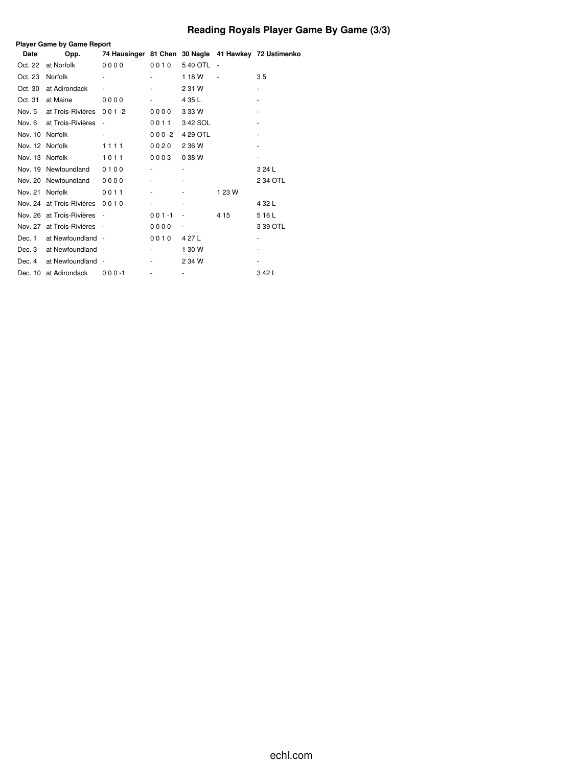# Reading Royals Player Game By Game (3/3)

**Player Game by Game Report**

| Date | Opp. | 74 Hausinger | 81 Chen | 30 Nagle | 41 Hawkey | 72 Ustimenko |
|---|---|---|---|---|---|---|
| Oct. 22 | at Norfolk | 0 0 0 0 | 0 0 1 0 | 5 40 OTL | - | |
| Oct. 23 | Norfolk | - | - | 1 18 W | - | 3 5 |
| Oct. 30 | at Adirondack | - | - | 2 31 W | | - |
| Oct. 31 | at Maine | 0 0 0 0 | - | 4 35 L | | - |
| Nov. 5 | at Trois-Rivières | 0 0 1 -2 | 0 0 0 0 | 3 33 W | | - |
| Nov. 6 | at Trois-Rivières | - | 0 0 1 1 | 3 42 SOL | | - |
| Nov. 10 | Norfolk | - | 0 0 0 -2 | 4 29 OTL | | - |
| Nov. 12 | Norfolk | 1 1 1 1 | 0 0 2 0 | 2 36 W | | - |
| Nov. 13 | Norfolk | 1 0 1 1 | 0 0 0 3 | 0 38 W | | - |
| Nov. 19 | Newfoundland | 0 1 0 0 | - | - | | 3 24 L |
| Nov. 20 | Newfoundland | 0 0 0 0 | - | - | | 2 34 OTL |
| Nov. 21 | Norfolk | 0 0 1 1 | - | - | 1 23 W | |
| Nov. 24 | at Trois-Rivières | 0 0 1 0 | - | - | | 4 32 L |
| Nov. 26 | at Trois-Rivières | - | 0 0 1 -1 | - | 4 15 | 5 16 L |
| Nov. 27 | at Trois-Rivières | - | 0 0 0 0 | - | | 3 39 OTL |
| Dec. 1 | at Newfoundland | - | 0 0 1 0 | 4 27 L | | - |
| Dec. 3 | at Newfoundland | - | - | 1 30 W | | - |
| Dec. 4 | at Newfoundland | - | - | 2 34 W | | - |
| Dec. 10 | at Adirondack | 0 0 0 -1 | - | - | | 3 42 L |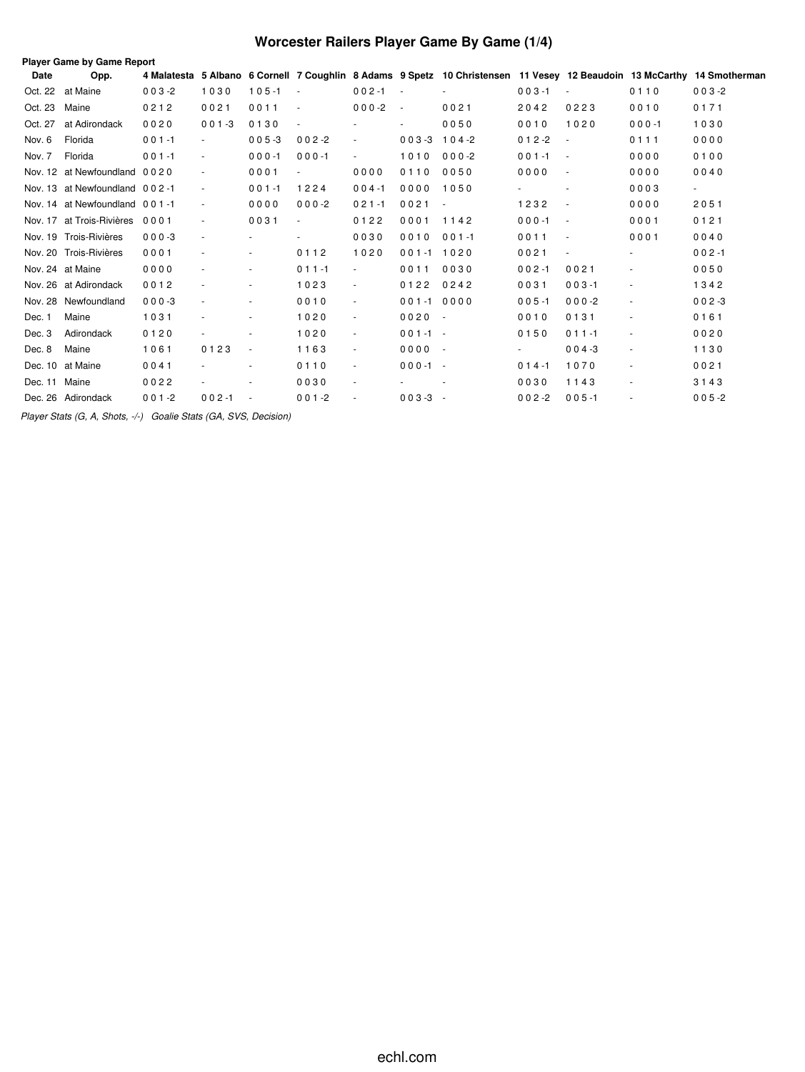# Worcester Railers Player Game By Game (1/4)

**Player Game by Game Report**

| Date | Opp. | 4 Malatesta | 5 Albano | 6 Cornell | 7 Coughlin | 8 Adams | 9 Spetz | 10 Christensen | 11 Vesey | 12 Beaudoin | 13 McCarthy | 14 Smotherman |
|---|---|---|---|---|---|---|---|---|---|---|---|---|
| Oct. 22 | at Maine | 0 0 3 -2 | 1 0 3 0 | 1 0 5 -1 | - | 0 0 2 -1 | - | - | 0 0 3 -1 | - | 0 1 1 0 | 0 0 3 -2 |
| Oct. 23 | Maine | 0 2 1 2 | 0 0 2 1 | 0 0 1 1 | - | 0 0 0 -2 | - | 0 0 2 1 | 2 0 4 2 | 0 2 2 3 | 0 0 1 0 | 0 1 7 1 |
| Oct. 27 | at Adirondack | 0 0 2 0 | 0 0 1 -3 | 0 1 3 0 | - | - | - | 0 0 5 0 | 0 0 1 0 | 1 0 2 0 | 0 0 0 -1 | 1 0 3 0 |
| Nov. 6 | Florida | 0 0 1 -1 | - | 0 0 5 -3 | 0 0 2 -2 | - | 0 0 3 -3 | 1 0 4 -2 | 0 1 2 -2 | - | 0 1 1 1 | 0 0 0 0 |
| Nov. 7 | Florida | 0 0 1 -1 | - | 0 0 0 -1 | 0 0 0 -1 | - | 1 0 1 0 | 0 0 0 -2 | 0 0 1 -1 | - | 0 0 0 0 | 0 1 0 0 |
| Nov. 12 | at Newfoundland | 0 0 2 0 | - | 0 0 0 1 | - | 0 0 0 0 | 0 1 1 0 | 0 0 5 0 | 0 0 0 0 | - | 0 0 0 0 | 0 0 4 0 |
| Nov. 13 | at Newfoundland | 0 0 2 -1 | - | 0 0 1 -1 | 1 2 2 4 | 0 0 4 -1 | 0 0 0 0 | 1 0 5 0 | - | - | 0 0 0 3 | - |
| Nov. 14 | at Newfoundland | 0 0 1 -1 | - | 0 0 0 0 | 0 0 0 -2 | 0 2 1 -1 | 0 0 2 1 | - | 1 2 3 2 | - | 0 0 0 0 | 2 0 5 1 |
| Nov. 17 | at Trois-Rivières | 0 0 0 1 | - | 0 0 3 1 | - | 0 1 2 2 | 0 0 0 1 | 1 1 4 2 | 0 0 0 -1 | - | 0 0 0 1 | 0 1 2 1 |
| Nov. 19 | Trois-Rivières | 0 0 0 -3 | - | - | - | 0 0 3 0 | 0 0 1 0 | 0 0 1 -1 | 0 0 1 1 | - | 0 0 0 1 | 0 0 4 0 |
| Nov. 20 | Trois-Rivières | 0 0 0 1 | - | - | 0 1 1 2 | 1 0 2 0 | 0 0 1 -1 | 1 0 2 0 | 0 0 2 1 | - | - | 0 0 2 -1 |
| Nov. 24 | at Maine | 0 0 0 0 | - | - | 0 1 1 -1 | - | 0 0 1 1 | 0 0 3 0 | 0 0 2 -1 | 0 0 2 1 | - | 0 0 5 0 |
| Nov. 26 | at Adirondack | 0 0 1 2 | - | - | 1 0 2 3 | - | 0 1 2 2 | 0 2 4 2 | 0 0 3 1 | 0 0 3 -1 | - | 1 3 4 2 |
| Nov. 28 | Newfoundland | 0 0 0 -3 | - | - | 0 0 1 0 | - | 0 0 1 -1 | 0 0 0 0 | 0 0 5 -1 | 0 0 0 -2 | - | 0 0 2 -3 |
| Dec. 1 | Maine | 1 0 3 1 | - | - | 1 0 2 0 | - | 0 0 2 0 | - | 0 0 1 0 | 0 1 3 1 | - | 0 1 6 1 |
| Dec. 3 | Adirondack | 0 1 2 0 | - | - | 1 0 2 0 | - | 0 0 1 -1 | - | 0 1 5 0 | 0 1 1 -1 | - | 0 0 2 0 |
| Dec. 8 | Maine | 1 0 6 1 | 0 1 2 3 | - | 1 1 6 3 | - | 0 0 0 0 | - | - | 0 0 4 -3 | - | 1 1 3 0 |
| Dec. 10 | at Maine | 0 0 4 1 | - | - | 0 1 1 0 | - | 0 0 0 -1 | - | 0 1 4 -1 | 1 0 7 0 | - | 0 0 2 1 |
| Dec. 11 | Maine | 0 0 2 2 | - | - | 0 0 3 0 | - | - | - | 0 0 3 0 | 1 1 4 3 | - | 3 1 4 3 |
| Dec. 26 | Adirondack | 0 0 1 -2 | 0 0 2 -1 | - | 0 0 1 -2 | - | 0 0 3 -3 | - | 0 0 2 -2 | 0 0 5 -1 | - | 0 0 5 -2 |

*Player Stats (G, A, Shots, -/-)   Goalie Stats (GA, SVS, Decision)*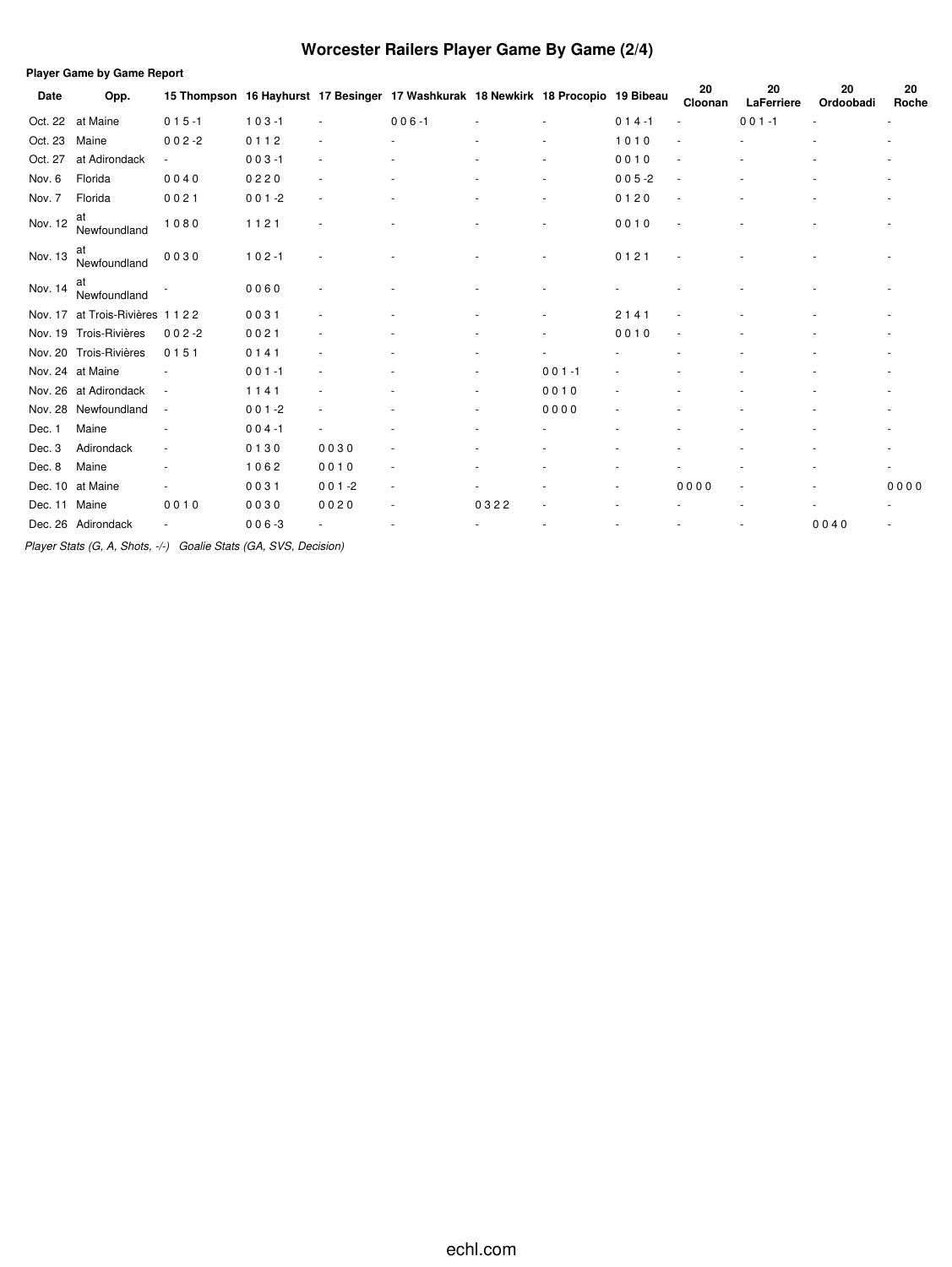# Worcester Railers Player Game By Game (2/4)

**Player Game by Game Report**

| Date | Opp. | 15 Thompson | 16 Hayhurst | 17 Besinger | 17 Washkurak | 18 Newkirk | 18 Procopio | 19 Bibeau | 20 Cloonan | 20 LaFerriere | 20 Ordoobadi | 20 Roche |
|---|---|---|---|---|---|---|---|---|---|---|---|---|
| Oct. 22 | at Maine | 0 1 5 -1 | 1 0 3 -1 | - | 0 0 6 -1 | - | - | 0 1 4 -1 | - | 0 0 1 -1 | - | - |
| Oct. 23 | Maine | 0 0 2 -2 | 0 1 1 2 | - | - | - | - | 1 0 1 0 | - | - | - | - |
| Oct. 27 | at Adirondack | - | 0 0 3 -1 | - | - | - | - | 0 0 1 0 | - | - | - | - |
| Nov. 6 | Florida | 0 0 4 0 | 0 2 2 0 | - | - | - | - | 0 0 5 -2 | - | - | - | - |
| Nov. 7 | Florida | 0 0 2 1 | 0 0 1 -2 | - | - | - | - | 0 1 2 0 | - | - | - | - |
| Nov. 12 | at Newfoundland | 1 0 8 0 | 1 1 2 1 | - | - | - | - | 0 0 1 0 | - | - | - | - |
| Nov. 13 | at Newfoundland | 0 0 3 0 | 1 0 2 -1 | - | - | - | - | 0 1 2 1 | - | - | - | - |
| Nov. 14 | at Newfoundland | - | 0 0 6 0 | - | - | - | - | - | - | - | - | - |
| Nov. 17 | at Trois-Rivières | 1 1 2 2 | 0 0 3 1 | - | - | - | - | 2 1 4 1 | - | - | - | - |
| Nov. 19 | Trois-Rivières | 0 0 2 -2 | 0 0 2 1 | - | - | - | - | 0 0 1 0 | - | - | - | - |
| Nov. 20 | Trois-Rivières | 0 1 5 1 | 0 1 4 1 | - | - | - | - | - | - | - | - | - |
| Nov. 24 | at Maine | - | 0 0 1 -1 | - | - | - | 0 0 1 -1 | - | - | - | - | - |
| Nov. 26 | at Adirondack | - | 1 1 4 1 | - | - | - | 0 0 1 0 | - | - | - | - | - |
| Nov. 28 | Newfoundland | - | 0 0 1 -2 | - | - | - | 0 0 0 0 | - | - | - | - | - |
| Dec. 1 | Maine | - | 0 0 4 -1 | - | - | - | - | - | - | - | - | - |
| Dec. 3 | Adirondack | - | 0 1 3 0 | 0 0 3 0 | - | - | - | - | - | - | - | - |
| Dec. 8 | Maine | - | 1 0 6 2 | 0 0 1 0 | - | - | - | - | - | - | - | - |
| Dec. 10 | at Maine | - | 0 0 3 1 | 0 0 1 -2 | - | - | - | - | 0 0 0 0 | - | - | 0 0 0 0 |
| Dec. 11 | Maine | 0 0 1 0 | 0 0 3 0 | 0 0 2 0 | - | 0 3 2 2 | - | - | - | - | - | - |
| Dec. 26 | Adirondack | - | 0 0 6 -3 | - | - | - | - | - | - | - | 0 0 4 0 | - |

*Player Stats (G, A, Shots, -/-)   Goalie Stats (GA, SVS, Decision)*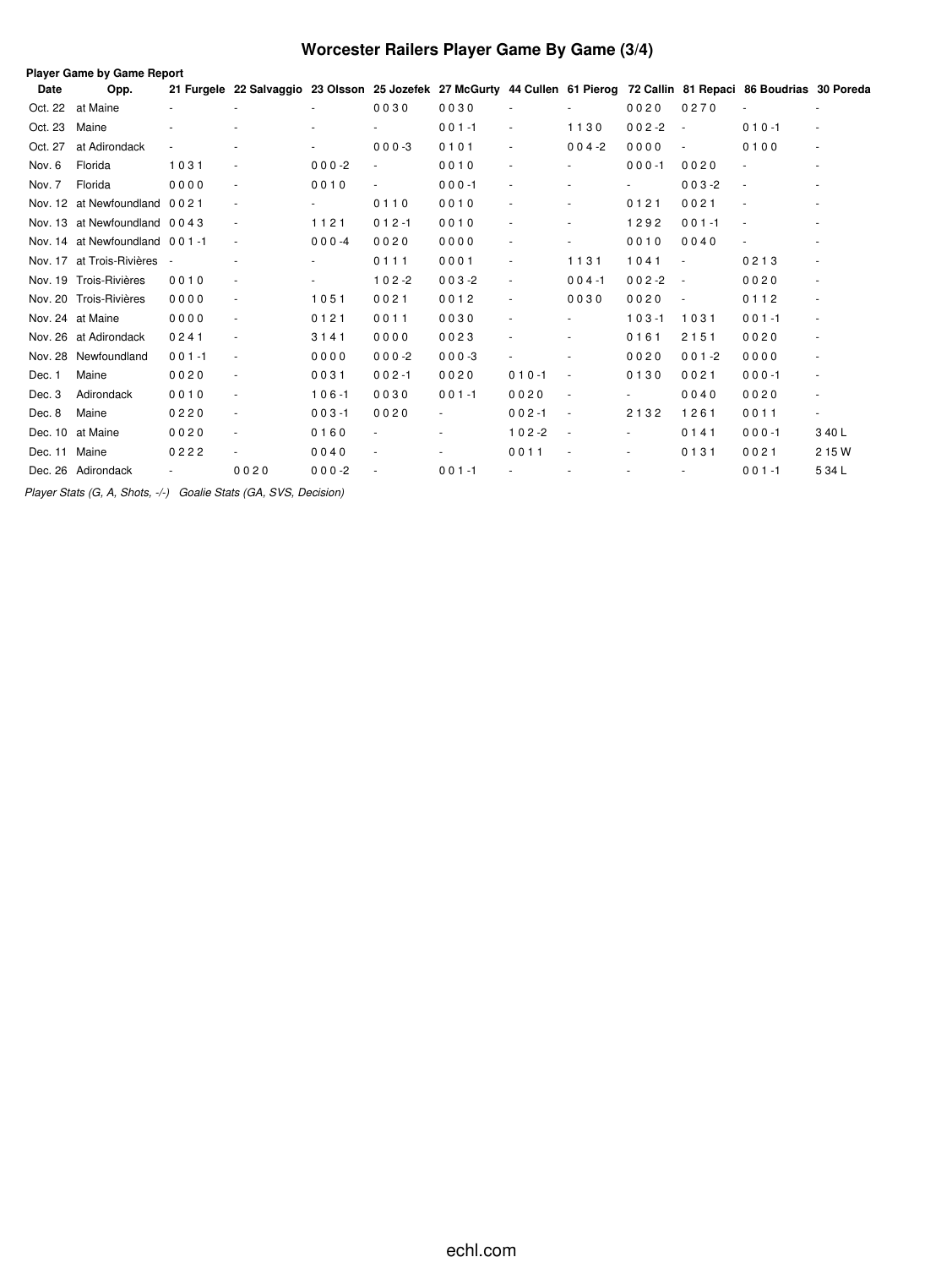# Worcester Railers Player Game By Game (3/4)

**Player Game by Game Report**

| Date | Opp. | 21 Furgele | 22 Salvaggio | 23 Olsson | 25 Jozefek | 27 McGurty | 44 Cullen | 61 Pierog | 72 Callin | 81 Repaci | 86 Boudrias | 30 Poreda |
|---|---|---|---|---|---|---|---|---|---|---|---|---|
| Oct. 22 | at Maine | - | - | - | 0 0 3 0 | 0 0 3 0 | - | - | 0 0 2 0 | 0 2 7 0 | - | - |
| Oct. 23 | Maine | - | - | - | - | 0 0 1 -1 | - | 1 1 3 0 | 0 0 2 -2 | - | 0 1 0 -1 | - |
| Oct. 27 | at Adirondack | - | - | - | 0 0 0 -3 | 0 1 0 1 | - | 0 0 4 -2 | 0 0 0 0 | - | 0 1 0 0 | - |
| Nov. 6 | Florida | 1 0 3 1 | - | 0 0 0 -2 | - | 0 0 1 0 | - | - | 0 0 0 -1 | 0 0 2 0 | - | - |
| Nov. 7 | Florida | 0 0 0 0 | - | 0 0 1 0 | - | 0 0 0 -1 | - | - | - | 0 0 3 -2 | - | - |
| Nov. 12 | at Newfoundland | 0 0 2 1 | - | - | 0 1 1 0 | 0 0 1 0 | - | - | 0 1 2 1 | 0 0 2 1 | - | - |
| Nov. 13 | at Newfoundland | 0 0 4 3 | - | 1 1 2 1 | 0 1 2 -1 | 0 0 1 0 | - | - | 1 2 9 2 | 0 0 1 -1 | - | - |
| Nov. 14 | at Newfoundland | 0 0 1 -1 | - | 0 0 0 -4 | 0 0 2 0 | 0 0 0 0 | - | - | 0 0 1 0 | 0 0 4 0 | - | - |
| Nov. 17 | at Trois-Rivières | - | - | - | 0 1 1 1 | 0 0 0 1 | - | 1 1 3 1 | 1 0 4 1 | - | 0 2 1 3 | - |
| Nov. 19 | Trois-Rivières | 0 0 1 0 | - | - | 1 0 2 -2 | 0 0 3 -2 | - | 0 0 4 -1 | 0 0 2 -2 | - | 0 0 2 0 | - |
| Nov. 20 | Trois-Rivières | 0 0 0 0 | - | 1 0 5 1 | 0 0 2 1 | 0 0 1 2 | - | 0 0 3 0 | 0 0 2 0 | - | 0 1 1 2 | - |
| Nov. 24 | at Maine | 0 0 0 0 | - | 0 1 2 1 | 0 0 1 1 | 0 0 3 0 | - | - | 1 0 3 -1 | 1 0 3 1 | 0 0 1 -1 | - |
| Nov. 26 | at Adirondack | 0 2 4 1 | - | 3 1 4 1 | 0 0 0 0 | 0 0 2 3 | - | - | 0 1 6 1 | 2 1 5 1 | 0 0 2 0 | - |
| Nov. 28 | Newfoundland | 0 0 1 -1 | - | 0 0 0 0 | 0 0 0 -2 | 0 0 0 -3 | - | - | 0 0 2 0 | 0 0 1 -2 | 0 0 0 0 | - |
| Dec. 1 | Maine | 0 0 2 0 | - | 0 0 3 1 | 0 0 2 -1 | 0 0 2 0 | 0 1 0 -1 | - | 0 1 3 0 | 0 0 2 1 | 0 0 0 -1 | - |
| Dec. 3 | Adirondack | 0 0 1 0 | - | 1 0 6 -1 | 0 0 3 0 | 0 0 1 -1 | 0 0 2 0 | - | - | 0 0 4 0 | 0 0 2 0 | - |
| Dec. 8 | Maine | 0 2 2 0 | - | 0 0 3 -1 | 0 0 2 0 | - | 0 0 2 -1 | - | 2 1 3 2 | 1 2 6 1 | 0 0 1 1 | - |
| Dec. 10 | at Maine | 0 0 2 0 | - | 0 1 6 0 | - | - | 1 0 2 -2 | - | - | 0 1 4 1 | 0 0 0 -1 | 3 40 L |
| Dec. 11 | Maine | 0 2 2 2 | - | 0 0 4 0 | - | - | 0 0 1 1 | - | - | 0 1 3 1 | 0 0 2 1 | 2 15 W |
| Dec. 26 | Adirondack | - | 0 0 2 0 | 0 0 0 -2 | - | 0 0 1 -1 | - | - | - | - | 0 0 1 -1 | 5 34 L |

*Player Stats (G, A, Shots, -/-) Goalie Stats (GA, SVS, Decision)*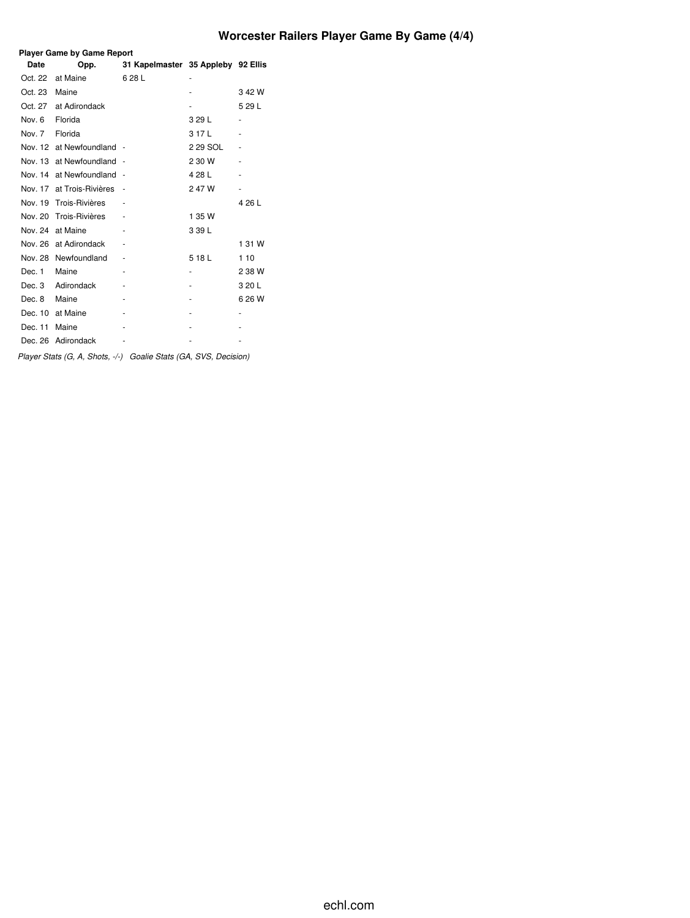# Worcester Railers Player Game By Game (4/4)

**Player Game by Game Report**

| Date | Opp. | 31 Kapelmaster | 35 Appleby | 92 Ellis |
|---|---|---|---|---|
| Oct. 22 | at Maine | 6 28 L | - | |
| Oct. 23 | Maine | | - | 3 42 W |
| Oct. 27 | at Adirondack | | - | 5 29 L |
| Nov. 6 | Florida | | 3 29 L | - |
| Nov. 7 | Florida | | 3 17 L | - |
| Nov. 12 | at Newfoundland | - | 2 29 SOL | - |
| Nov. 13 | at Newfoundland | - | 2 30 W | - |
| Nov. 14 | at Newfoundland | - | 4 28 L | - |
| Nov. 17 | at Trois-Rivières | - | 2 47 W | - |
| Nov. 19 | Trois-Rivières | - | | 4 26 L |
| Nov. 20 | Trois-Rivières | - | 1 35 W | |
| Nov. 24 | at Maine | - | 3 39 L | |
| Nov. 26 | at Adirondack | - | | 1 31 W |
| Nov. 28 | Newfoundland | - | 5 18 L | 1 10 |
| Dec. 1 | Maine | - | - | 2 38 W |
| Dec. 3 | Adirondack | - | - | 3 20 L |
| Dec. 8 | Maine | - | - | 6 26 W |
| Dec. 10 | at Maine | - | - | - |
| Dec. 11 | Maine | - | - | - |
| Dec. 26 | Adirondack | - | - | - |

*Player Stats (G, A, Shots, -/-)   Goalie Stats (GA, SVS, Decision)*